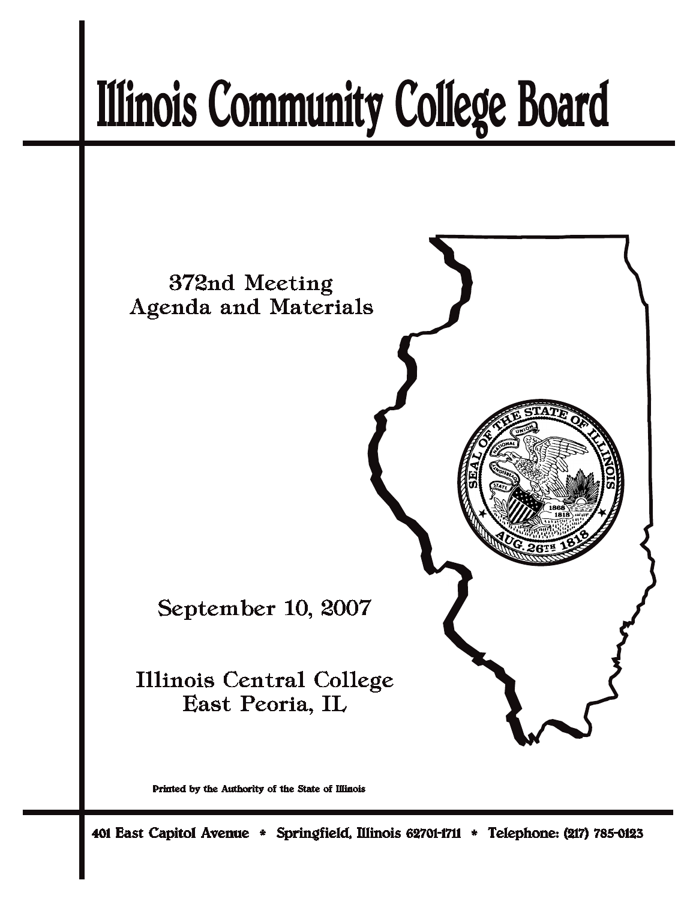# Illinois Community College Board

372nd Meeting
Agenda and Materials

September 10, 2007

Illinois Central College
East Peoria, IL

Printed by the Authority of the State of Illinois

401 East Capitol Avenue * Springfield, Illinois 62701-1711 * Telephone: (217) 785-0123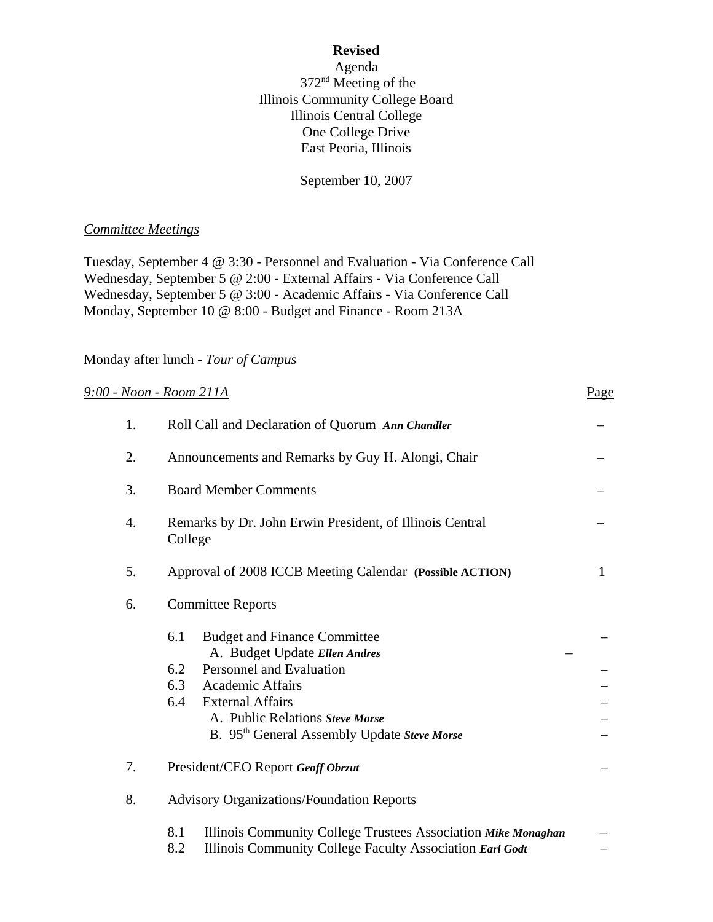**Revised**

Agenda

372nd Meeting of the

Illinois Community College Board

Illinois Central College

One College Drive

East Peoria, Illinois

September 10, 2007

*Committee Meetings*

Tuesday, September 4 @ 3:30 - Personnel and Evaluation - Via Conference Call
Wednesday, September 5 @ 2:00 - External Affairs - Via Conference Call
Wednesday, September 5 @ 3:00 - Academic Affairs - Via Conference Call
Monday, September 10 @ 8:00 - Budget and Finance - Room 213A

Monday after lunch - *Tour of Campus*

| *9:00 - Noon - Room 211A* | | Page |
|---|---|---|
| 1. | Roll Call and Declaration of Quorum ***Ann Chandler*** | – |
| 2. | Announcements and Remarks by Guy H. Alongi, Chair | – |
| 3. | Board Member Comments | – |
| 4. | Remarks by Dr. John Erwin President, of Illinois Central College | – |
| 5. | Approval of 2008 ICCB Meeting Calendar **(Possible ACTION)** | 1 |
| 6. | Committee Reports | |
| | 6.1 Budget and Finance Committee | – |
| | A. Budget Update ***Ellen Andres*** – | |
| | 6.2 Personnel and Evaluation | – |
| | 6.3 Academic Affairs | – |
| | 6.4 External Affairs | – |
| | A. Public Relations ***Steve Morse*** | – |
| | B. 95th General Assembly Update ***Steve Morse*** | – |
| 7. | President/CEO Report ***Geoff Obrzut*** | – |
| 8. | Advisory Organizations/Foundation Reports | |
| | 8.1 Illinois Community College Trustees Association ***Mike Monaghan*** | – |
| | 8.2 Illinois Community College Faculty Association ***Earl Godt*** | – |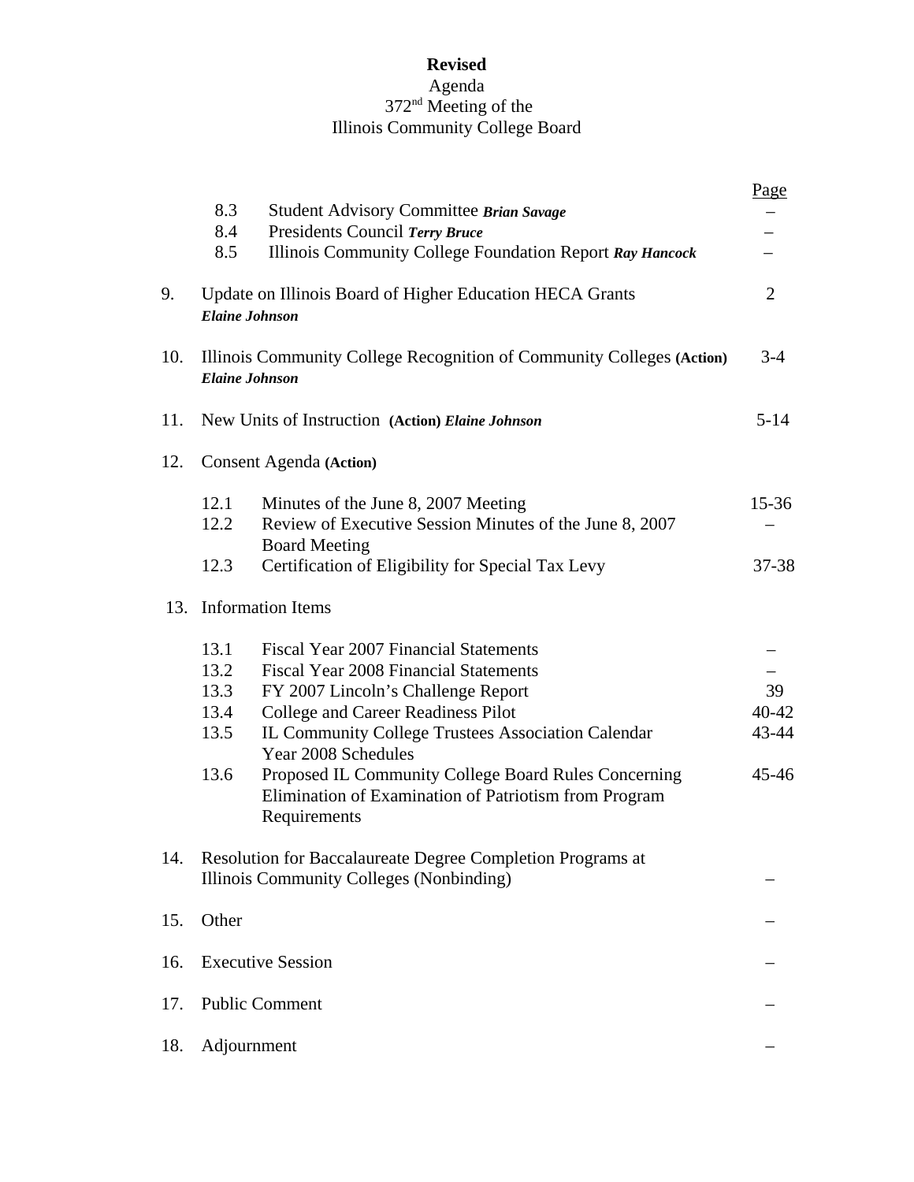**Revised**
Agenda
372nd Meeting of the
Illinois Community College Board

| | | Page |
|---|---|---|
| 8.3 | Student Advisory Committee ***Brian Savage*** | – |
| 8.4 | Presidents Council ***Terry Bruce*** | – |
| 8.5 | Illinois Community College Foundation Report ***Ray Hancock*** | – |
| 9. | Update on Illinois Board of Higher Education HECA Grants ***Elaine Johnson*** | 2 |
| 10. | Illinois Community College Recognition of Community Colleges **(Action)** ***Elaine Johnson*** | 3-4 |
| 11. | New Units of Instruction **(Action)** ***Elaine Johnson*** | 5-14 |
| 12. | Consent Agenda **(Action)** | |
| 12.1 | Minutes of the June 8, 2007 Meeting | 15-36 |
| 12.2 | Review of Executive Session Minutes of the June 8, 2007 Board Meeting | – |
| 12.3 | Certification of Eligibility for Special Tax Levy | 37-38 |
| 13. | Information Items | |
| 13.1 | Fiscal Year 2007 Financial Statements | – |
| 13.2 | Fiscal Year 2008 Financial Statements | – |
| 13.3 | FY 2007 Lincoln's Challenge Report | 39 |
| 13.4 | College and Career Readiness Pilot | 40-42 |
| 13.5 | IL Community College Trustees Association Calendar Year 2008 Schedules | 43-44 |
| 13.6 | Proposed IL Community College Board Rules Concerning Elimination of Examination of Patriotism from Program Requirements | 45-46 |
| 14. | Resolution for Baccalaureate Degree Completion Programs at Illinois Community Colleges (Nonbinding) | – |
| 15. | Other | – |
| 16. | Executive Session | – |
| 17. | Public Comment | – |
| 18. | Adjournment | – |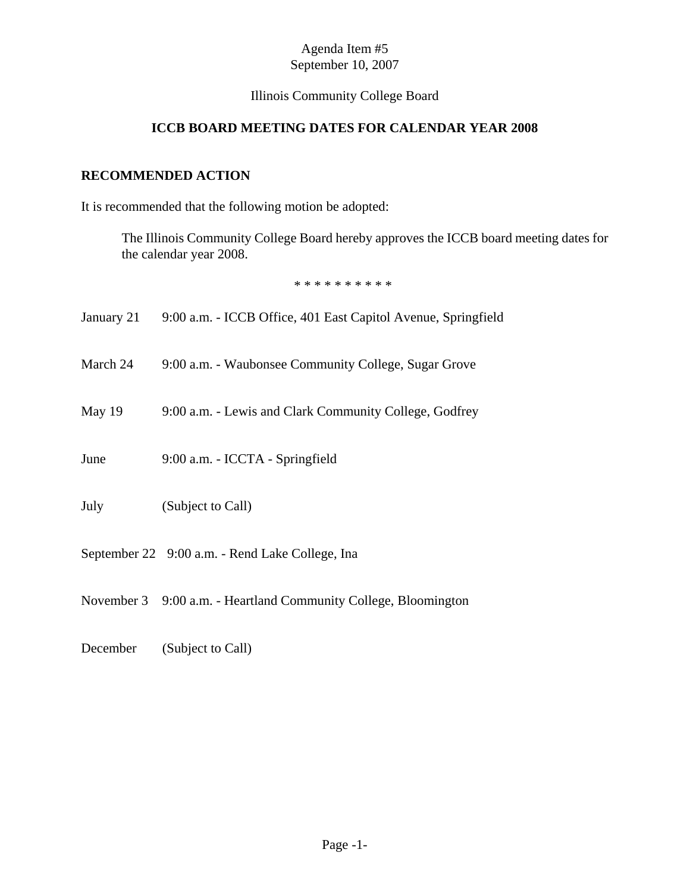Agenda Item #5
September 10, 2007

Illinois Community College Board

**ICCB BOARD MEETING DATES FOR CALENDAR YEAR 2008**

**RECOMMENDED ACTION**

It is recommended that the following motion be adopted:

> The Illinois Community College Board hereby approves the ICCB board meeting dates for the calendar year 2008.

* * * * * * * * * *

January 21 9:00 a.m. - ICCB Office, 401 East Capitol Avenue, Springfield

March 24 9:00 a.m. - Waubonsee Community College, Sugar Grove

May 19 9:00 a.m. - Lewis and Clark Community College, Godfrey

June 9:00 a.m. - ICCTA - Springfield

July (Subject to Call)

September 22 9:00 a.m. - Rend Lake College, Ina

November 3 9:00 a.m. - Heartland Community College, Bloomington

December (Subject to Call)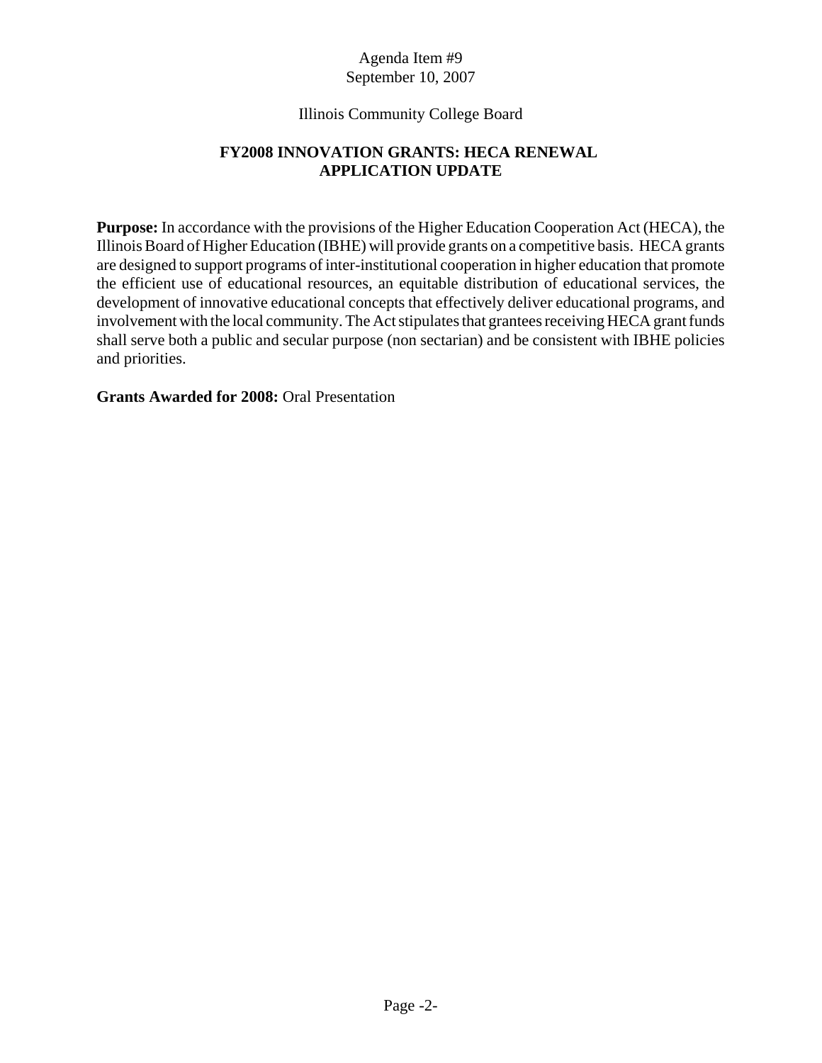Agenda Item #9
September 10, 2007

Illinois Community College Board

## FY2008 INNOVATION GRANTS: HECA RENEWAL APPLICATION UPDATE

**Purpose:** In accordance with the provisions of the Higher Education Cooperation Act (HECA), the Illinois Board of Higher Education (IBHE) will provide grants on a competitive basis. HECA grants are designed to support programs of inter-institutional cooperation in higher education that promote the efficient use of educational resources, an equitable distribution of educational services, the development of innovative educational concepts that effectively deliver educational programs, and involvement with the local community. The Act stipulates that grantees receiving HECA grant funds shall serve both a public and secular purpose (non sectarian) and be consistent with IBHE policies and priorities.

**Grants Awarded for 2008:** Oral Presentation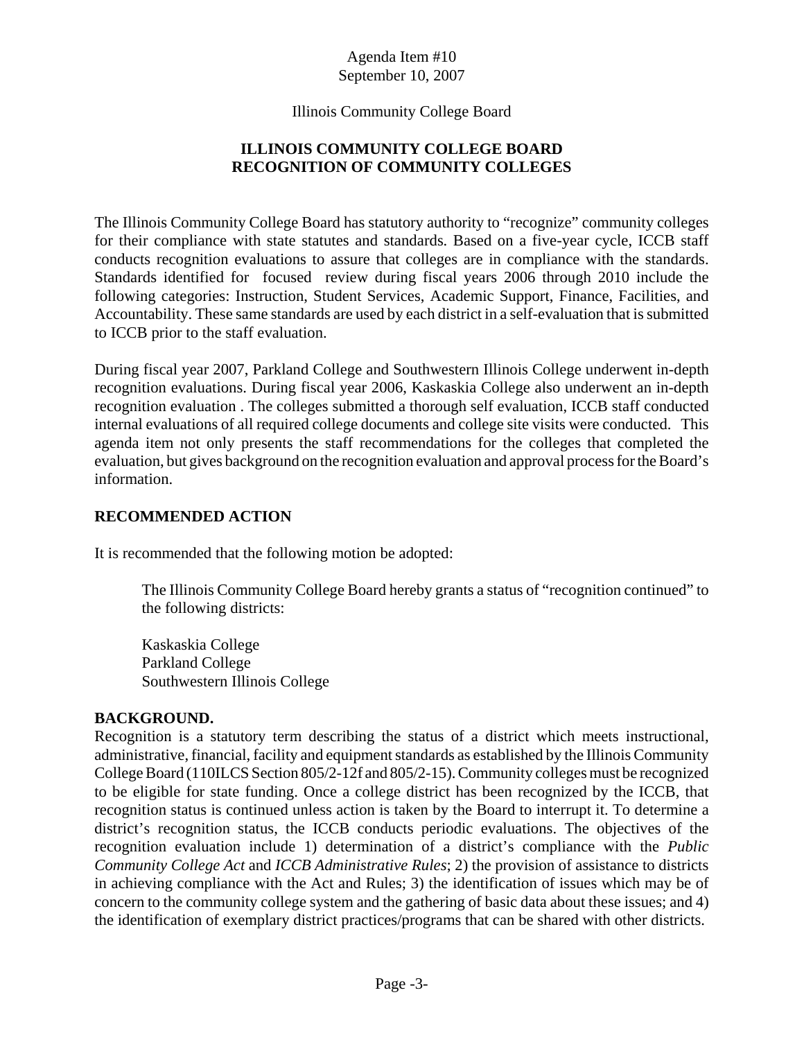Agenda Item #10
September 10, 2007

Illinois Community College Board

# ILLINOIS COMMUNITY COLLEGE BOARD RECOGNITION OF COMMUNITY COLLEGES

The Illinois Community College Board has statutory authority to "recognize" community colleges for their compliance with state statutes and standards. Based on a five-year cycle, ICCB staff conducts recognition evaluations to assure that colleges are in compliance with the standards. Standards identified for focused review during fiscal years 2006 through 2010 include the following categories: Instruction, Student Services, Academic Support, Finance, Facilities, and Accountability. These same standards are used by each district in a self-evaluation that is submitted to ICCB prior to the staff evaluation.

During fiscal year 2007, Parkland College and Southwestern Illinois College underwent in-depth recognition evaluations. During fiscal year 2006, Kaskaskia College also underwent an in-depth recognition evaluation . The colleges submitted a thorough self evaluation, ICCB staff conducted internal evaluations of all required college documents and college site visits were conducted. This agenda item not only presents the staff recommendations for the colleges that completed the evaluation, but gives background on the recognition evaluation and approval process for the Board's information.

## RECOMMENDED ACTION

It is recommended that the following motion be adopted:

> The Illinois Community College Board hereby grants a status of "recognition continued" to the following districts:
>
> Kaskaskia College
> Parkland College
> Southwestern Illinois College

## BACKGROUND.

Recognition is a statutory term describing the status of a district which meets instructional, administrative, financial, facility and equipment standards as established by the Illinois Community College Board (110ILCS Section 805/2-12f and 805/2-15). Community colleges must be recognized to be eligible for state funding. Once a college district has been recognized by the ICCB, that recognition status is continued unless action is taken by the Board to interrupt it. To determine a district's recognition status, the ICCB conducts periodic evaluations. The objectives of the recognition evaluation include 1) determination of a district's compliance with the *Public Community College Act* and *ICCB Administrative Rules*; 2) the provision of assistance to districts in achieving compliance with the Act and Rules; 3) the identification of issues which may be of concern to the community college system and the gathering of basic data about these issues; and 4) the identification of exemplary district practices/programs that can be shared with other districts.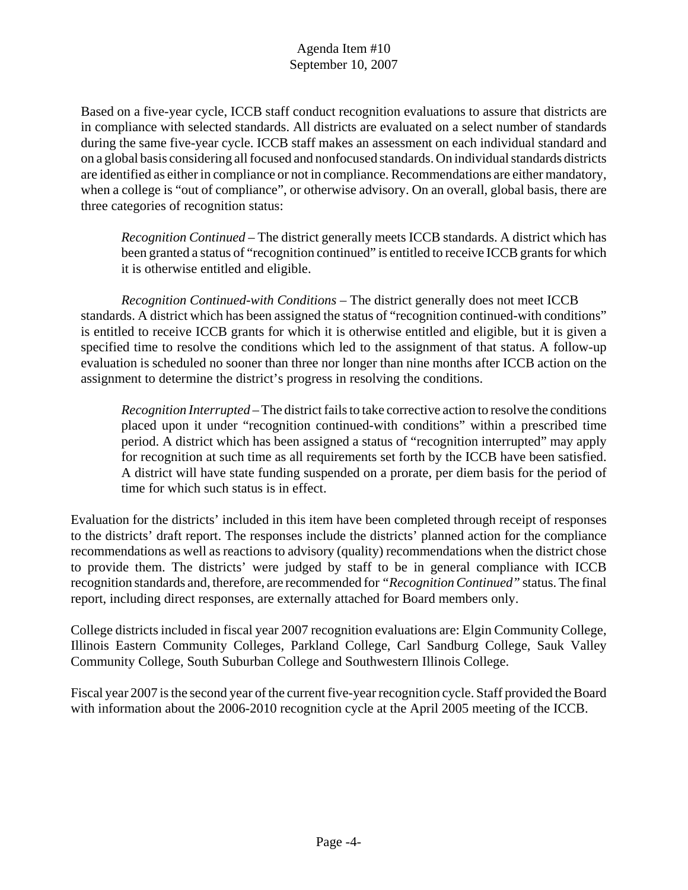Based on a five-year cycle, ICCB staff conduct recognition evaluations to assure that districts are in compliance with selected standards. All districts are evaluated on a select number of standards during the same five-year cycle. ICCB staff makes an assessment on each individual standard and on a global basis considering all focused and nonfocused standards. On individual standards districts are identified as either in compliance or not in compliance. Recommendations are either mandatory, when a college is "out of compliance", or otherwise advisory. On an overall, global basis, there are three categories of recognition status:

*Recognition Continued* – The district generally meets ICCB standards. A district which has been granted a status of "recognition continued" is entitled to receive ICCB grants for which it is otherwise entitled and eligible.

*Recognition Continued-with Conditions* – The district generally does not meet ICCB standards. A district which has been assigned the status of "recognition continued-with conditions" is entitled to receive ICCB grants for which it is otherwise entitled and eligible, but it is given a specified time to resolve the conditions which led to the assignment of that status. A follow-up evaluation is scheduled no sooner than three nor longer than nine months after ICCB action on the assignment to determine the district's progress in resolving the conditions.

*Recognition Interrupted* – The district fails to take corrective action to resolve the conditions placed upon it under "recognition continued-with conditions" within a prescribed time period. A district which has been assigned a status of "recognition interrupted" may apply for recognition at such time as all requirements set forth by the ICCB have been satisfied. A district will have state funding suspended on a prorate, per diem basis for the period of time for which such status is in effect.

Evaluation for the districts' included in this item have been completed through receipt of responses to the districts' draft report. The responses include the districts' planned action for the compliance recommendations as well as reactions to advisory (quality) recommendations when the district chose to provide them. The districts' were judged by staff to be in general compliance with ICCB recognition standards and, therefore, are recommended for "*Recognition Continued*" status. The final report, including direct responses, are externally attached for Board members only.

College districts included in fiscal year 2007 recognition evaluations are: Elgin Community College, Illinois Eastern Community Colleges, Parkland College, Carl Sandburg College, Sauk Valley Community College, South Suburban College and Southwestern Illinois College.

Fiscal year 2007 is the second year of the current five-year recognition cycle. Staff provided the Board with information about the 2006-2010 recognition cycle at the April 2005 meeting of the ICCB.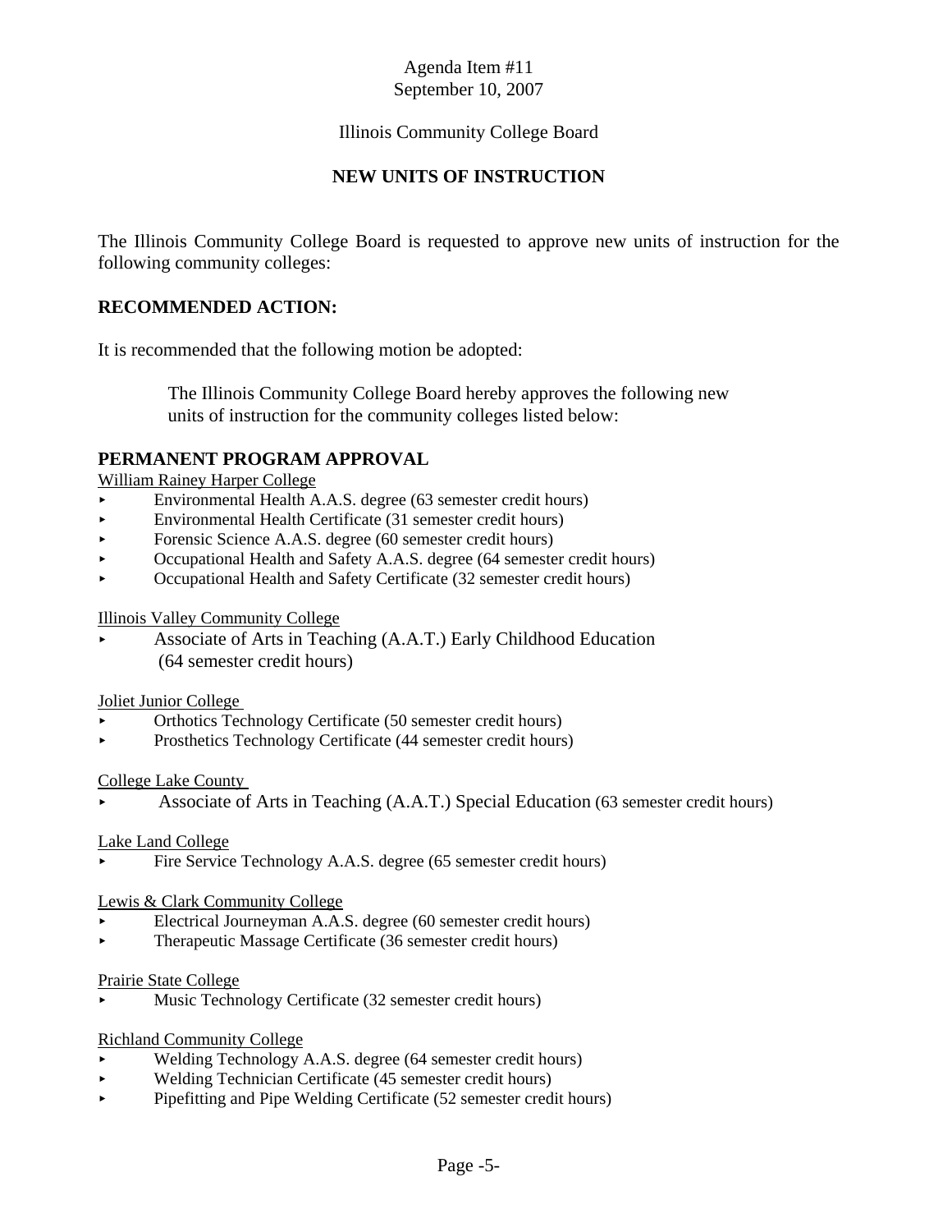Agenda Item #11
September 10, 2007

Illinois Community College Board

**NEW UNITS OF INSTRUCTION**

The Illinois Community College Board is requested to approve new units of instruction for the following community colleges:

**RECOMMENDED ACTION:**

It is recommended that the following motion be adopted:

> The Illinois Community College Board hereby approves the following new units of instruction for the community colleges listed below:

**PERMANENT PROGRAM APPROVAL**

William Rainey Harper College

- Environmental Health A.A.S. degree (63 semester credit hours)
- Environmental Health Certificate (31 semester credit hours)
- Forensic Science A.A.S. degree (60 semester credit hours)
- Occupational Health and Safety A.A.S. degree (64 semester credit hours)
- Occupational Health and Safety Certificate (32 semester credit hours)

Illinois Valley Community College

- Associate of Arts in Teaching (A.A.T.) Early Childhood Education (64 semester credit hours)

Joliet Junior College

- Orthotics Technology Certificate (50 semester credit hours)
- Prosthetics Technology Certificate (44 semester credit hours)

College Lake County

- Associate of Arts in Teaching (A.A.T.) Special Education (63 semester credit hours)

Lake Land College

- Fire Service Technology A.A.S. degree (65 semester credit hours)

Lewis & Clark Community College

- Electrical Journeyman A.A.S. degree (60 semester credit hours)
- Therapeutic Massage Certificate (36 semester credit hours)

Prairie State College

- Music Technology Certificate (32 semester credit hours)

Richland Community College

- Welding Technology A.A.S. degree (64 semester credit hours)
- Welding Technician Certificate (45 semester credit hours)
- Pipefitting and Pipe Welding Certificate (52 semester credit hours)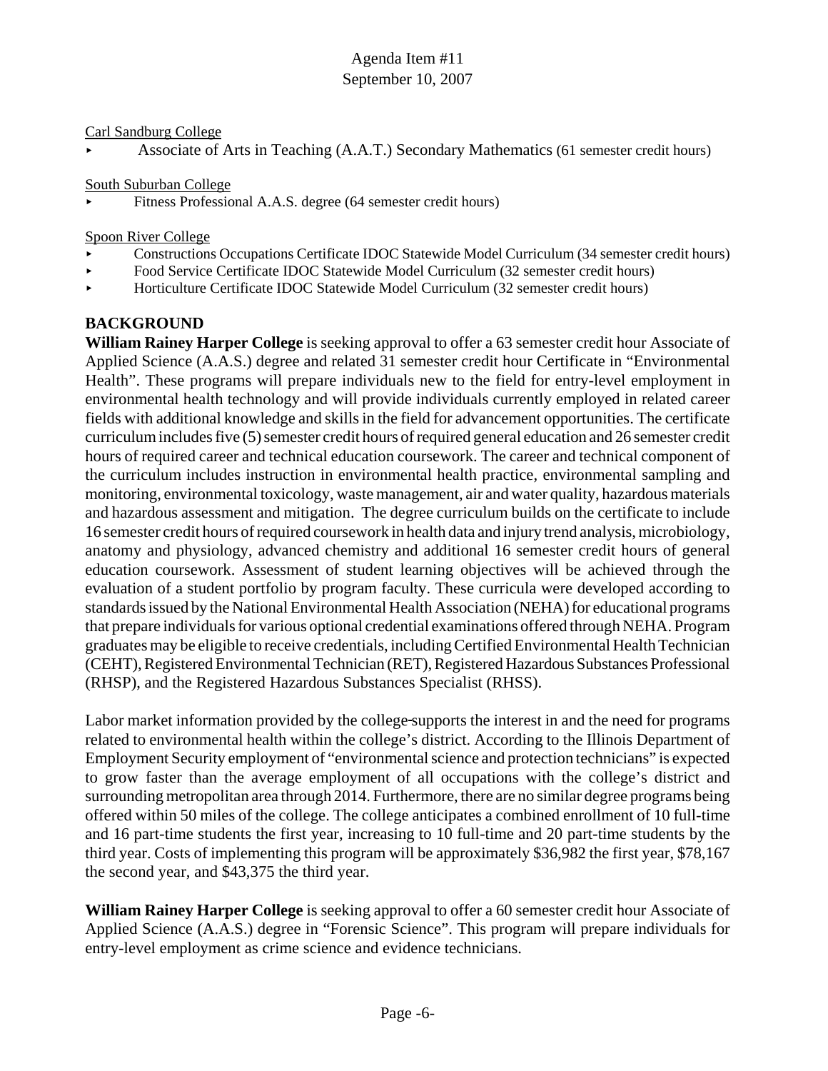Carl Sandburg College

- Associate of Arts in Teaching (A.A.T.) Secondary Mathematics (61 semester credit hours)

South Suburban College

- Fitness Professional A.A.S. degree (64 semester credit hours)

Spoon River College

- Constructions Occupations Certificate IDOC Statewide Model Curriculum (34 semester credit hours)
- Food Service Certificate IDOC Statewide Model Curriculum (32 semester credit hours)
- Horticulture Certificate IDOC Statewide Model Curriculum (32 semester credit hours)

**BACKGROUND**

**William Rainey Harper College** is seeking approval to offer a 63 semester credit hour Associate of Applied Science (A.A.S.) degree and related 31 semester credit hour Certificate in "Environmental Health". These programs will prepare individuals new to the field for entry-level employment in environmental health technology and will provide individuals currently employed in related career fields with additional knowledge and skills in the field for advancement opportunities. The certificate curriculum includes five (5) semester credit hours of required general education and 26 semester credit hours of required career and technical education coursework. The career and technical component of the curriculum includes instruction in environmental health practice, environmental sampling and monitoring, environmental toxicology, waste management, air and water quality, hazardous materials and hazardous assessment and mitigation. The degree curriculum builds on the certificate to include 16 semester credit hours of required coursework in health data and injury trend analysis, microbiology, anatomy and physiology, advanced chemistry and additional 16 semester credit hours of general education coursework. Assessment of student learning objectives will be achieved through the evaluation of a student portfolio by program faculty. These curricula were developed according to standards issued by the National Environmental Health Association (NEHA) for educational programs that prepare individuals for various optional credential examinations offered through NEHA. Program graduates may be eligible to receive credentials, including Certified Environmental Health Technician (CEHT), Registered Environmental Technician (RET), Registered Hazardous Substances Professional (RHSP), and the Registered Hazardous Substances Specialist (RHSS).

Labor market information provided by the college supports the interest in and the need for programs related to environmental health within the college's district. According to the Illinois Department of Employment Security employment of "environmental science and protection technicians" is expected to grow faster than the average employment of all occupations with the college's district and surrounding metropolitan area through 2014. Furthermore, there are no similar degree programs being offered within 50 miles of the college. The college anticipates a combined enrollment of 10 full-time and 16 part-time students the first year, increasing to 10 full-time and 20 part-time students by the third year. Costs of implementing this program will be approximately $36,982 the first year, $78,167 the second year, and $43,375 the third year.

**William Rainey Harper College** is seeking approval to offer a 60 semester credit hour Associate of Applied Science (A.A.S.) degree in "Forensic Science". This program will prepare individuals for entry-level employment as crime science and evidence technicians.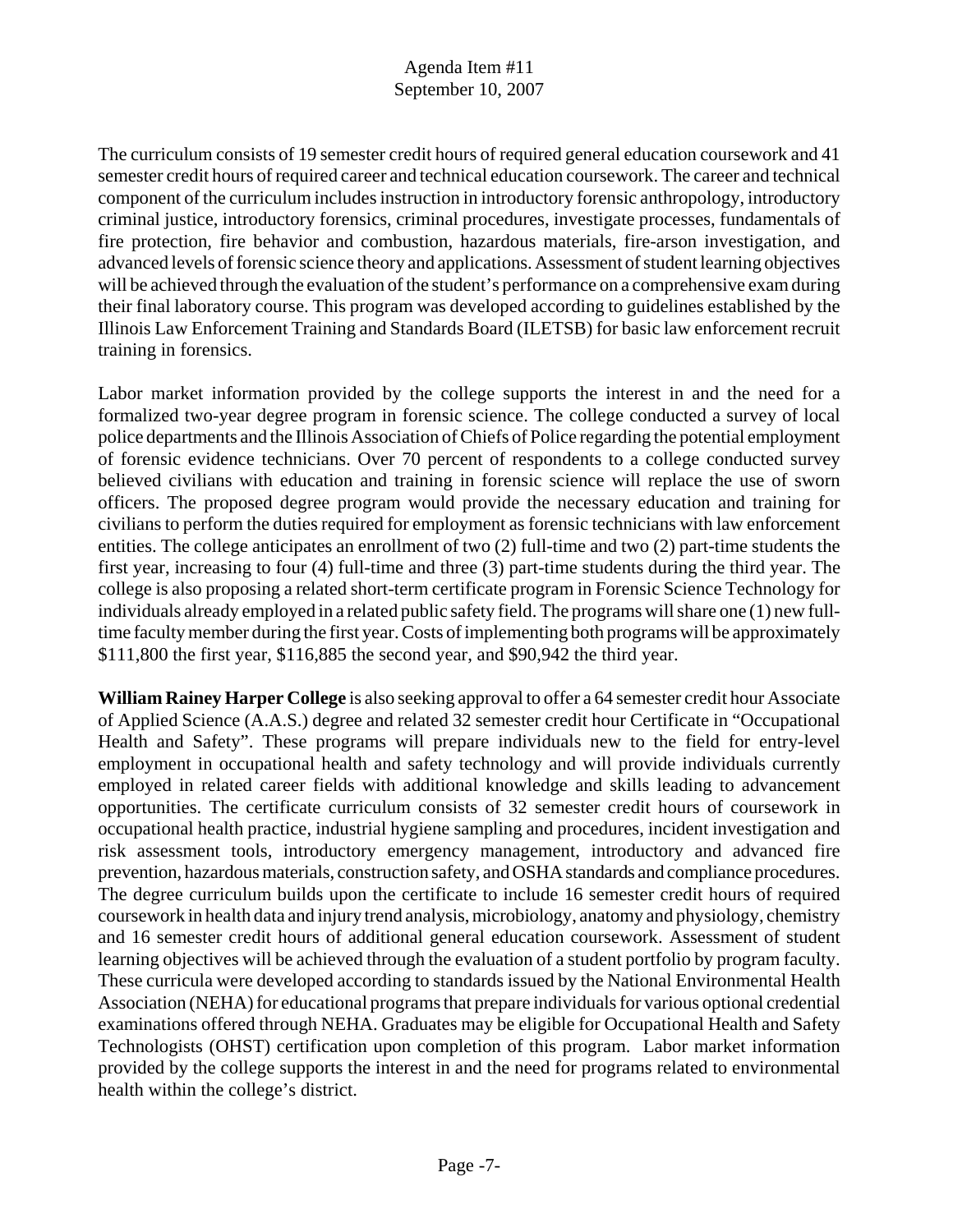The curriculum consists of 19 semester credit hours of required general education coursework and 41 semester credit hours of required career and technical education coursework. The career and technical component of the curriculum includes instruction in introductory forensic anthropology, introductory criminal justice, introductory forensics, criminal procedures, investigate processes, fundamentals of fire protection, fire behavior and combustion, hazardous materials, fire-arson investigation, and advanced levels of forensic science theory and applications. Assessment of student learning objectives will be achieved through the evaluation of the student's performance on a comprehensive exam during their final laboratory course. This program was developed according to guidelines established by the Illinois Law Enforcement Training and Standards Board (ILETSB) for basic law enforcement recruit training in forensics.

Labor market information provided by the college supports the interest in and the need for a formalized two-year degree program in forensic science. The college conducted a survey of local police departments and the Illinois Association of Chiefs of Police regarding the potential employment of forensic evidence technicians. Over 70 percent of respondents to a college conducted survey believed civilians with education and training in forensic science will replace the use of sworn officers. The proposed degree program would provide the necessary education and training for civilians to perform the duties required for employment as forensic technicians with law enforcement entities. The college anticipates an enrollment of two (2) full-time and two (2) part-time students the first year, increasing to four (4) full-time and three (3) part-time students during the third year. The college is also proposing a related short-term certificate program in Forensic Science Technology for individuals already employed in a related public safety field. The programs will share one (1) new full-time faculty member during the first year. Costs of implementing both programs will be approximately $111,800 the first year, $116,885 the second year, and $90,942 the third year.

**William Rainey Harper College** is also seeking approval to offer a 64 semester credit hour Associate of Applied Science (A.A.S.) degree and related 32 semester credit hour Certificate in "Occupational Health and Safety". These programs will prepare individuals new to the field for entry-level employment in occupational health and safety technology and will provide individuals currently employed in related career fields with additional knowledge and skills leading to advancement opportunities. The certificate curriculum consists of 32 semester credit hours of coursework in occupational health practice, industrial hygiene sampling and procedures, incident investigation and risk assessment tools, introductory emergency management, introductory and advanced fire prevention, hazardous materials, construction safety, and OSHA standards and compliance procedures. The degree curriculum builds upon the certificate to include 16 semester credit hours of required coursework in health data and injury trend analysis, microbiology, anatomy and physiology, chemistry and 16 semester credit hours of additional general education coursework. Assessment of student learning objectives will be achieved through the evaluation of a student portfolio by program faculty. These curricula were developed according to standards issued by the National Environmental Health Association (NEHA) for educational programs that prepare individuals for various optional credential examinations offered through NEHA. Graduates may be eligible for Occupational Health and Safety Technologists (OHST) certification upon completion of this program. Labor market information provided by the college supports the interest in and the need for programs related to environmental health within the college's district.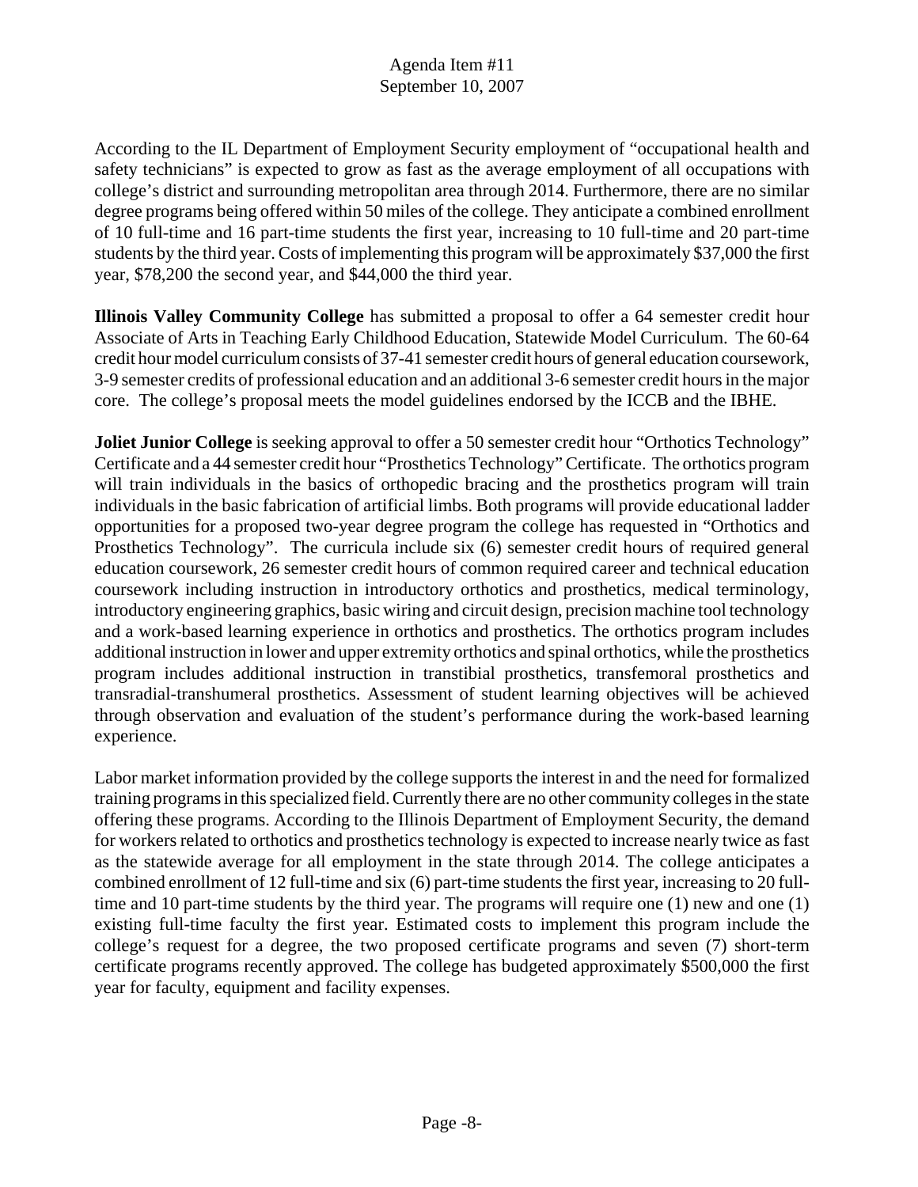According to the IL Department of Employment Security employment of "occupational health and safety technicians" is expected to grow as fast as the average employment of all occupations with college's district and surrounding metropolitan area through 2014. Furthermore, there are no similar degree programs being offered within 50 miles of the college. They anticipate a combined enrollment of 10 full-time and 16 part-time students the first year, increasing to 10 full-time and 20 part-time students by the third year. Costs of implementing this program will be approximately $37,000 the first year, $78,200 the second year, and $44,000 the third year.

**Illinois Valley Community College** has submitted a proposal to offer a 64 semester credit hour Associate of Arts in Teaching Early Childhood Education, Statewide Model Curriculum. The 60-64 credit hour model curriculum consists of 37-41 semester credit hours of general education coursework, 3-9 semester credits of professional education and an additional 3-6 semester credit hours in the major core. The college's proposal meets the model guidelines endorsed by the ICCB and the IBHE.

**Joliet Junior College** is seeking approval to offer a 50 semester credit hour "Orthotics Technology" Certificate and a 44 semester credit hour "Prosthetics Technology" Certificate. The orthotics program will train individuals in the basics of orthopedic bracing and the prosthetics program will train individuals in the basic fabrication of artificial limbs. Both programs will provide educational ladder opportunities for a proposed two-year degree program the college has requested in "Orthotics and Prosthetics Technology". The curricula include six (6) semester credit hours of required general education coursework, 26 semester credit hours of common required career and technical education coursework including instruction in introductory orthotics and prosthetics, medical terminology, introductory engineering graphics, basic wiring and circuit design, precision machine tool technology and a work-based learning experience in orthotics and prosthetics. The orthotics program includes additional instruction in lower and upper extremity orthotics and spinal orthotics, while the prosthetics program includes additional instruction in transtibial prosthetics, transfemoral prosthetics and transradial-transhumeral prosthetics. Assessment of student learning objectives will be achieved through observation and evaluation of the student's performance during the work-based learning experience.

Labor market information provided by the college supports the interest in and the need for formalized training programs in this specialized field. Currently there are no other community colleges in the state offering these programs. According to the Illinois Department of Employment Security, the demand for workers related to orthotics and prosthetics technology is expected to increase nearly twice as fast as the statewide average for all employment in the state through 2014. The college anticipates a combined enrollment of 12 full-time and six (6) part-time students the first year, increasing to 20 full-time and 10 part-time students by the third year. The programs will require one (1) new and one (1) existing full-time faculty the first year. Estimated costs to implement this program include the college's request for a degree, the two proposed certificate programs and seven (7) short-term certificate programs recently approved. The college has budgeted approximately $500,000 the first year for faculty, equipment and facility expenses.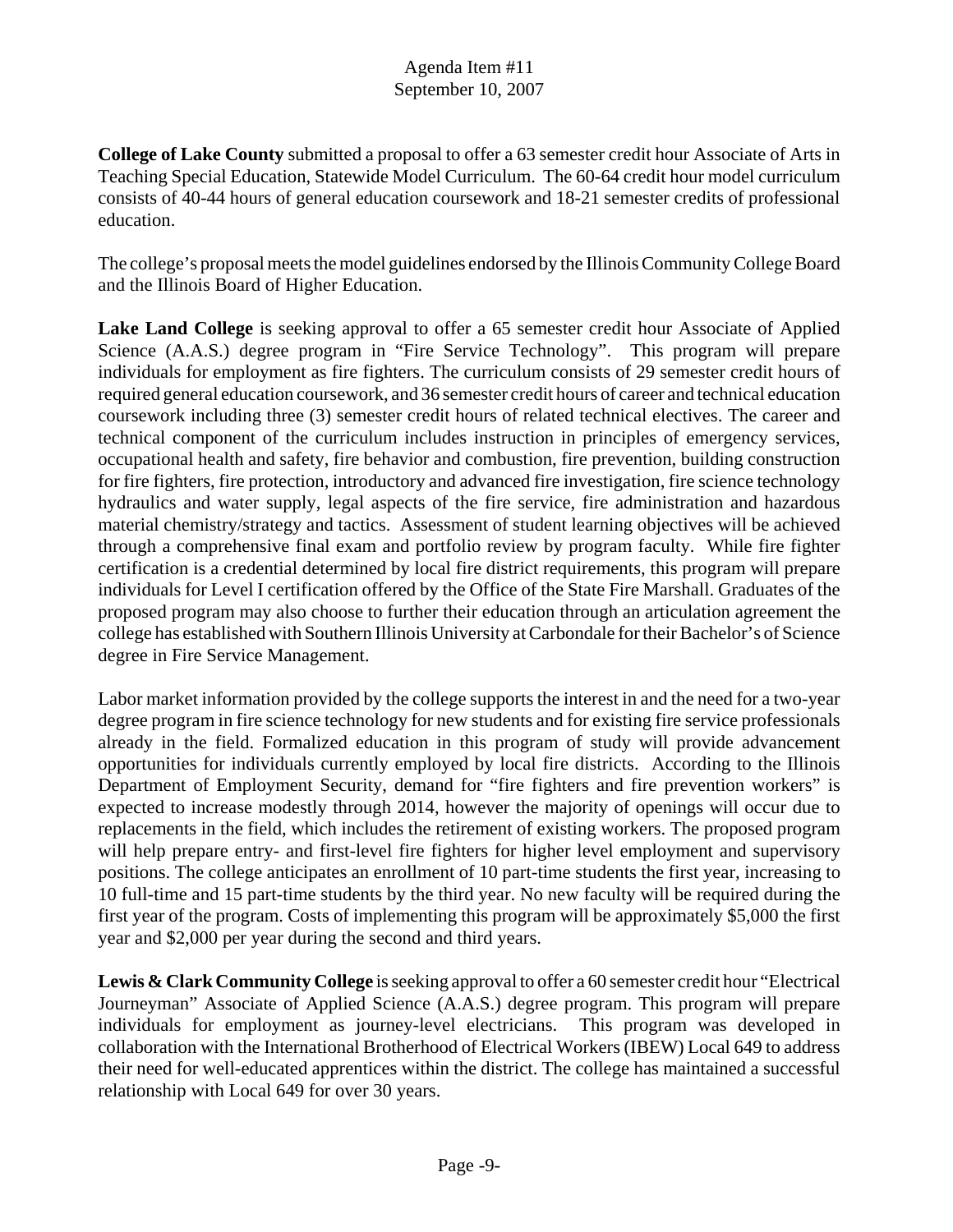**College of Lake County** submitted a proposal to offer a 63 semester credit hour Associate of Arts in Teaching Special Education, Statewide Model Curriculum. The 60-64 credit hour model curriculum consists of 40-44 hours of general education coursework and 18-21 semester credits of professional education.

The college's proposal meets the model guidelines endorsed by the Illinois Community College Board and the Illinois Board of Higher Education.

**Lake Land College** is seeking approval to offer a 65 semester credit hour Associate of Applied Science (A.A.S.) degree program in "Fire Service Technology". This program will prepare individuals for employment as fire fighters. The curriculum consists of 29 semester credit hours of required general education coursework, and 36 semester credit hours of career and technical education coursework including three (3) semester credit hours of related technical electives. The career and technical component of the curriculum includes instruction in principles of emergency services, occupational health and safety, fire behavior and combustion, fire prevention, building construction for fire fighters, fire protection, introductory and advanced fire investigation, fire science technology hydraulics and water supply, legal aspects of the fire service, fire administration and hazardous material chemistry/strategy and tactics. Assessment of student learning objectives will be achieved through a comprehensive final exam and portfolio review by program faculty. While fire fighter certification is a credential determined by local fire district requirements, this program will prepare individuals for Level I certification offered by the Office of the State Fire Marshall. Graduates of the proposed program may also choose to further their education through an articulation agreement the college has established with Southern Illinois University at Carbondale for their Bachelor's of Science degree in Fire Service Management.

Labor market information provided by the college supports the interest in and the need for a two-year degree program in fire science technology for new students and for existing fire service professionals already in the field. Formalized education in this program of study will provide advancement opportunities for individuals currently employed by local fire districts. According to the Illinois Department of Employment Security, demand for "fire fighters and fire prevention workers" is expected to increase modestly through 2014, however the majority of openings will occur due to replacements in the field, which includes the retirement of existing workers. The proposed program will help prepare entry- and first-level fire fighters for higher level employment and supervisory positions. The college anticipates an enrollment of 10 part-time students the first year, increasing to 10 full-time and 15 part-time students by the third year. No new faculty will be required during the first year of the program. Costs of implementing this program will be approximately $5,000 the first year and $2,000 per year during the second and third years.

**Lewis & Clark Community College** is seeking approval to offer a 60 semester credit hour "Electrical Journeyman" Associate of Applied Science (A.A.S.) degree program. This program will prepare individuals for employment as journey-level electricians. This program was developed in collaboration with the International Brotherhood of Electrical Workers (IBEW) Local 649 to address their need for well-educated apprentices within the district. The college has maintained a successful relationship with Local 649 for over 30 years.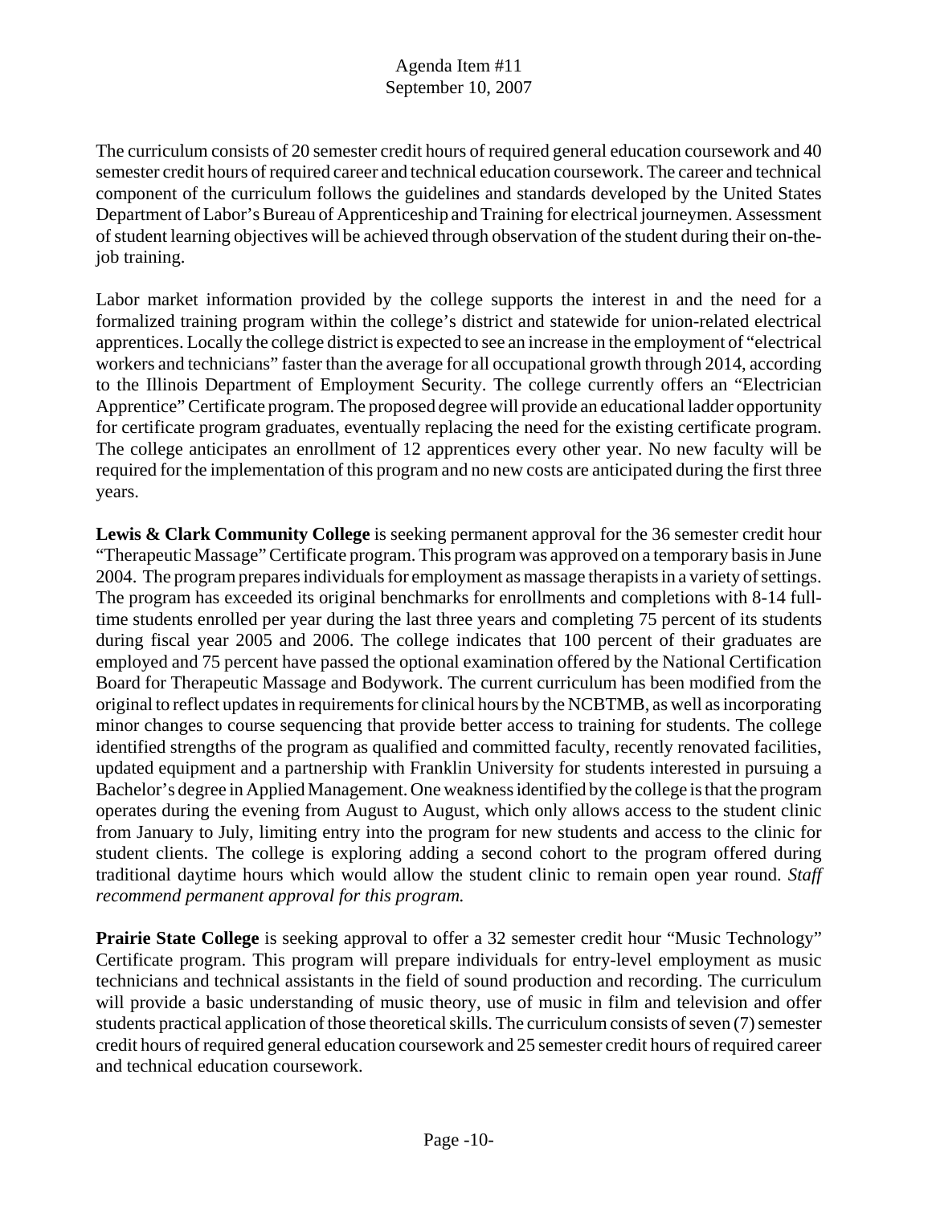The curriculum consists of 20 semester credit hours of required general education coursework and 40 semester credit hours of required career and technical education coursework. The career and technical component of the curriculum follows the guidelines and standards developed by the United States Department of Labor's Bureau of Apprenticeship and Training for electrical journeymen. Assessment of student learning objectives will be achieved through observation of the student during their on-the-job training.

Labor market information provided by the college supports the interest in and the need for a formalized training program within the college's district and statewide for union-related electrical apprentices. Locally the college district is expected to see an increase in the employment of "electrical workers and technicians" faster than the average for all occupational growth through 2014, according to the Illinois Department of Employment Security. The college currently offers an "Electrician Apprentice" Certificate program. The proposed degree will provide an educational ladder opportunity for certificate program graduates, eventually replacing the need for the existing certificate program. The college anticipates an enrollment of 12 apprentices every other year. No new faculty will be required for the implementation of this program and no new costs are anticipated during the first three years.

**Lewis & Clark Community College** is seeking permanent approval for the 36 semester credit hour "Therapeutic Massage" Certificate program. This program was approved on a temporary basis in June 2004. The program prepares individuals for employment as massage therapists in a variety of settings. The program has exceeded its original benchmarks for enrollments and completions with 8-14 full-time students enrolled per year during the last three years and completing 75 percent of its students during fiscal year 2005 and 2006. The college indicates that 100 percent of their graduates are employed and 75 percent have passed the optional examination offered by the National Certification Board for Therapeutic Massage and Bodywork. The current curriculum has been modified from the original to reflect updates in requirements for clinical hours by the NCBTMB, as well as incorporating minor changes to course sequencing that provide better access to training for students. The college identified strengths of the program as qualified and committed faculty, recently renovated facilities, updated equipment and a partnership with Franklin University for students interested in pursuing a Bachelor's degree in Applied Management. One weakness identified by the college is that the program operates during the evening from August to August, which only allows access to the student clinic from January to July, limiting entry into the program for new students and access to the clinic for student clients. The college is exploring adding a second cohort to the program offered during traditional daytime hours which would allow the student clinic to remain open year round. *Staff recommend permanent approval for this program.*

**Prairie State College** is seeking approval to offer a 32 semester credit hour "Music Technology" Certificate program. This program will prepare individuals for entry-level employment as music technicians and technical assistants in the field of sound production and recording. The curriculum will provide a basic understanding of music theory, use of music in film and television and offer students practical application of those theoretical skills. The curriculum consists of seven (7) semester credit hours of required general education coursework and 25 semester credit hours of required career and technical education coursework.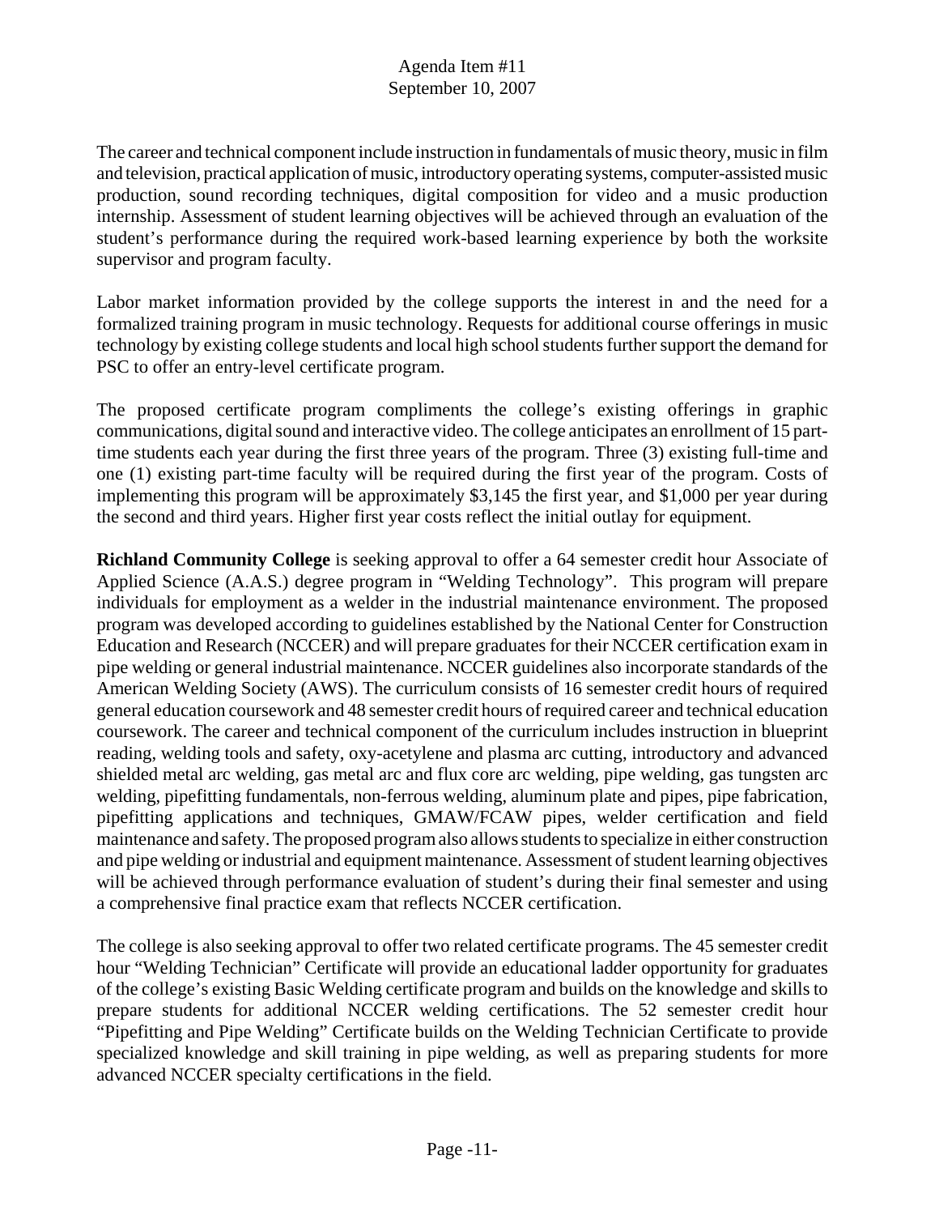The career and technical component include instruction in fundamentals of music theory, music in film and television, practical application of music, introductory operating systems, computer-assisted music production, sound recording techniques, digital composition for video and a music production internship. Assessment of student learning objectives will be achieved through an evaluation of the student's performance during the required work-based learning experience by both the worksite supervisor and program faculty.

Labor market information provided by the college supports the interest in and the need for a formalized training program in music technology. Requests for additional course offerings in music technology by existing college students and local high school students further support the demand for PSC to offer an entry-level certificate program.

The proposed certificate program compliments the college's existing offerings in graphic communications, digital sound and interactive video. The college anticipates an enrollment of 15 part-time students each year during the first three years of the program. Three (3) existing full-time and one (1) existing part-time faculty will be required during the first year of the program. Costs of implementing this program will be approximately $3,145 the first year, and $1,000 per year during the second and third years. Higher first year costs reflect the initial outlay for equipment.

**Richland Community College** is seeking approval to offer a 64 semester credit hour Associate of Applied Science (A.A.S.) degree program in "Welding Technology". This program will prepare individuals for employment as a welder in the industrial maintenance environment. The proposed program was developed according to guidelines established by the National Center for Construction Education and Research (NCCER) and will prepare graduates for their NCCER certification exam in pipe welding or general industrial maintenance. NCCER guidelines also incorporate standards of the American Welding Society (AWS). The curriculum consists of 16 semester credit hours of required general education coursework and 48 semester credit hours of required career and technical education coursework. The career and technical component of the curriculum includes instruction in blueprint reading, welding tools and safety, oxy-acetylene and plasma arc cutting, introductory and advanced shielded metal arc welding, gas metal arc and flux core arc welding, pipe welding, gas tungsten arc welding, pipefitting fundamentals, non-ferrous welding, aluminum plate and pipes, pipe fabrication, pipefitting applications and techniques, GMAW/FCAW pipes, welder certification and field maintenance and safety. The proposed program also allows students to specialize in either construction and pipe welding or industrial and equipment maintenance. Assessment of student learning objectives will be achieved through performance evaluation of student's during their final semester and using a comprehensive final practice exam that reflects NCCER certification.

The college is also seeking approval to offer two related certificate programs. The 45 semester credit hour "Welding Technician" Certificate will provide an educational ladder opportunity for graduates of the college's existing Basic Welding certificate program and builds on the knowledge and skills to prepare students for additional NCCER welding certifications. The 52 semester credit hour "Pipefitting and Pipe Welding" Certificate builds on the Welding Technician Certificate to provide specialized knowledge and skill training in pipe welding, as well as preparing students for more advanced NCCER specialty certifications in the field.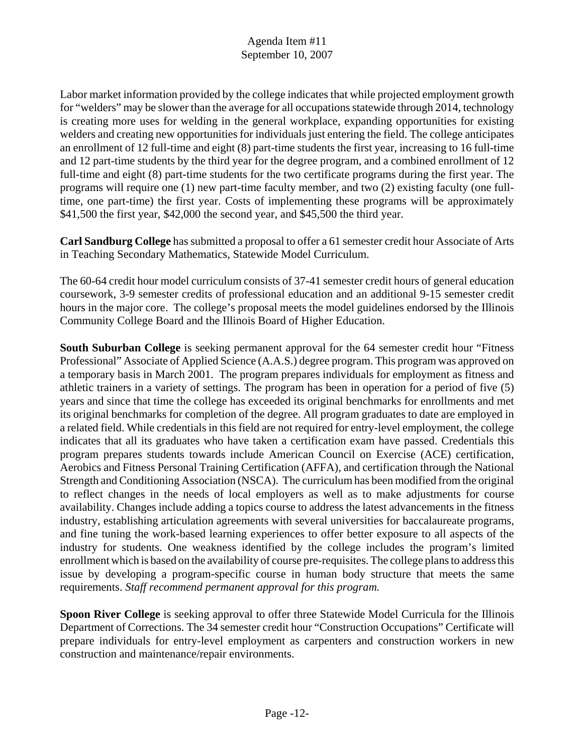Labor market information provided by the college indicates that while projected employment growth for "welders" may be slower than the average for all occupations statewide through 2014, technology is creating more uses for welding in the general workplace, expanding opportunities for existing welders and creating new opportunities for individuals just entering the field. The college anticipates an enrollment of 12 full-time and eight (8) part-time students the first year, increasing to 16 full-time and 12 part-time students by the third year for the degree program, and a combined enrollment of 12 full-time and eight (8) part-time students for the two certificate programs during the first year. The programs will require one (1) new part-time faculty member, and two (2) existing faculty (one full-time, one part-time) the first year. Costs of implementing these programs will be approximately $41,500 the first year, $42,000 the second year, and $45,500 the third year.

**Carl Sandburg College** has submitted a proposal to offer a 61 semester credit hour Associate of Arts in Teaching Secondary Mathematics, Statewide Model Curriculum.

The 60-64 credit hour model curriculum consists of 37-41 semester credit hours of general education coursework, 3-9 semester credits of professional education and an additional 9-15 semester credit hours in the major core. The college's proposal meets the model guidelines endorsed by the Illinois Community College Board and the Illinois Board of Higher Education.

**South Suburban College** is seeking permanent approval for the 64 semester credit hour "Fitness Professional" Associate of Applied Science (A.A.S.) degree program. This program was approved on a temporary basis in March 2001. The program prepares individuals for employment as fitness and athletic trainers in a variety of settings. The program has been in operation for a period of five (5) years and since that time the college has exceeded its original benchmarks for enrollments and met its original benchmarks for completion of the degree. All program graduates to date are employed in a related field. While credentials in this field are not required for entry-level employment, the college indicates that all its graduates who have taken a certification exam have passed. Credentials this program prepares students towards include American Council on Exercise (ACE) certification, Aerobics and Fitness Personal Training Certification (AFFA), and certification through the National Strength and Conditioning Association (NSCA). The curriculum has been modified from the original to reflect changes in the needs of local employers as well as to make adjustments for course availability. Changes include adding a topics course to address the latest advancements in the fitness industry, establishing articulation agreements with several universities for baccalaureate programs, and fine tuning the work-based learning experiences to offer better exposure to all aspects of the industry for students. One weakness identified by the college includes the program's limited enrollment which is based on the availability of course pre-requisites. The college plans to address this issue by developing a program-specific course in human body structure that meets the same requirements. *Staff recommend permanent approval for this program.*

**Spoon River College** is seeking approval to offer three Statewide Model Curricula for the Illinois Department of Corrections. The 34 semester credit hour "Construction Occupations" Certificate will prepare individuals for entry-level employment as carpenters and construction workers in new construction and maintenance/repair environments.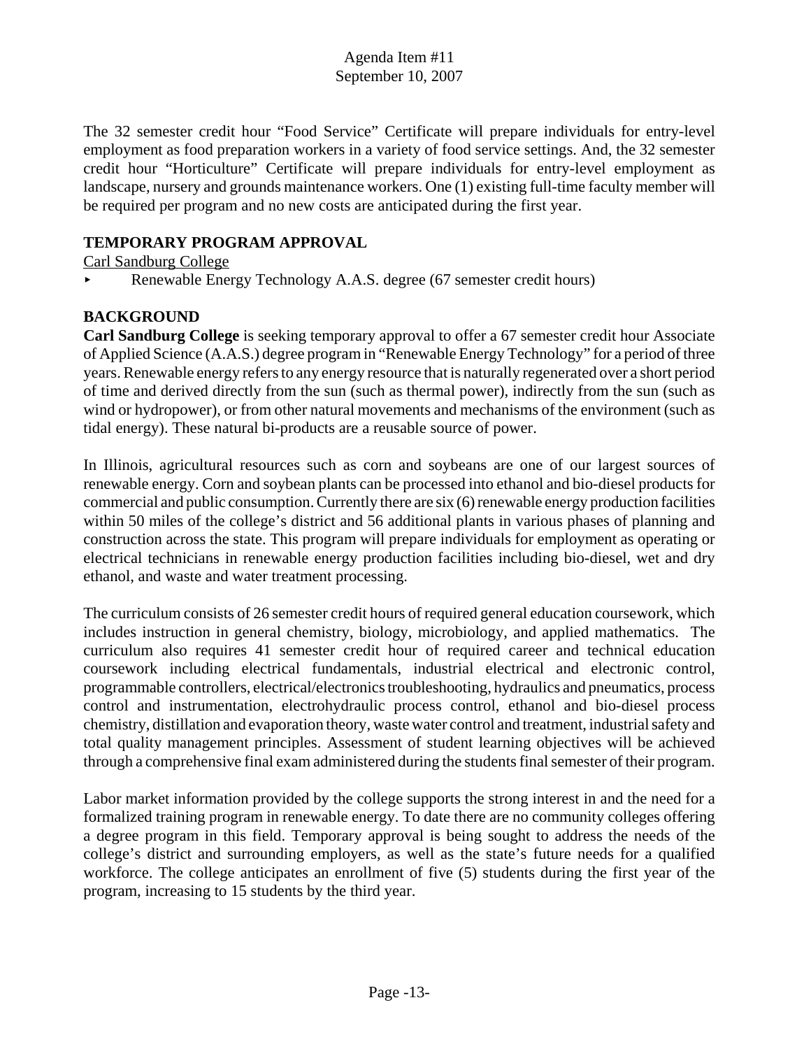The 32 semester credit hour "Food Service" Certificate will prepare individuals for entry-level employment as food preparation workers in a variety of food service settings. And, the 32 semester credit hour "Horticulture" Certificate will prepare individuals for entry-level employment as landscape, nursery and grounds maintenance workers. One (1) existing full-time faculty member will be required per program and no new costs are anticipated during the first year.

**TEMPORARY PROGRAM APPROVAL**

Carl Sandburg College

- Renewable Energy Technology A.A.S. degree (67 semester credit hours)

**BACKGROUND**

**Carl Sandburg College** is seeking temporary approval to offer a 67 semester credit hour Associate of Applied Science (A.A.S.) degree program in "Renewable Energy Technology" for a period of three years. Renewable energy refers to any energy resource that is naturally regenerated over a short period of time and derived directly from the sun (such as thermal power), indirectly from the sun (such as wind or hydropower), or from other natural movements and mechanisms of the environment (such as tidal energy). These natural bi-products are a reusable source of power.

In Illinois, agricultural resources such as corn and soybeans are one of our largest sources of renewable energy. Corn and soybean plants can be processed into ethanol and bio-diesel products for commercial and public consumption. Currently there are six (6) renewable energy production facilities within 50 miles of the college's district and 56 additional plants in various phases of planning and construction across the state. This program will prepare individuals for employment as operating or electrical technicians in renewable energy production facilities including bio-diesel, wet and dry ethanol, and waste and water treatment processing.

The curriculum consists of 26 semester credit hours of required general education coursework, which includes instruction in general chemistry, biology, microbiology, and applied mathematics. The curriculum also requires 41 semester credit hour of required career and technical education coursework including electrical fundamentals, industrial electrical and electronic control, programmable controllers, electrical/electronics troubleshooting, hydraulics and pneumatics, process control and instrumentation, electrohydraulic process control, ethanol and bio-diesel process chemistry, distillation and evaporation theory, waste water control and treatment, industrial safety and total quality management principles. Assessment of student learning objectives will be achieved through a comprehensive final exam administered during the students final semester of their program.

Labor market information provided by the college supports the strong interest in and the need for a formalized training program in renewable energy. To date there are no community colleges offering a degree program in this field. Temporary approval is being sought to address the needs of the college's district and surrounding employers, as well as the state's future needs for a qualified workforce. The college anticipates an enrollment of five (5) students during the first year of the program, increasing to 15 students by the third year.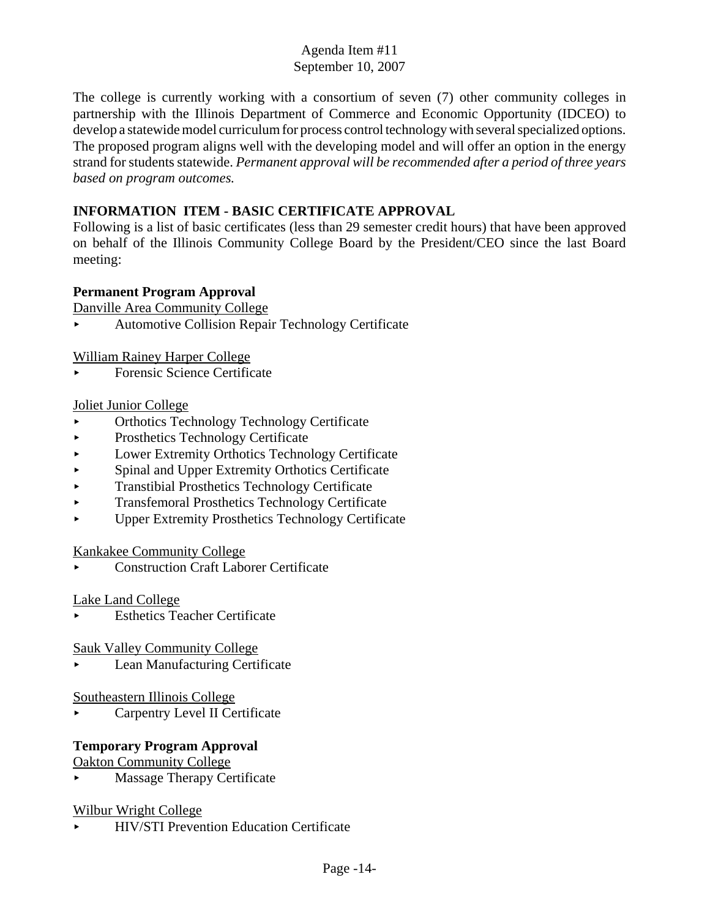The college is currently working with a consortium of seven (7) other community colleges in partnership with the Illinois Department of Commerce and Economic Opportunity (IDCEO) to develop a statewide model curriculum for process control technology with several specialized options. The proposed program aligns well with the developing model and will offer an option in the energy strand for students statewide. *Permanent approval will be recommended after a period of three years based on program outcomes.*

## INFORMATION ITEM - BASIC CERTIFICATE APPROVAL

Following is a list of basic certificates (less than 29 semester credit hours) that have been approved on behalf of the Illinois Community College Board by the President/CEO since the last Board meeting:

### Permanent Program Approval

Danville Area Community College

- Automotive Collision Repair Technology Certificate

William Rainey Harper College

- Forensic Science Certificate

Joliet Junior College

- Orthotics Technology Technology Certificate
- Prosthetics Technology Certificate
- Lower Extremity Orthotics Technology Certificate
- Spinal and Upper Extremity Orthotics Certificate
- Transtibial Prosthetics Technology Certificate
- Transfemoral Prosthetics Technology Certificate
- Upper Extremity Prosthetics Technology Certificate

Kankakee Community College

- Construction Craft Laborer Certificate

Lake Land College

- Esthetics Teacher Certificate

Sauk Valley Community College

- Lean Manufacturing Certificate

Southeastern Illinois College

- Carpentry Level II Certificate

### Temporary Program Approval

Oakton Community College

- Massage Therapy Certificate

Wilbur Wright College

- HIV/STI Prevention Education Certificate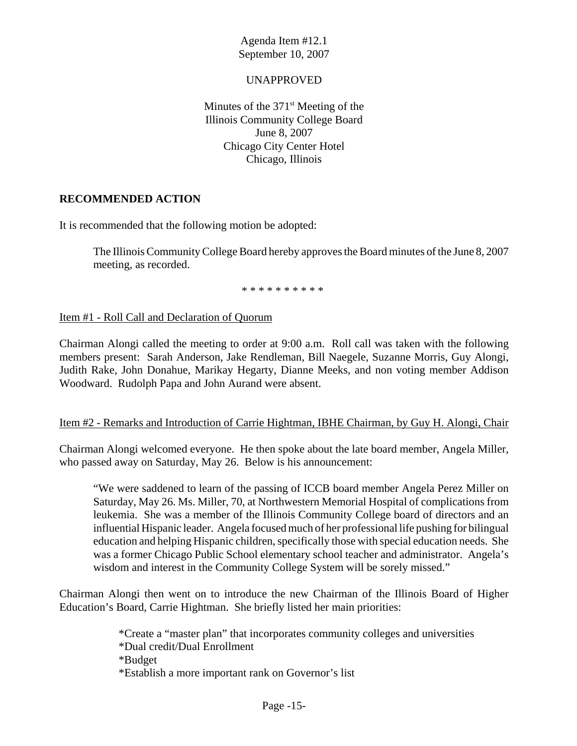Agenda Item #12.1
September 10, 2007

UNAPPROVED

Minutes of the 371st Meeting of the
Illinois Community College Board
June 8, 2007
Chicago City Center Hotel
Chicago, Illinois

**RECOMMENDED ACTION**

It is recommended that the following motion be adopted:

> The Illinois Community College Board hereby approves the Board minutes of the June 8, 2007 meeting, as recorded.

\* \* \* \* \* \* \* \* \* \*

Item #1 - Roll Call and Declaration of Quorum

Chairman Alongi called the meeting to order at 9:00 a.m. Roll call was taken with the following members present: Sarah Anderson, Jake Rendleman, Bill Naegele, Suzanne Morris, Guy Alongi, Judith Rake, John Donahue, Marikay Hegarty, Dianne Meeks, and non voting member Addison Woodward. Rudolph Papa and John Aurand were absent.

Item #2 - Remarks and Introduction of Carrie Hightman, IBHE Chairman, by Guy H. Alongi, Chair

Chairman Alongi welcomed everyone. He then spoke about the late board member, Angela Miller, who passed away on Saturday, May 26. Below is his announcement:

> "We were saddened to learn of the passing of ICCB board member Angela Perez Miller on Saturday, May 26. Ms. Miller, 70, at Northwestern Memorial Hospital of complications from leukemia. She was a member of the Illinois Community College board of directors and an influential Hispanic leader. Angela focused much of her professional life pushing for bilingual education and helping Hispanic children, specifically those with special education needs. She was a former Chicago Public School elementary school teacher and administrator. Angela's wisdom and interest in the Community College System will be sorely missed."

Chairman Alongi then went on to introduce the new Chairman of the Illinois Board of Higher Education's Board, Carrie Hightman. She briefly listed her main priorities:

> *Create a "master plan" that incorporates community colleges and universities
> *Dual credit/Dual Enrollment
> *Budget
> *Establish a more important rank on Governor's list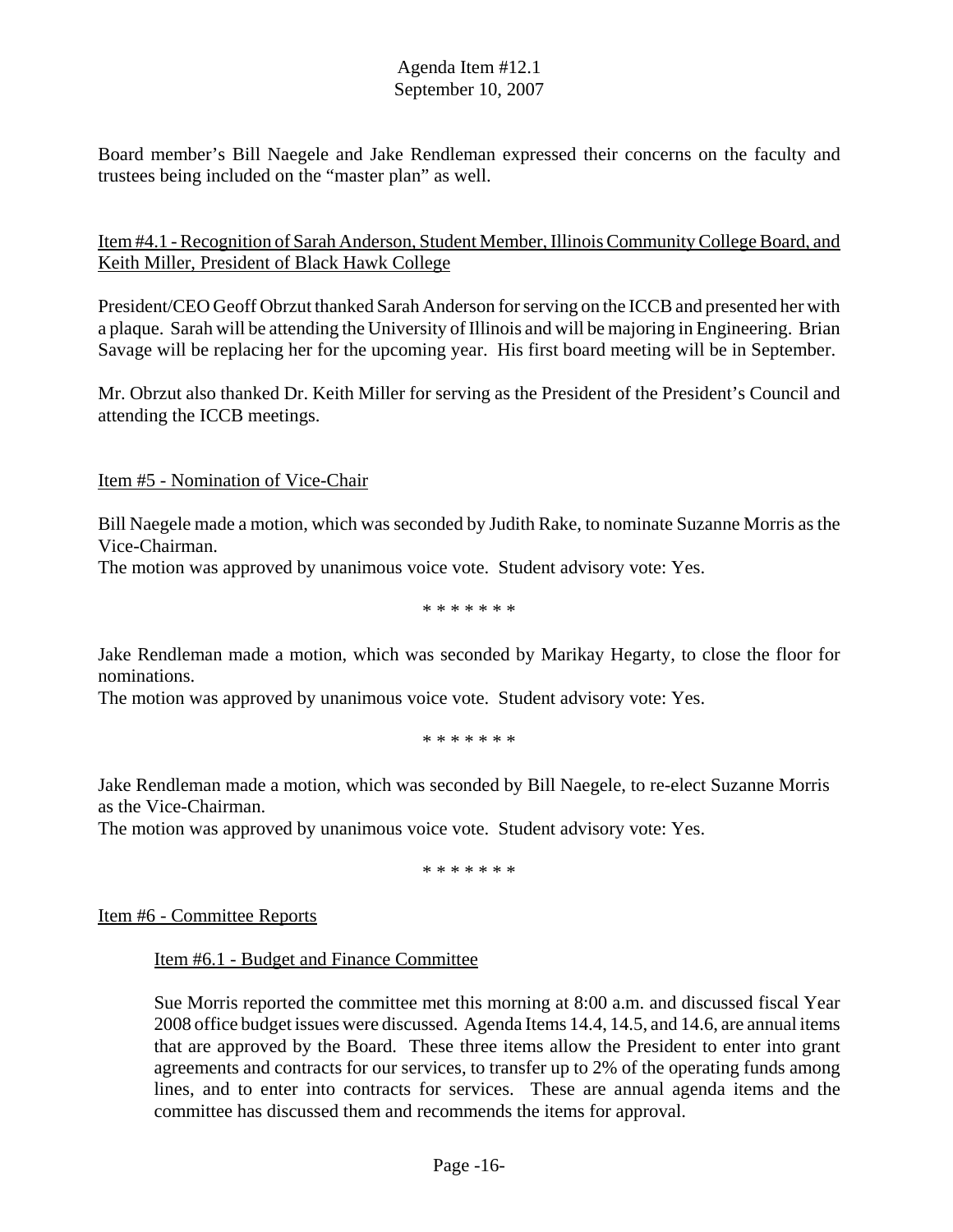Board member's Bill Naegele and Jake Rendleman expressed their concerns on the faculty and trustees being included on the "master plan" as well.

Item #4.1 - Recognition of Sarah Anderson, Student Member, Illinois Community College Board, and Keith Miller, President of Black Hawk College

President/CEO Geoff Obrzut thanked Sarah Anderson for serving on the ICCB and presented her with a plaque. Sarah will be attending the University of Illinois and will be majoring in Engineering. Brian Savage will be replacing her for the upcoming year. His first board meeting will be in September.

Mr. Obrzut also thanked Dr. Keith Miller for serving as the President of the President's Council and attending the ICCB meetings.

Item #5 - Nomination of Vice-Chair

Bill Naegele made a motion, which was seconded by Judith Rake, to nominate Suzanne Morris as the Vice-Chairman.
The motion was approved by unanimous voice vote. Student advisory vote: Yes.

\* \* \* \* \* \* \*

Jake Rendleman made a motion, which was seconded by Marikay Hegarty, to close the floor for nominations.
The motion was approved by unanimous voice vote. Student advisory vote: Yes.

\* \* \* \* \* \* \*

Jake Rendleman made a motion, which was seconded by Bill Naegele, to re-elect Suzanne Morris as the Vice-Chairman.
The motion was approved by unanimous voice vote. Student advisory vote: Yes.

\* \* \* \* \* \* \*

Item #6 - Committee Reports

Item #6.1 - Budget and Finance Committee

Sue Morris reported the committee met this morning at 8:00 a.m. and discussed fiscal Year 2008 office budget issues were discussed. Agenda Items 14.4, 14.5, and 14.6, are annual items that are approved by the Board. These three items allow the President to enter into grant agreements and contracts for our services, to transfer up to 2% of the operating funds among lines, and to enter into contracts for services. These are annual agenda items and the committee has discussed them and recommends the items for approval.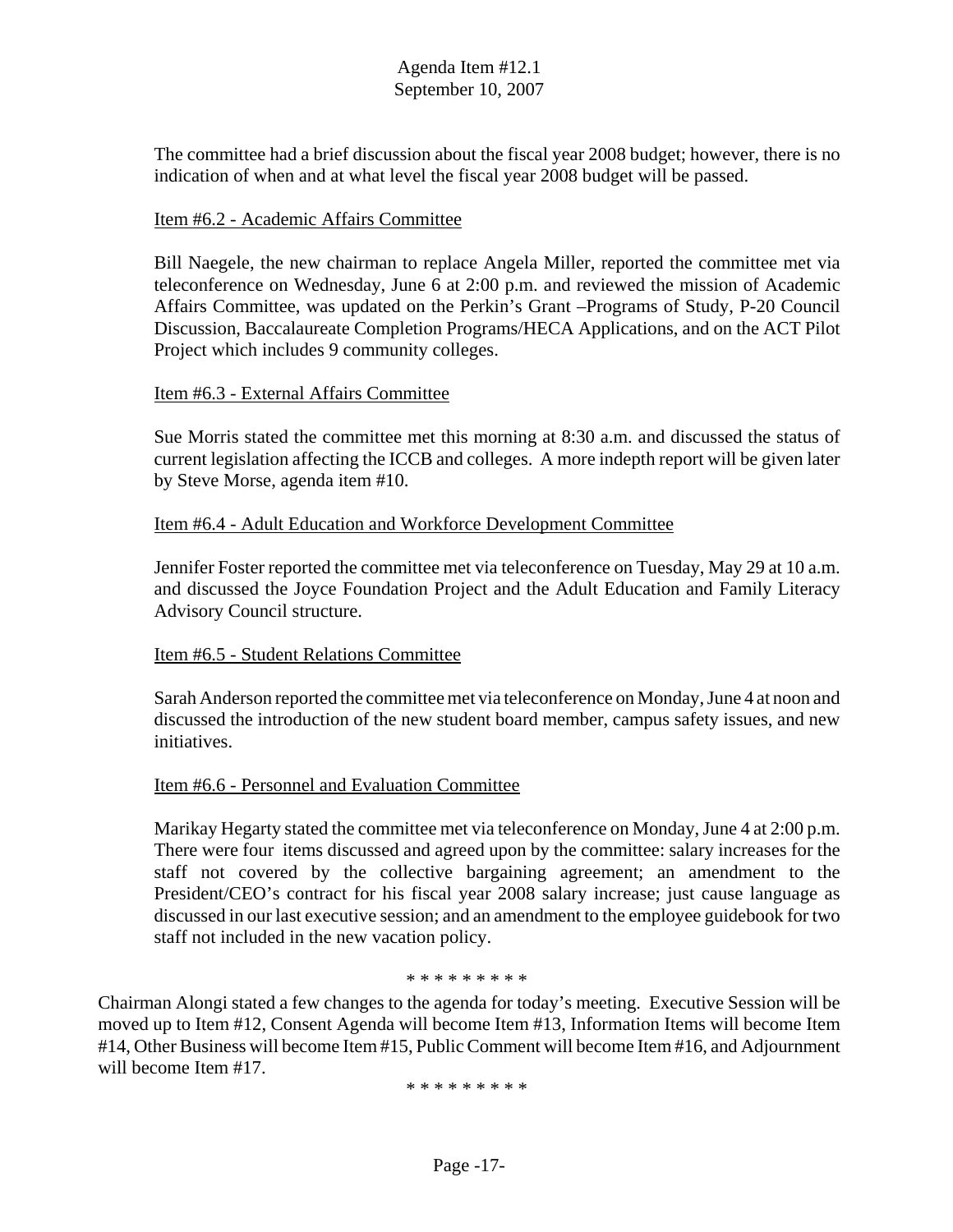The committee had a brief discussion about the fiscal year 2008 budget; however, there is no indication of when and at what level the fiscal year 2008 budget will be passed.

Item #6.2 - Academic Affairs Committee

Bill Naegele, the new chairman to replace Angela Miller, reported the committee met via teleconference on Wednesday, June 6 at 2:00 p.m. and reviewed the mission of Academic Affairs Committee, was updated on the Perkin's Grant –Programs of Study, P-20 Council Discussion, Baccalaureate Completion Programs/HECA Applications, and on the ACT Pilot Project which includes 9 community colleges.

Item #6.3 - External Affairs Committee

Sue Morris stated the committee met this morning at 8:30 a.m. and discussed the status of current legislation affecting the ICCB and colleges. A more indepth report will be given later by Steve Morse, agenda item #10.

Item #6.4 - Adult Education and Workforce Development Committee

Jennifer Foster reported the committee met via teleconference on Tuesday, May 29 at 10 a.m. and discussed the Joyce Foundation Project and the Adult Education and Family Literacy Advisory Council structure.

Item #6.5 - Student Relations Committee

Sarah Anderson reported the committee met via teleconference on Monday, June 4 at noon and discussed the introduction of the new student board member, campus safety issues, and new initiatives.

Item #6.6 - Personnel and Evaluation Committee

Marikay Hegarty stated the committee met via teleconference on Monday, June 4 at 2:00 p.m. There were four items discussed and agreed upon by the committee: salary increases for the staff not covered by the collective bargaining agreement; an amendment to the President/CEO's contract for his fiscal year 2008 salary increase; just cause language as discussed in our last executive session; and an amendment to the employee guidebook for two staff not included in the new vacation policy.

\* \* \* \* \* \* \* \* \*

Chairman Alongi stated a few changes to the agenda for today's meeting. Executive Session will be moved up to Item #12, Consent Agenda will become Item #13, Information Items will become Item #14, Other Business will become Item #15, Public Comment will become Item #16, and Adjournment will become Item #17.

\* \* \* \* \* \* \* \* \*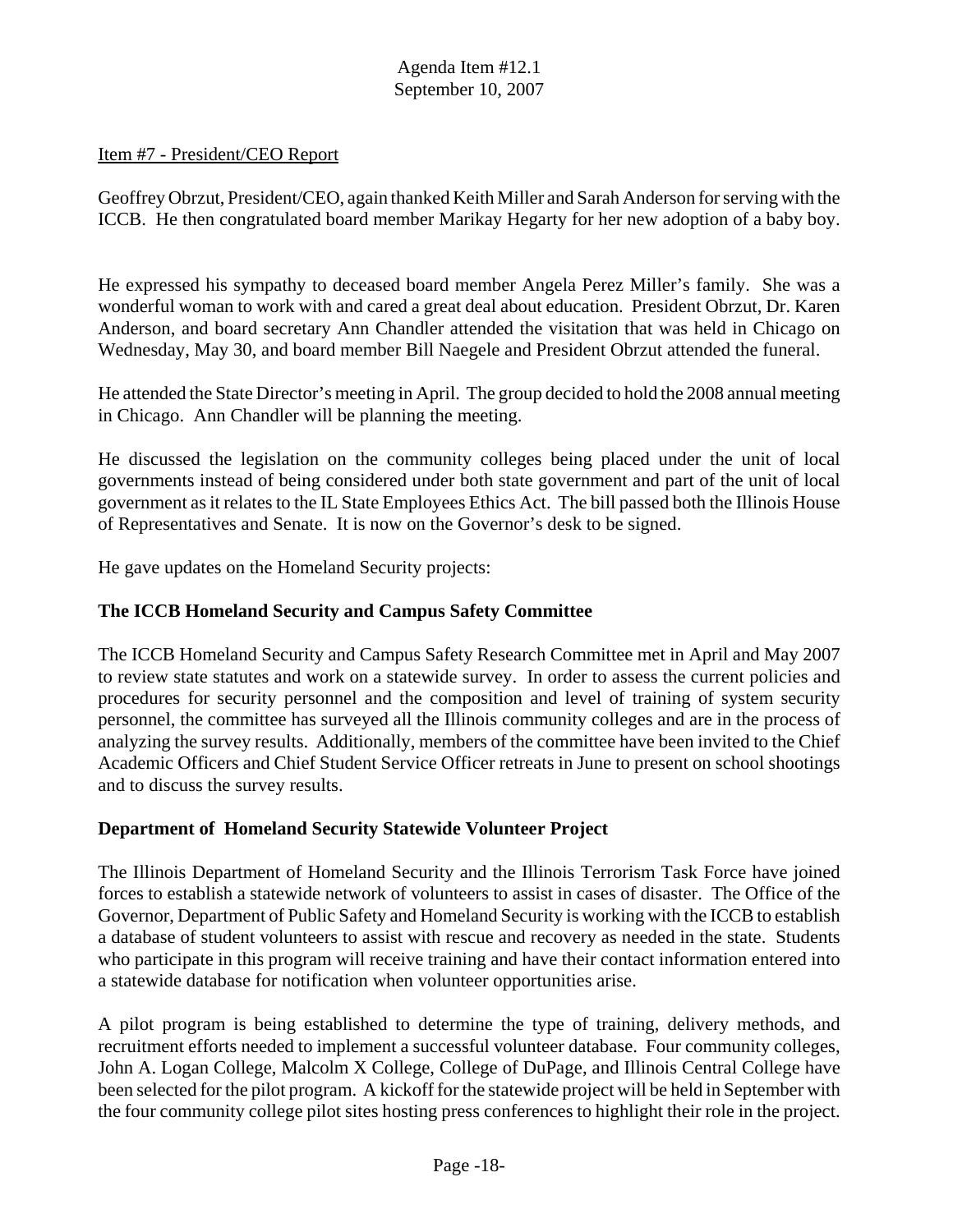Item #7 - President/CEO Report

Geoffrey Obrzut, President/CEO, again thanked Keith Miller and Sarah Anderson for serving with the ICCB. He then congratulated board member Marikay Hegarty for her new adoption of a baby boy.

He expressed his sympathy to deceased board member Angela Perez Miller's family. She was a wonderful woman to work with and cared a great deal about education. President Obrzut, Dr. Karen Anderson, and board secretary Ann Chandler attended the visitation that was held in Chicago on Wednesday, May 30, and board member Bill Naegele and President Obrzut attended the funeral.

He attended the State Director's meeting in April. The group decided to hold the 2008 annual meeting in Chicago. Ann Chandler will be planning the meeting.

He discussed the legislation on the community colleges being placed under the unit of local governments instead of being considered under both state government and part of the unit of local government as it relates to the IL State Employees Ethics Act. The bill passed both the Illinois House of Representatives and Senate. It is now on the Governor's desk to be signed.

He gave updates on the Homeland Security projects:

**The ICCB Homeland Security and Campus Safety Committee**

The ICCB Homeland Security and Campus Safety Research Committee met in April and May 2007 to review state statutes and work on a statewide survey. In order to assess the current policies and procedures for security personnel and the composition and level of training of system security personnel, the committee has surveyed all the Illinois community colleges and are in the process of analyzing the survey results. Additionally, members of the committee have been invited to the Chief Academic Officers and Chief Student Service Officer retreats in June to present on school shootings and to discuss the survey results.

**Department of Homeland Security Statewide Volunteer Project**

The Illinois Department of Homeland Security and the Illinois Terrorism Task Force have joined forces to establish a statewide network of volunteers to assist in cases of disaster. The Office of the Governor, Department of Public Safety and Homeland Security is working with the ICCB to establish a database of student volunteers to assist with rescue and recovery as needed in the state. Students who participate in this program will receive training and have their contact information entered into a statewide database for notification when volunteer opportunities arise.

A pilot program is being established to determine the type of training, delivery methods, and recruitment efforts needed to implement a successful volunteer database. Four community colleges, John A. Logan College, Malcolm X College, College of DuPage, and Illinois Central College have been selected for the pilot program. A kickoff for the statewide project will be held in September with the four community college pilot sites hosting press conferences to highlight their role in the project.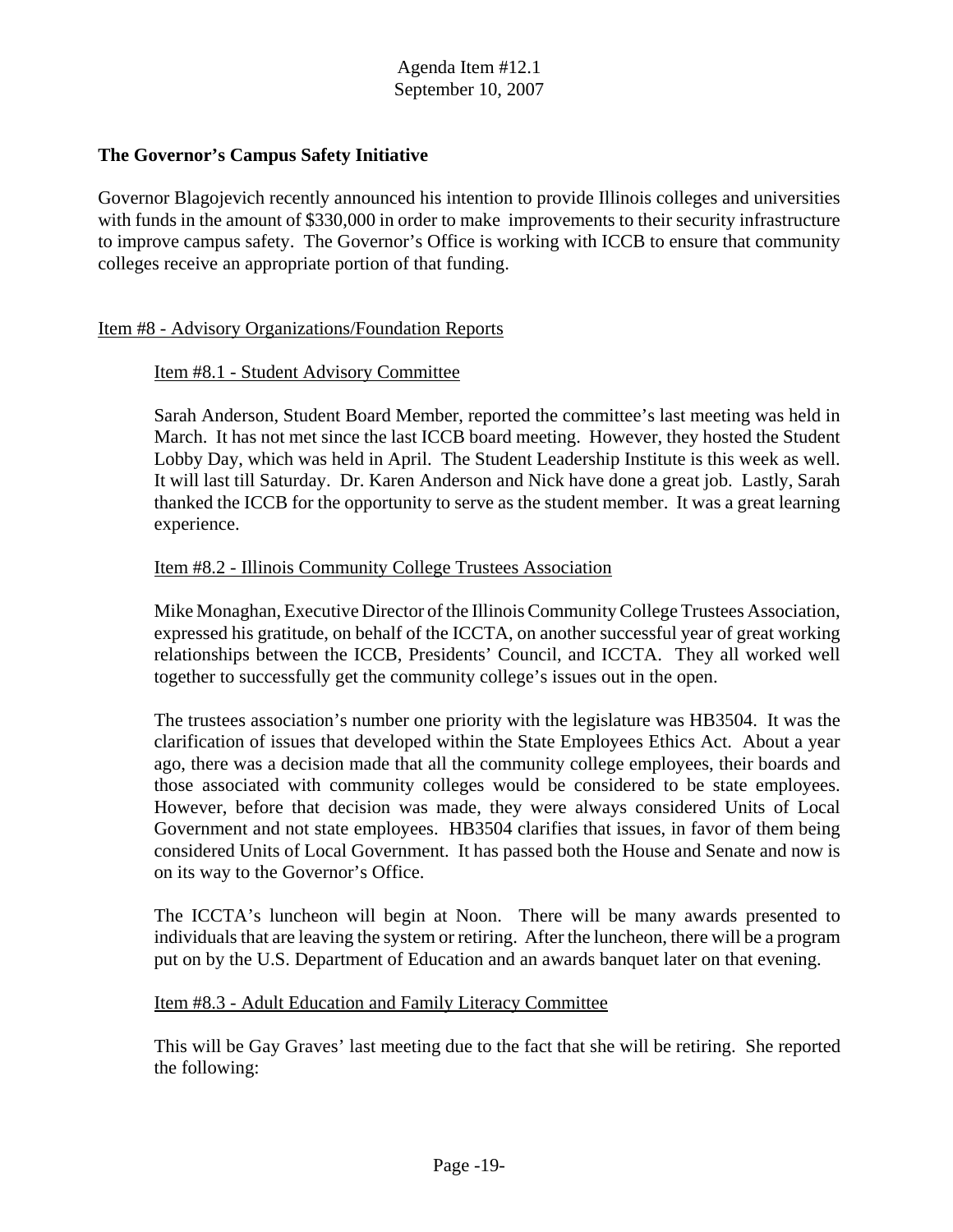**The Governor's Campus Safety Initiative**

Governor Blagojevich recently announced his intention to provide Illinois colleges and universities with funds in the amount of $330,000 in order to make improvements to their security infrastructure to improve campus safety. The Governor's Office is working with ICCB to ensure that community colleges receive an appropriate portion of that funding.

Item #8 - Advisory Organizations/Foundation Reports

Item #8.1 - Student Advisory Committee

Sarah Anderson, Student Board Member, reported the committee's last meeting was held in March. It has not met since the last ICCB board meeting. However, they hosted the Student Lobby Day, which was held in April. The Student Leadership Institute is this week as well. It will last till Saturday. Dr. Karen Anderson and Nick have done a great job. Lastly, Sarah thanked the ICCB for the opportunity to serve as the student member. It was a great learning experience.

Item #8.2 - Illinois Community College Trustees Association

Mike Monaghan, Executive Director of the Illinois Community College Trustees Association, expressed his gratitude, on behalf of the ICCTA, on another successful year of great working relationships between the ICCB, Presidents' Council, and ICCTA. They all worked well together to successfully get the community college's issues out in the open.

The trustees association's number one priority with the legislature was HB3504. It was the clarification of issues that developed within the State Employees Ethics Act. About a year ago, there was a decision made that all the community college employees, their boards and those associated with community colleges would be considered to be state employees. However, before that decision was made, they were always considered Units of Local Government and not state employees. HB3504 clarifies that issues, in favor of them being considered Units of Local Government. It has passed both the House and Senate and now is on its way to the Governor's Office.

The ICCTA's luncheon will begin at Noon. There will be many awards presented to individuals that are leaving the system or retiring. After the luncheon, there will be a program put on by the U.S. Department of Education and an awards banquet later on that evening.

Item #8.3 - Adult Education and Family Literacy Committee

This will be Gay Graves' last meeting due to the fact that she will be retiring. She reported the following: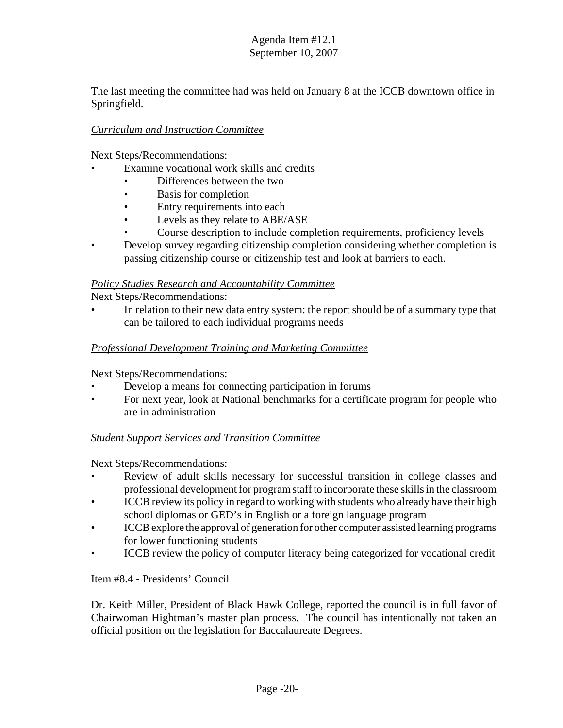The last meeting the committee had was held on January 8 at the ICCB downtown office in Springfield.

*Curriculum and Instruction Committee*

Next Steps/Recommendations:

- Examine vocational work skills and credits
  - Differences between the two
  - Basis for completion
  - Entry requirements into each
  - Levels as they relate to ABE/ASE
  - Course description to include completion requirements, proficiency levels
- Develop survey regarding citizenship completion considering whether completion is passing citizenship course or citizenship test and look at barriers to each.

*Policy Studies Research and Accountability Committee*

Next Steps/Recommendations:

- In relation to their new data entry system: the report should be of a summary type that can be tailored to each individual programs needs

*Professional Development Training and Marketing Committee*

Next Steps/Recommendations:

- Develop a means for connecting participation in forums
- For next year, look at National benchmarks for a certificate program for people who are in administration

*Student Support Services and Transition Committee*

Next Steps/Recommendations:

- Review of adult skills necessary for successful transition in college classes and professional development for program staff to incorporate these skills in the classroom
- ICCB review its policy in regard to working with students who already have their high school diplomas or GED's in English or a foreign language program
- ICCB explore the approval of generation for other computer assisted learning programs for lower functioning students
- ICCB review the policy of computer literacy being categorized for vocational credit

Item #8.4 - Presidents' Council

Dr. Keith Miller, President of Black Hawk College, reported the council is in full favor of Chairwoman Hightman's master plan process. The council has intentionally not taken an official position on the legislation for Baccalaureate Degrees.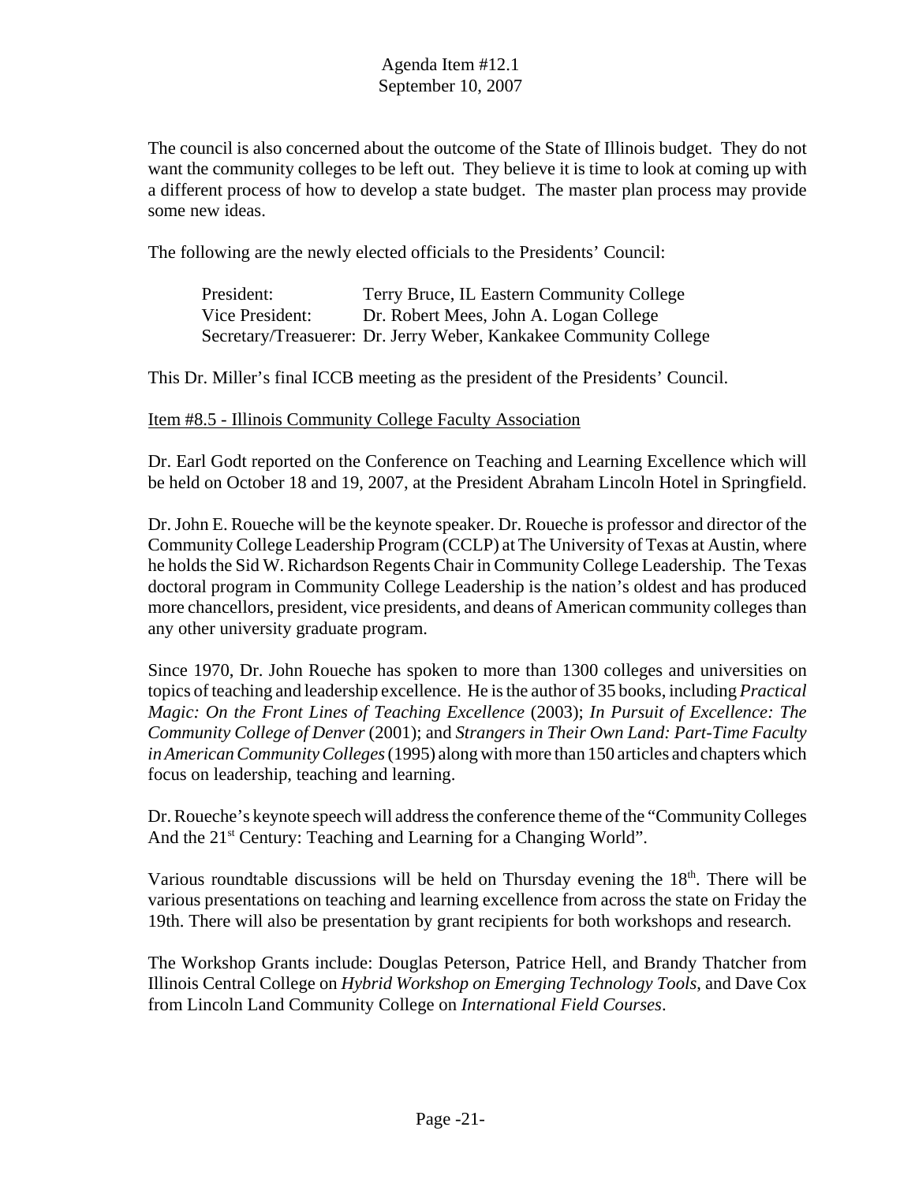The council is also concerned about the outcome of the State of Illinois budget. They do not want the community colleges to be left out. They believe it is time to look at coming up with a different process of how to develop a state budget. The master plan process may provide some new ideas.

The following are the newly elected officials to the Presidents' Council:

President: Terry Bruce, IL Eastern Community College
Vice President: Dr. Robert Mees, John A. Logan College
Secretary/Treasuerer: Dr. Jerry Weber, Kankakee Community College

This Dr. Miller's final ICCB meeting as the president of the Presidents' Council.

Item #8.5 - Illinois Community College Faculty Association

Dr. Earl Godt reported on the Conference on Teaching and Learning Excellence which will be held on October 18 and 19, 2007, at the President Abraham Lincoln Hotel in Springfield.

Dr. John E. Roueche will be the keynote speaker. Dr. Roueche is professor and director of the Community College Leadership Program (CCLP) at The University of Texas at Austin, where he holds the Sid W. Richardson Regents Chair in Community College Leadership. The Texas doctoral program in Community College Leadership is the nation's oldest and has produced more chancellors, president, vice presidents, and deans of American community colleges than any other university graduate program.

Since 1970, Dr. John Roueche has spoken to more than 1300 colleges and universities on topics of teaching and leadership excellence. He is the author of 35 books, including *Practical Magic: On the Front Lines of Teaching Excellence* (2003); *In Pursuit of Excellence: The Community College of Denver* (2001); and *Strangers in Their Own Land: Part-Time Faculty in American Community Colleges* (1995) along with more than 150 articles and chapters which focus on leadership, teaching and learning.

Dr. Roueche's keynote speech will address the conference theme of the "Community Colleges And the 21st Century: Teaching and Learning for a Changing World".

Various roundtable discussions will be held on Thursday evening the 18th. There will be various presentations on teaching and learning excellence from across the state on Friday the 19th. There will also be presentation by grant recipients for both workshops and research.

The Workshop Grants include: Douglas Peterson, Patrice Hell, and Brandy Thatcher from Illinois Central College on *Hybrid Workshop on Emerging Technology Tools*, and Dave Cox from Lincoln Land Community College on *International Field Courses*.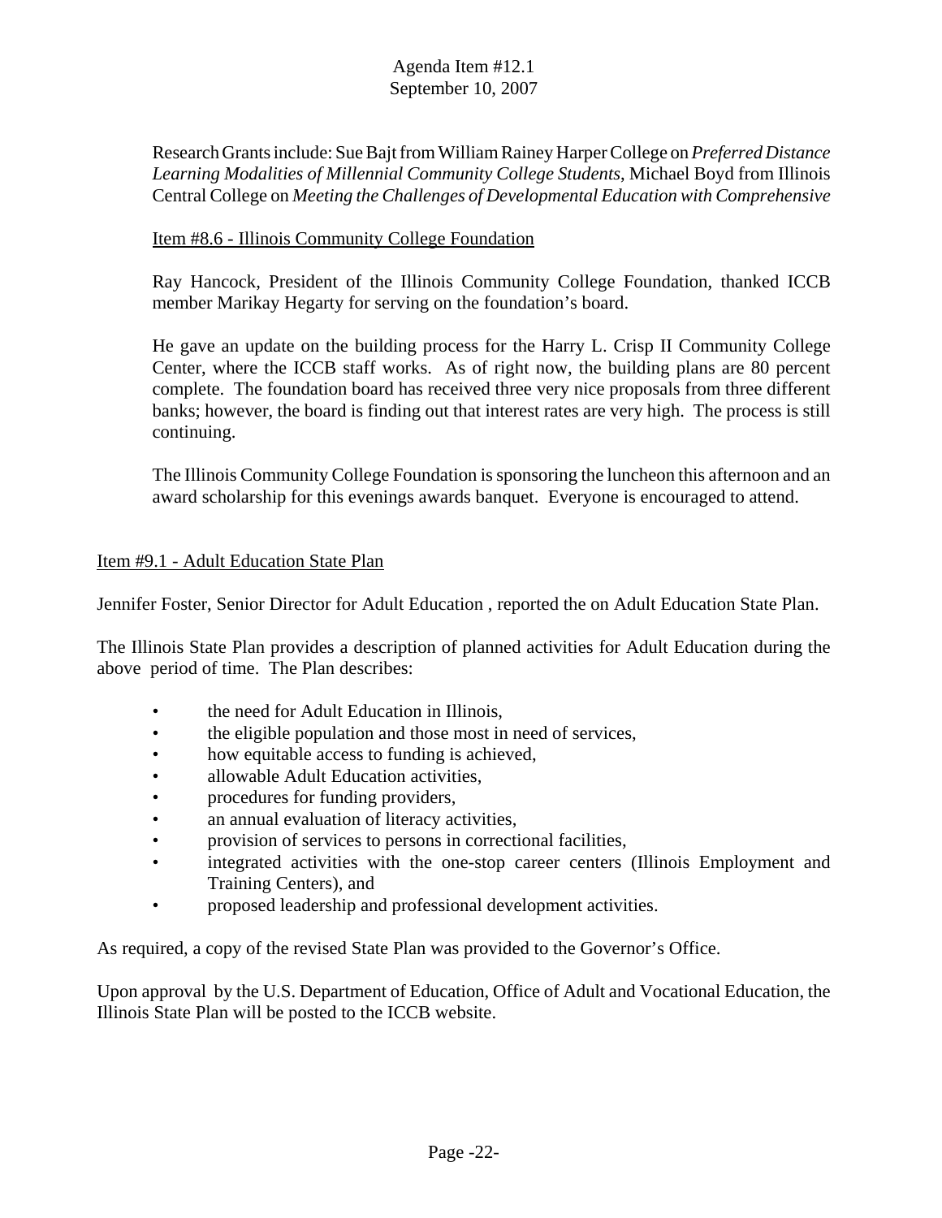Research Grants include: Sue Bajt from William Rainey Harper College on *Preferred Distance Learning Modalities of Millennial Community College Students*, Michael Boyd from Illinois Central College on *Meeting the Challenges of Developmental Education with Comprehensive*

Item #8.6 - Illinois Community College Foundation

Ray Hancock, President of the Illinois Community College Foundation, thanked ICCB member Marikay Hegarty for serving on the foundation's board.

He gave an update on the building process for the Harry L. Crisp II Community College Center, where the ICCB staff works. As of right now, the building plans are 80 percent complete. The foundation board has received three very nice proposals from three different banks; however, the board is finding out that interest rates are very high. The process is still continuing.

The Illinois Community College Foundation is sponsoring the luncheon this afternoon and an award scholarship for this evenings awards banquet. Everyone is encouraged to attend.

Item #9.1 - Adult Education State Plan

Jennifer Foster, Senior Director for Adult Education , reported the on Adult Education State Plan.

The Illinois State Plan provides a description of planned activities for Adult Education during the above period of time. The Plan describes:

- the need for Adult Education in Illinois,
- the eligible population and those most in need of services,
- how equitable access to funding is achieved,
- allowable Adult Education activities,
- procedures for funding providers,
- an annual evaluation of literacy activities,
- provision of services to persons in correctional facilities,
- integrated activities with the one-stop career centers (Illinois Employment and Training Centers), and
- proposed leadership and professional development activities.

As required, a copy of the revised State Plan was provided to the Governor's Office.

Upon approval by the U.S. Department of Education, Office of Adult and Vocational Education, the Illinois State Plan will be posted to the ICCB website.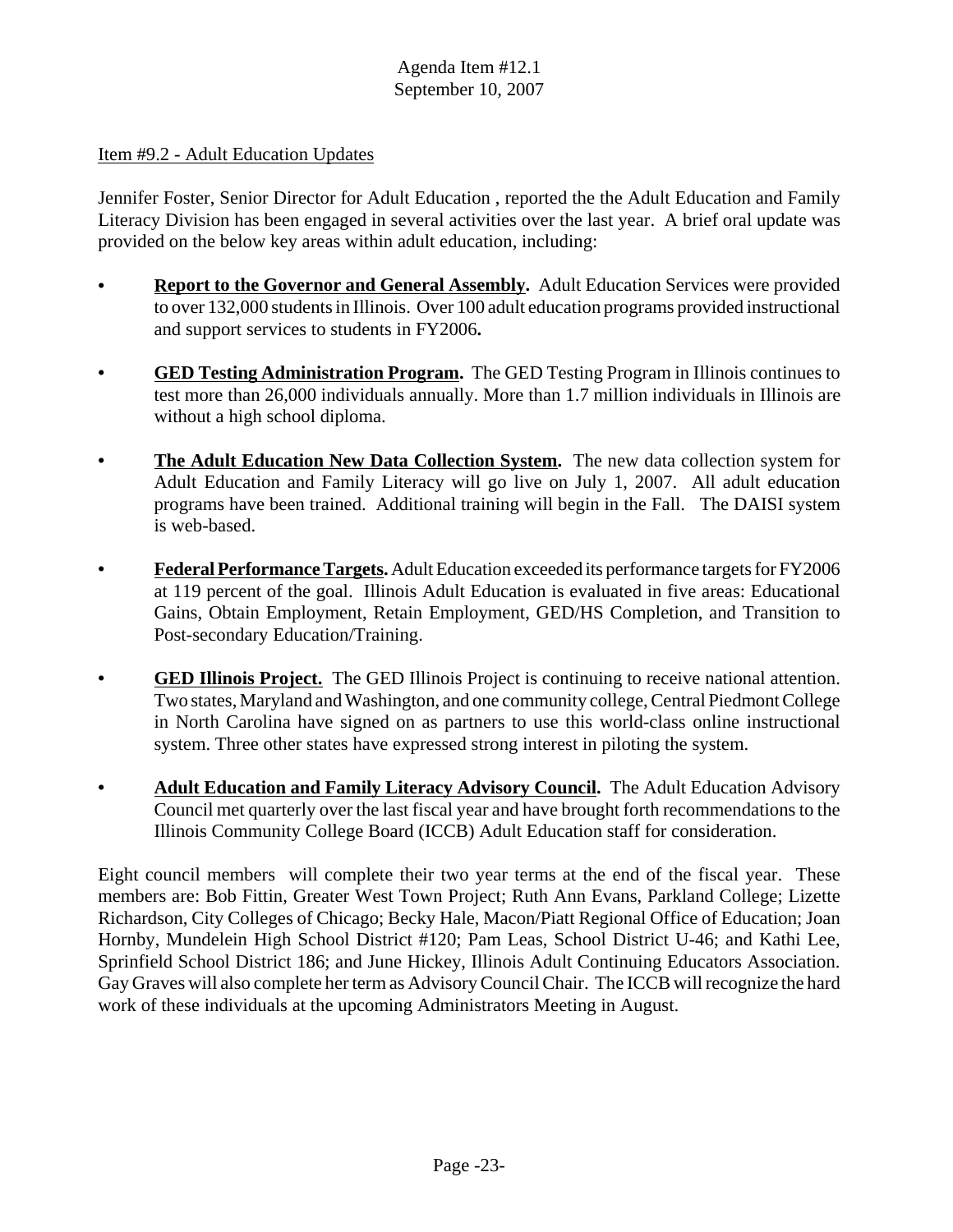Agenda Item #12.1
September 10, 2007

Item #9.2 - Adult Education Updates

Jennifer Foster, Senior Director for Adult Education , reported the the Adult Education and Family Literacy Division has been engaged in several activities over the last year. A brief oral update was provided on the below key areas within adult education, including:

- **Report to the Governor and General Assembly.** Adult Education Services were provided to over 132,000 students in Illinois. Over 100 adult education programs provided instructional and support services to students in FY2006**.**

- **GED Testing Administration Program.** The GED Testing Program in Illinois continues to test more than 26,000 individuals annually. More than 1.7 million individuals in Illinois are without a high school diploma.

- **The Adult Education New Data Collection System.** The new data collection system for Adult Education and Family Literacy will go live on July 1, 2007. All adult education programs have been trained. Additional training will begin in the Fall. The DAISI system is web-based.

- **Federal Performance Targets.** Adult Education exceeded its performance targets for FY2006 at 119 percent of the goal. Illinois Adult Education is evaluated in five areas: Educational Gains, Obtain Employment, Retain Employment, GED/HS Completion, and Transition to Post-secondary Education/Training.

- **GED Illinois Project.** The GED Illinois Project is continuing to receive national attention. Two states, Maryland and Washington, and one community college, Central Piedmont College in North Carolina have signed on as partners to use this world-class online instructional system. Three other states have expressed strong interest in piloting the system.

- **Adult Education and Family Literacy Advisory Council.** The Adult Education Advisory Council met quarterly over the last fiscal year and have brought forth recommendations to the Illinois Community College Board (ICCB) Adult Education staff for consideration.

Eight council members will complete their two year terms at the end of the fiscal year. These members are: Bob Fittin, Greater West Town Project; Ruth Ann Evans, Parkland College; Lizette Richardson, City Colleges of Chicago; Becky Hale, Macon/Piatt Regional Office of Education; Joan Hornby, Mundelein High School District #120; Pam Leas, School District U-46; and Kathi Lee, Sprinfield School District 186; and June Hickey, Illinois Adult Continuing Educators Association. Gay Graves will also complete her term as Advisory Council Chair. The ICCB will recognize the hard work of these individuals at the upcoming Administrators Meeting in August.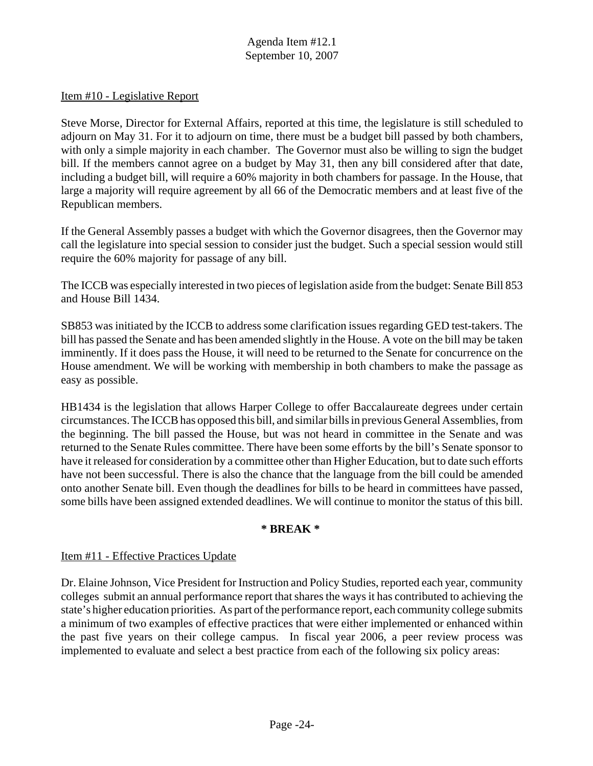Item #10 - Legislative Report

Steve Morse, Director for External Affairs, reported at this time, the legislature is still scheduled to adjourn on May 31. For it to adjourn on time, there must be a budget bill passed by both chambers, with only a simple majority in each chamber. The Governor must also be willing to sign the budget bill. If the members cannot agree on a budget by May 31, then any bill considered after that date, including a budget bill, will require a 60% majority in both chambers for passage. In the House, that large a majority will require agreement by all 66 of the Democratic members and at least five of the Republican members.

If the General Assembly passes a budget with which the Governor disagrees, then the Governor may call the legislature into special session to consider just the budget. Such a special session would still require the 60% majority for passage of any bill.

The ICCB was especially interested in two pieces of legislation aside from the budget: Senate Bill 853 and House Bill 1434.

SB853 was initiated by the ICCB to address some clarification issues regarding GED test-takers. The bill has passed the Senate and has been amended slightly in the House. A vote on the bill may be taken imminently. If it does pass the House, it will need to be returned to the Senate for concurrence on the House amendment. We will be working with membership in both chambers to make the passage as easy as possible.

HB1434 is the legislation that allows Harper College to offer Baccalaureate degrees under certain circumstances. The ICCB has opposed this bill, and similar bills in previous General Assemblies, from the beginning. The bill passed the House, but was not heard in committee in the Senate and was returned to the Senate Rules committee. There have been some efforts by the bill's Senate sponsor to have it released for consideration by a committee other than Higher Education, but to date such efforts have not been successful. There is also the chance that the language from the bill could be amended onto another Senate bill. Even though the deadlines for bills to be heard in committees have passed, some bills have been assigned extended deadlines. We will continue to monitor the status of this bill.

**\* BREAK \***

Item #11 - Effective Practices Update

Dr. Elaine Johnson, Vice President for Instruction and Policy Studies, reported each year, community colleges submit an annual performance report that shares the ways it has contributed to achieving the state's higher education priorities. As part of the performance report, each community college submits a minimum of two examples of effective practices that were either implemented or enhanced within the past five years on their college campus. In fiscal year 2006, a peer review process was implemented to evaluate and select a best practice from each of the following six policy areas: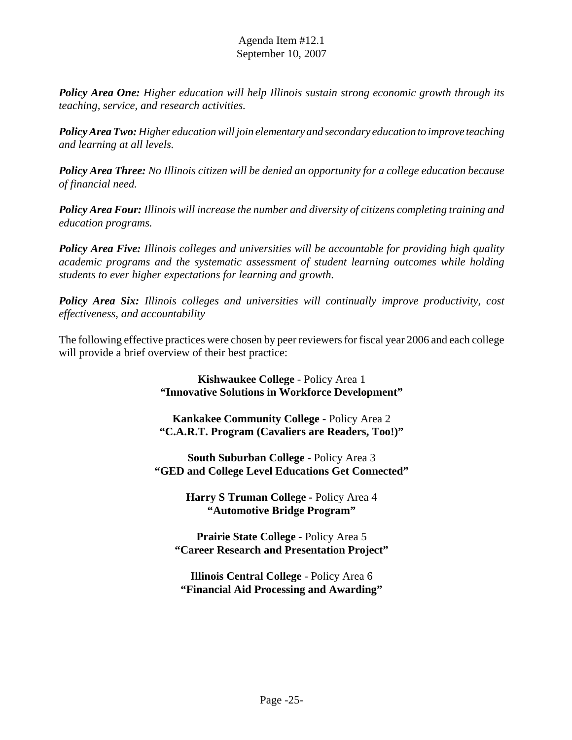***Policy Area One:*** *Higher education will help Illinois sustain strong economic growth through its teaching, service, and research activities.*

***Policy Area Two:*** *Higher education will join elementary and secondary education to improve teaching and learning at all levels.*

***Policy Area Three:*** *No Illinois citizen will be denied an opportunity for a college education because of financial need.*

***Policy Area Four:*** *Illinois will increase the number and diversity of citizens completing training and education programs.*

***Policy Area Five:*** *Illinois colleges and universities will be accountable for providing high quality academic programs and the systematic assessment of student learning outcomes while holding students to ever higher expectations for learning and growth.*

***Policy Area Six:*** *Illinois colleges and universities will continually improve productivity, cost effectiveness, and accountability*

The following effective practices were chosen by peer reviewers for fiscal year 2006 and each college will provide a brief overview of their best practice:

**Kishwaukee College** - Policy Area 1
**"Innovative Solutions in Workforce Development"**

**Kankakee Community College** - Policy Area 2
**"C.A.R.T. Program (Cavaliers are Readers, Too!)"**

**South Suburban College** - Policy Area 3
**"GED and College Level Educations Get Connected"**

**Harry S Truman College -** Policy Area 4
**"Automotive Bridge Program"**

**Prairie State College** - Policy Area 5
**"Career Research and Presentation Project"**

**Illinois Central College** - Policy Area 6
**"Financial Aid Processing and Awarding"**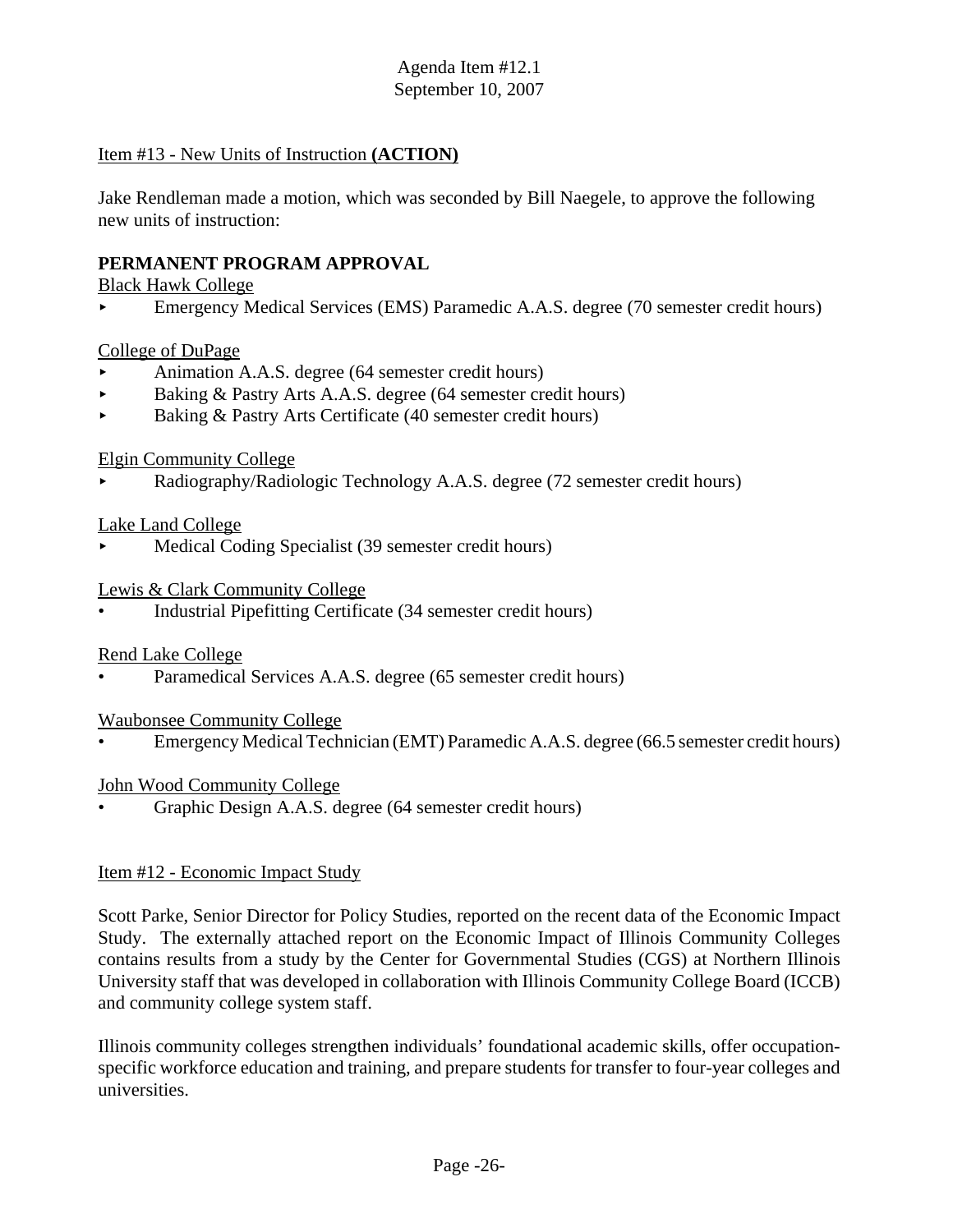Agenda Item #12.1
September 10, 2007

Item #13 - New Units of Instruction **(ACTION)**

Jake Rendleman made a motion, which was seconded by Bill Naegele, to approve the following new units of instruction:

**PERMANENT PROGRAM APPROVAL**

Black Hawk College

- Emergency Medical Services (EMS) Paramedic A.A.S. degree (70 semester credit hours)

College of DuPage

- Animation A.A.S. degree (64 semester credit hours)
- Baking & Pastry Arts A.A.S. degree (64 semester credit hours)
- Baking & Pastry Arts Certificate (40 semester credit hours)

Elgin Community College

- Radiography/Radiologic Technology A.A.S. degree (72 semester credit hours)

Lake Land College

- Medical Coding Specialist (39 semester credit hours)

Lewis & Clark Community College

- Industrial Pipefitting Certificate (34 semester credit hours)

Rend Lake College

- Paramedical Services A.A.S. degree (65 semester credit hours)

Waubonsee Community College

- Emergency Medical Technician (EMT) Paramedic A.A.S. degree (66.5 semester credit hours)

John Wood Community College

- Graphic Design A.A.S. degree (64 semester credit hours)

Item #12 - Economic Impact Study

Scott Parke, Senior Director for Policy Studies, reported on the recent data of the Economic Impact Study. The externally attached report on the Economic Impact of Illinois Community Colleges contains results from a study by the Center for Governmental Studies (CGS) at Northern Illinois University staff that was developed in collaboration with Illinois Community College Board (ICCB) and community college system staff.

Illinois community colleges strengthen individuals' foundational academic skills, offer occupation-specific workforce education and training, and prepare students for transfer to four-year colleges and universities.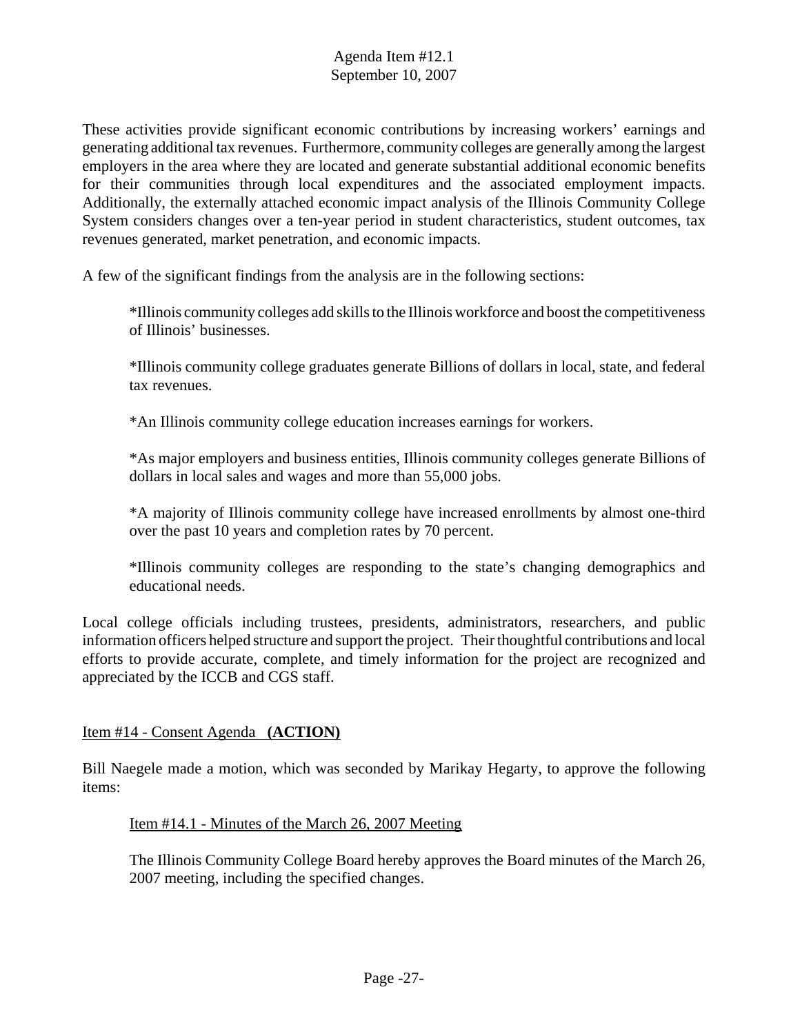These activities provide significant economic contributions by increasing workers' earnings and generating additional tax revenues. Furthermore, community colleges are generally among the largest employers in the area where they are located and generate substantial additional economic benefits for their communities through local expenditures and the associated employment impacts. Additionally, the externally attached economic impact analysis of the Illinois Community College System considers changes over a ten-year period in student characteristics, student outcomes, tax revenues generated, market penetration, and economic impacts.

A few of the significant findings from the analysis are in the following sections:

> *Illinois community colleges add skills to the Illinois workforce and boost the competitiveness of Illinois' businesses.
>
> *Illinois community college graduates generate Billions of dollars in local, state, and federal tax revenues.
>
> *An Illinois community college education increases earnings for workers.
>
> *As major employers and business entities, Illinois community colleges generate Billions of dollars in local sales and wages and more than 55,000 jobs.
>
> *A majority of Illinois community college have increased enrollments by almost one-third over the past 10 years and completion rates by 70 percent.
>
> *Illinois community colleges are responding to the state's changing demographics and educational needs.

Local college officials including trustees, presidents, administrators, researchers, and public information officers helped structure and support the project. Their thoughtful contributions and local efforts to provide accurate, complete, and timely information for the project are recognized and appreciated by the ICCB and CGS staff.

## Item #14 - Consent Agenda **(ACTION)**

Bill Naegele made a motion, which was seconded by Marikay Hegarty, to approve the following items:

### Item #14.1 - Minutes of the March 26, 2007 Meeting

The Illinois Community College Board hereby approves the Board minutes of the March 26, 2007 meeting, including the specified changes.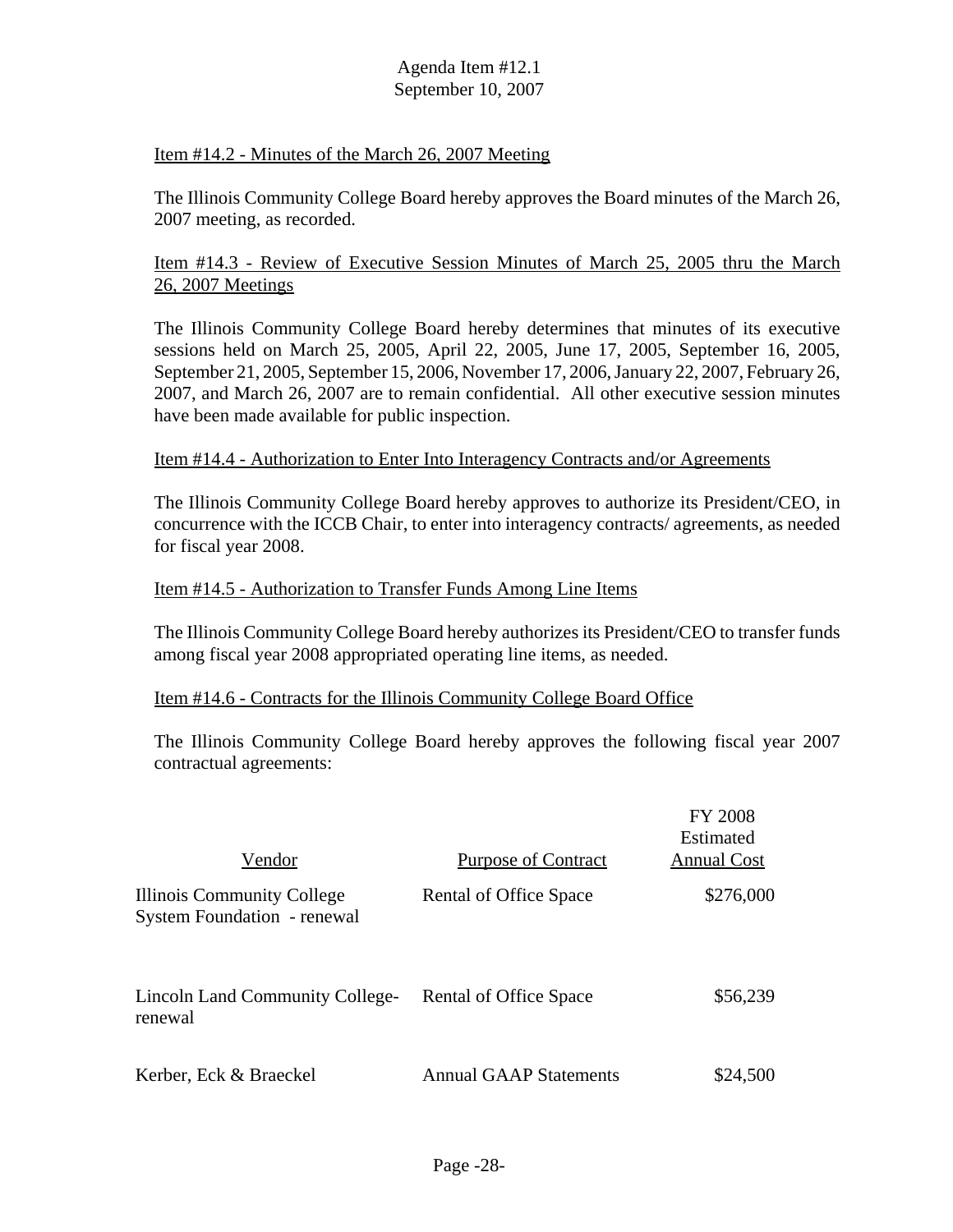Item #14.2 - Minutes of the March 26, 2007 Meeting

The Illinois Community College Board hereby approves the Board minutes of the March 26, 2007 meeting, as recorded.

Item #14.3 - Review of Executive Session Minutes of March 25, 2005 thru the March 26, 2007 Meetings

The Illinois Community College Board hereby determines that minutes of its executive sessions held on March 25, 2005, April 22, 2005, June 17, 2005, September 16, 2005, September 21, 2005, September 15, 2006, November 17, 2006, January 22, 2007, February 26, 2007, and March 26, 2007 are to remain confidential. All other executive session minutes have been made available for public inspection.

Item #14.4 - Authorization to Enter Into Interagency Contracts and/or Agreements

The Illinois Community College Board hereby approves to authorize its President/CEO, in concurrence with the ICCB Chair, to enter into interagency contracts/ agreements, as needed for fiscal year 2008.

Item #14.5 - Authorization to Transfer Funds Among Line Items

The Illinois Community College Board hereby authorizes its President/CEO to transfer funds among fiscal year 2008 appropriated operating line items, as needed.

Item #14.6 - Contracts for the Illinois Community College Board Office

The Illinois Community College Board hereby approves the following fiscal year 2007 contractual agreements:

| Vendor | Purpose of Contract | FY 2008 Estimated Annual Cost |
|---|---|---|
| Illinois Community College System Foundation - renewal | Rental of Office Space | $276,000 |
| Lincoln Land Community College- renewal | Rental of Office Space | $56,239 |
| Kerber, Eck & Braeckel | Annual GAAP Statements | $24,500 |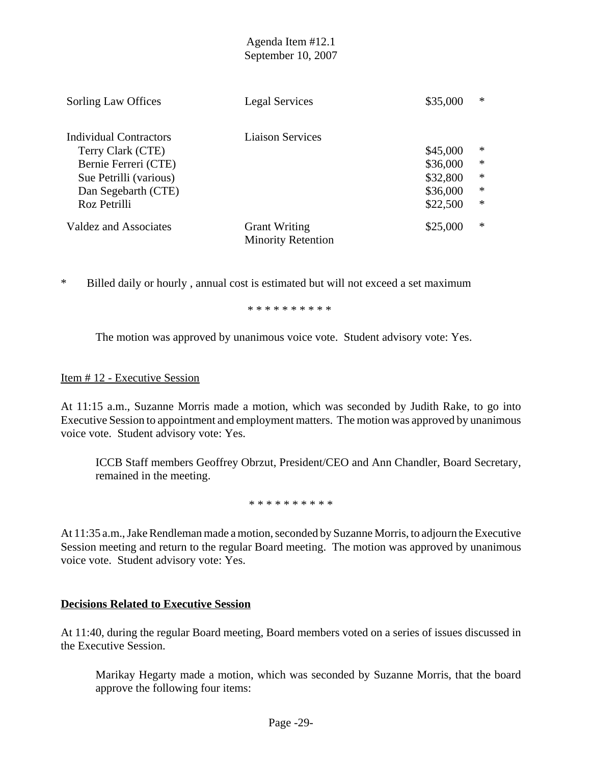Agenda Item #12.1
September 10, 2007

| | | | |
|---|---|---|---|
| Sorling Law Offices | Legal Services | $35,000 | * |
| Individual Contractors | Liaison Services | | |
| Terry Clark (CTE) | | $45,000 | * |
| Bernie Ferreri (CTE) | | $36,000 | * |
| Sue Petrilli (various) | | $32,800 | * |
| Dan Segebarth (CTE) | | $36,000 | * |
| Roz Petrilli | | $22,500 | * |
| Valdez and Associates | Grant Writing<br>Minority Retention | $25,000 | * |

\* Billed daily or hourly , annual cost is estimated but will not exceed a set maximum

\* \* \* \* \* \* \* \* \* \*

The motion was approved by unanimous voice vote. Student advisory vote: Yes.

Item # 12 - Executive Session

At 11:15 a.m., Suzanne Morris made a motion, which was seconded by Judith Rake, to go into Executive Session to appointment and employment matters. The motion was approved by unanimous voice vote. Student advisory vote: Yes.

ICCB Staff members Geoffrey Obrzut, President/CEO and Ann Chandler, Board Secretary, remained in the meeting.

\* \* \* \* \* \* \* \* \* \*

At 11:35 a.m., Jake Rendleman made a motion, seconded by Suzanne Morris, to adjourn the Executive Session meeting and return to the regular Board meeting. The motion was approved by unanimous voice vote. Student advisory vote: Yes.

**Decisions Related to Executive Session**

At 11:40, during the regular Board meeting, Board members voted on a series of issues discussed in the Executive Session.

Marikay Hegarty made a motion, which was seconded by Suzanne Morris, that the board approve the following four items: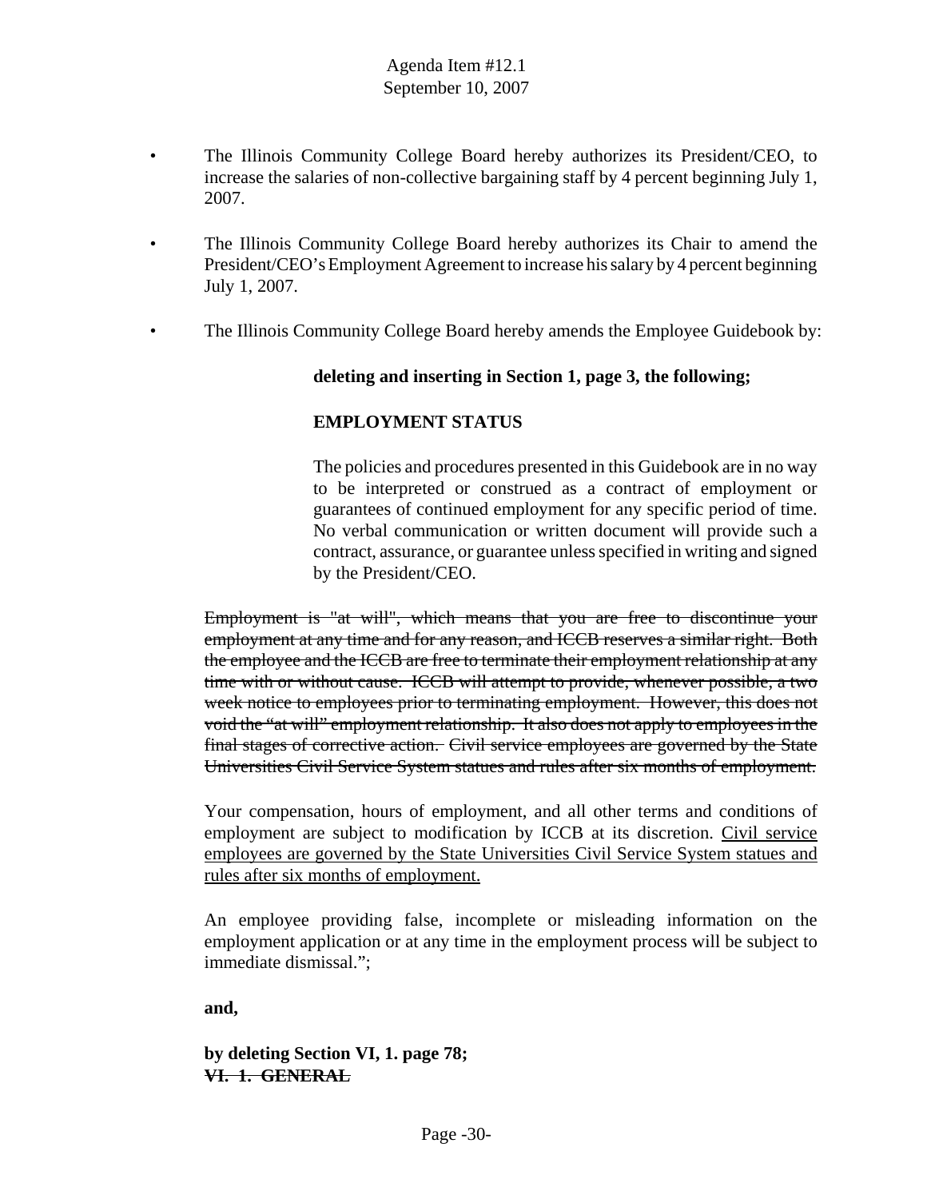Agenda Item #12.1
September 10, 2007

- The Illinois Community College Board hereby authorizes its President/CEO, to increase the salaries of non-collective bargaining staff by 4 percent beginning July 1, 2007.
- The Illinois Community College Board hereby authorizes its Chair to amend the President/CEO's Employment Agreement to increase his salary by 4 percent beginning July 1, 2007.
- The Illinois Community College Board hereby amends the Employee Guidebook by:

**deleting and inserting in Section 1, page 3, the following;**

**EMPLOYMENT STATUS**

The policies and procedures presented in this Guidebook are in no way to be interpreted or construed as a contract of employment or guarantees of continued employment for any specific period of time. No verbal communication or written document will provide such a contract, assurance, or guarantee unless specified in writing and signed by the President/CEO.

~~Employment is "at will", which means that you are free to discontinue your employment at any time and for any reason, and ICCB reserves a similar right. Both the employee and the ICCB are free to terminate their employment relationship at any time with or without cause. ICCB will attempt to provide, whenever possible, a two week notice to employees prior to terminating employment. However, this does not void the "at will" employment relationship. It also does not apply to employees in the final stages of corrective action. Civil service employees are governed by the State Universities Civil Service System statues and rules after six months of employment.~~

Your compensation, hours of employment, and all other terms and conditions of employment are subject to modification by ICCB at its discretion. <u>Civil service employees are governed by the State Universities Civil Service System statues and rules after six months of employment.</u>

An employee providing false, incomplete or misleading information on the employment application or at any time in the employment process will be subject to immediate dismissal.";

**and,**

**by deleting Section VI, 1. page 78;**
**~~VI. 1. GENERAL~~**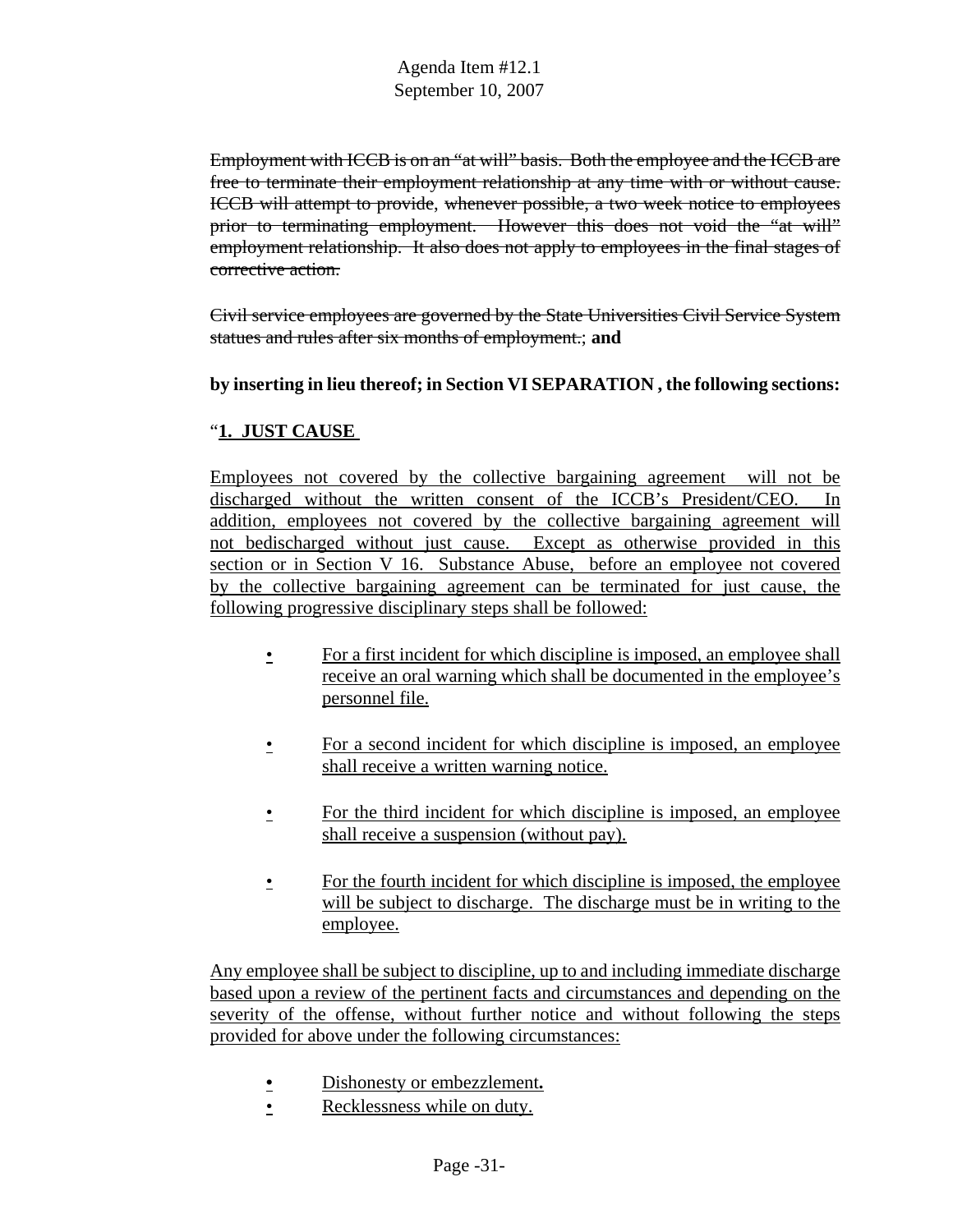~~Employment with ICCB is on an "at will" basis. Both the employee and the ICCB are free to terminate their employment relationship at any time with or without cause. ICCB will attempt to provide, whenever possible, a two week notice to employees prior to terminating employment. However this does not void the "at will" employment relationship. It also does not apply to employees in the final stages of corrective action.~~

~~Civil service employees are governed by the State Universities Civil Service System statues and rules after six months of employment.~~; **and**

**by inserting in lieu thereof; in Section VI SEPARATION , the following sections:**

"**<u>1. JUST CAUSE</u>**

<u>Employees not covered by the collective bargaining agreement will not be discharged without the written consent of the ICCB's President/CEO. In addition, employees not covered by the collective bargaining agreement will not bedischarged without just cause. Except as otherwise provided in this section or in Section V 16. Substance Abuse, before an employee not covered by the collective bargaining agreement can be terminated for just cause, the following progressive disciplinary steps shall be followed:</u>

- <u>For a first incident for which discipline is imposed, an employee shall receive an oral warning which shall be documented in the employee's personnel file.</u>
- <u>For a second incident for which discipline is imposed, an employee shall receive a written warning notice.</u>
- <u>For the third incident for which discipline is imposed, an employee shall receive a suspension (without pay).</u>
- <u>For the fourth incident for which discipline is imposed, the employee will be subject to discharge. The discharge must be in writing to the employee.</u>

<u>Any employee shall be subject to discipline, up to and including immediate discharge based upon a review of the pertinent facts and circumstances and depending on the severity of the offense, without further notice and without following the steps provided for above under the following circumstances:</u>

- <u>Dishonesty or embezzlement.</u>
- <u>Recklessness while on duty.</u>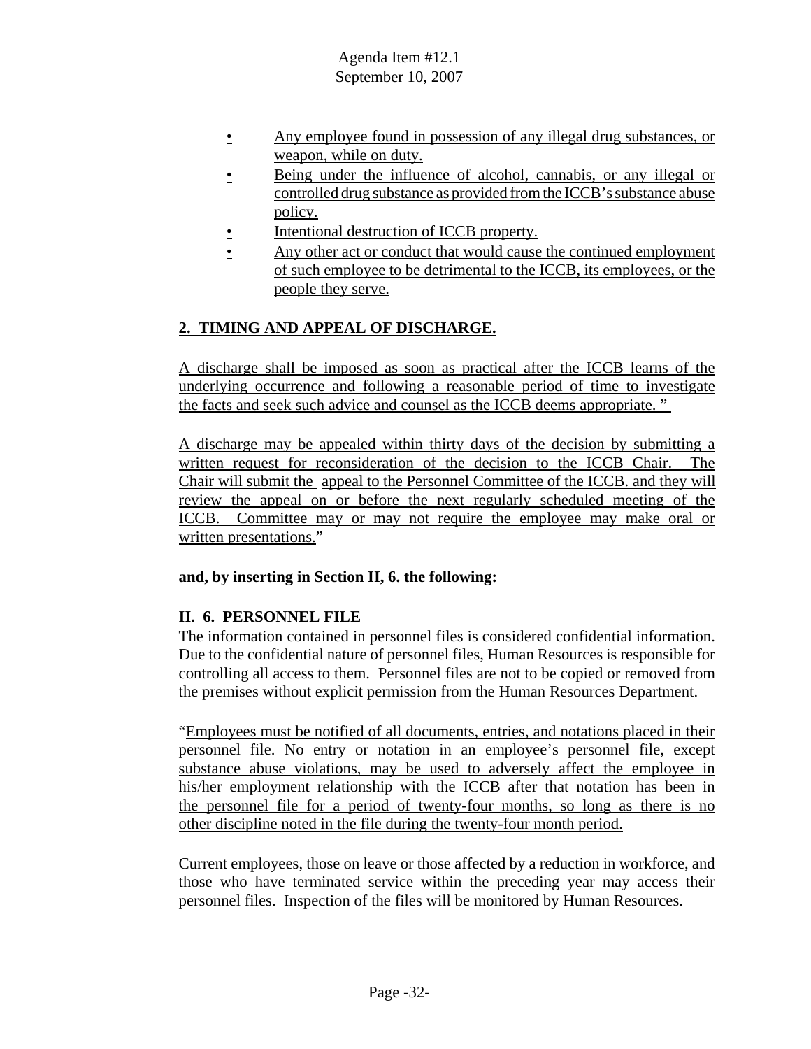- Any employee found in possession of any illegal drug substances, or weapon, while on duty.
- Being under the influence of alcohol, cannabis, or any illegal or controlled drug substance as provided from the ICCB's substance abuse policy.
- Intentional destruction of ICCB property.
- Any other act or conduct that would cause the continued employment of such employee to be detrimental to the ICCB, its employees, or the people they serve.

**2. TIMING AND APPEAL OF DISCHARGE.**

A discharge shall be imposed as soon as practical after the ICCB learns of the underlying occurrence and following a reasonable period of time to investigate the facts and seek such advice and counsel as the ICCB deems appropriate. "

A discharge may be appealed within thirty days of the decision by submitting a written request for reconsideration of the decision to the ICCB Chair. The Chair will submit the appeal to the Personnel Committee of the ICCB. and they will review the appeal on or before the next regularly scheduled meeting of the ICCB. Committee may or may not require the employee may make oral or written presentations."

**and, by inserting in Section II, 6. the following:**

**II. 6. PERSONNEL FILE**

The information contained in personnel files is considered confidential information. Due to the confidential nature of personnel files, Human Resources is responsible for controlling all access to them. Personnel files are not to be copied or removed from the premises without explicit permission from the Human Resources Department.

"Employees must be notified of all documents, entries, and notations placed in their personnel file. No entry or notation in an employee's personnel file, except substance abuse violations, may be used to adversely affect the employee in his/her employment relationship with the ICCB after that notation has been in the personnel file for a period of twenty-four months, so long as there is no other discipline noted in the file during the twenty-four month period.

Current employees, those on leave or those affected by a reduction in workforce, and those who have terminated service within the preceding year may access their personnel files. Inspection of the files will be monitored by Human Resources.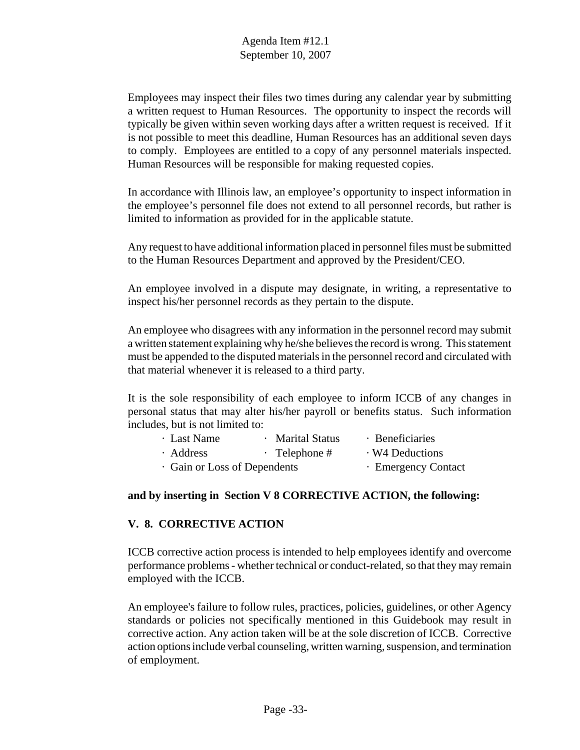Employees may inspect their files two times during any calendar year by submitting a written request to Human Resources. The opportunity to inspect the records will typically be given within seven working days after a written request is received. If it is not possible to meet this deadline, Human Resources has an additional seven days to comply. Employees are entitled to a copy of any personnel materials inspected. Human Resources will be responsible for making requested copies.

In accordance with Illinois law, an employee's opportunity to inspect information in the employee's personnel file does not extend to all personnel records, but rather is limited to information as provided for in the applicable statute.

Any request to have additional information placed in personnel files must be submitted to the Human Resources Department and approved by the President/CEO.

An employee involved in a dispute may designate, in writing, a representative to inspect his/her personnel records as they pertain to the dispute.

An employee who disagrees with any information in the personnel record may submit a written statement explaining why he/she believes the record is wrong. This statement must be appended to the disputed materials in the personnel record and circulated with that material whenever it is released to a third party.

It is the sole responsibility of each employee to inform ICCB of any changes in personal status that may alter his/her payroll or benefits status. Such information includes, but is not limited to:

- Last Name
- Marital Status
- Beneficiaries
- Address
- Telephone #
- W4 Deductions
- Gain or Loss of Dependents
- Emergency Contact

**and by inserting in Section V 8 CORRECTIVE ACTION, the following:**

**V. 8. CORRECTIVE ACTION**

ICCB corrective action process is intended to help employees identify and overcome performance problems - whether technical or conduct-related, so that they may remain employed with the ICCB.

An employee's failure to follow rules, practices, policies, guidelines, or other Agency standards or policies not specifically mentioned in this Guidebook may result in corrective action. Any action taken will be at the sole discretion of ICCB. Corrective action options include verbal counseling, written warning, suspension, and termination of employment.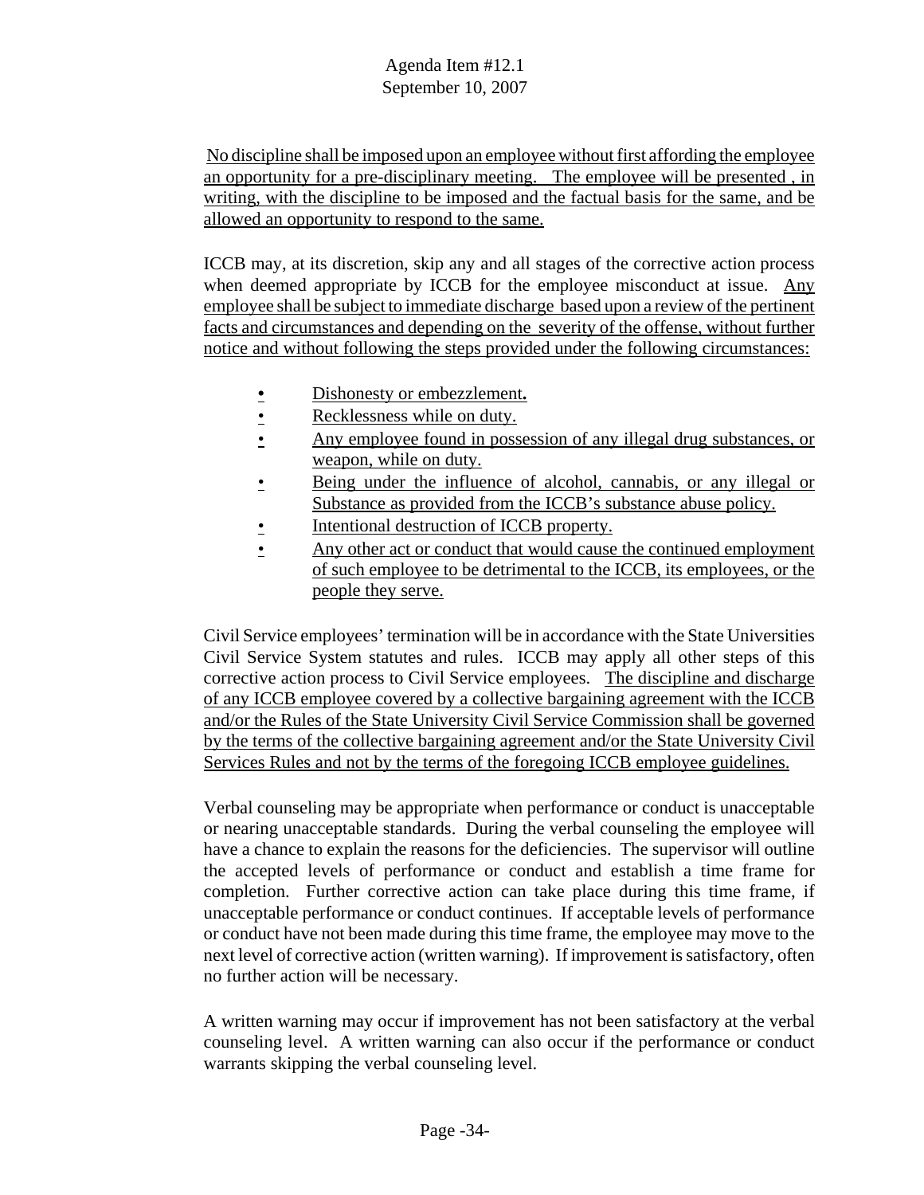No discipline shall be imposed upon an employee without first affording the employee an opportunity for a pre-disciplinary meeting. The employee will be presented , in writing, with the discipline to be imposed and the factual basis for the same, and be allowed an opportunity to respond to the same.

ICCB may, at its discretion, skip any and all stages of the corrective action process when deemed appropriate by ICCB for the employee misconduct at issue. Any employee shall be subject to immediate discharge based upon a review of the pertinent facts and circumstances and depending on the severity of the offense, without further notice and without following the steps provided under the following circumstances:

- Dishonesty or embezzlement.
- Recklessness while on duty.
- Any employee found in possession of any illegal drug substances, or weapon, while on duty.
- Being under the influence of alcohol, cannabis, or any illegal or Substance as provided from the ICCB's substance abuse policy.
- Intentional destruction of ICCB property.
- Any other act or conduct that would cause the continued employment of such employee to be detrimental to the ICCB, its employees, or the people they serve.

Civil Service employees' termination will be in accordance with the State Universities Civil Service System statutes and rules. ICCB may apply all other steps of this corrective action process to Civil Service employees. The discipline and discharge of any ICCB employee covered by a collective bargaining agreement with the ICCB and/or the Rules of the State University Civil Service Commission shall be governed by the terms of the collective bargaining agreement and/or the State University Civil Services Rules and not by the terms of the foregoing ICCB employee guidelines.

Verbal counseling may be appropriate when performance or conduct is unacceptable or nearing unacceptable standards. During the verbal counseling the employee will have a chance to explain the reasons for the deficiencies. The supervisor will outline the accepted levels of performance or conduct and establish a time frame for completion. Further corrective action can take place during this time frame, if unacceptable performance or conduct continues. If acceptable levels of performance or conduct have not been made during this time frame, the employee may move to the next level of corrective action (written warning). If improvement is satisfactory, often no further action will be necessary.

A written warning may occur if improvement has not been satisfactory at the verbal counseling level. A written warning can also occur if the performance or conduct warrants skipping the verbal counseling level.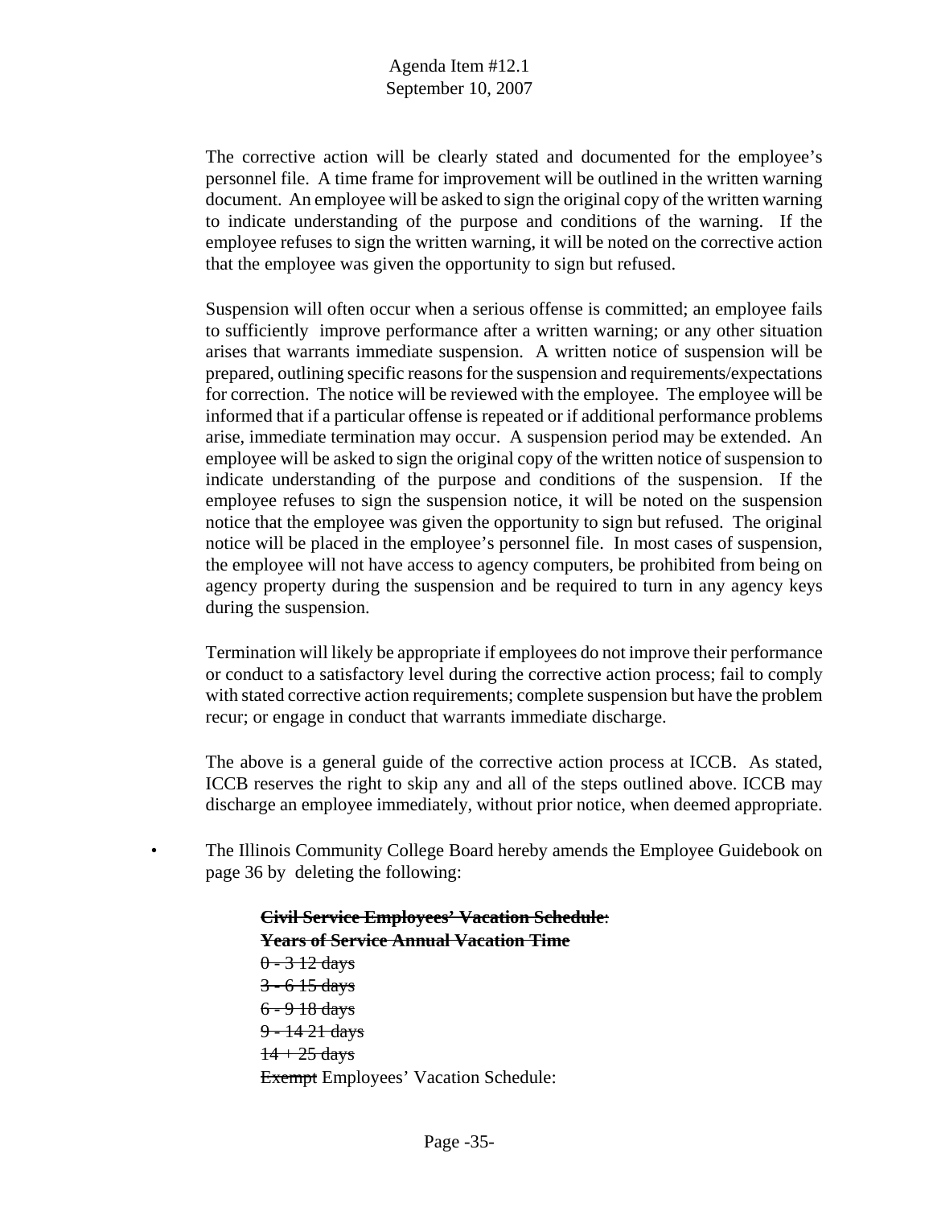The corrective action will be clearly stated and documented for the employee's personnel file. A time frame for improvement will be outlined in the written warning document. An employee will be asked to sign the original copy of the written warning to indicate understanding of the purpose and conditions of the warning. If the employee refuses to sign the written warning, it will be noted on the corrective action that the employee was given the opportunity to sign but refused.

Suspension will often occur when a serious offense is committed; an employee fails to sufficiently improve performance after a written warning; or any other situation arises that warrants immediate suspension. A written notice of suspension will be prepared, outlining specific reasons for the suspension and requirements/expectations for correction. The notice will be reviewed with the employee. The employee will be informed that if a particular offense is repeated or if additional performance problems arise, immediate termination may occur. A suspension period may be extended. An employee will be asked to sign the original copy of the written notice of suspension to indicate understanding of the purpose and conditions of the suspension. If the employee refuses to sign the suspension notice, it will be noted on the suspension notice that the employee was given the opportunity to sign but refused. The original notice will be placed in the employee's personnel file. In most cases of suspension, the employee will not have access to agency computers, be prohibited from being on agency property during the suspension and be required to turn in any agency keys during the suspension.

Termination will likely be appropriate if employees do not improve their performance or conduct to a satisfactory level during the corrective action process; fail to comply with stated corrective action requirements; complete suspension but have the problem recur; or engage in conduct that warrants immediate discharge.

The above is a general guide of the corrective action process at ICCB. As stated, ICCB reserves the right to skip any and all of the steps outlined above. ICCB may discharge an employee immediately, without prior notice, when deemed appropriate.

- The Illinois Community College Board hereby amends the Employee Guidebook on page 36 by deleting the following:

  ~~**Civil Service Employees' Vacation Schedule**~~:
  ~~**Years of Service Annual Vacation Time**~~
  ~~0 - 3 12 days~~
  ~~3 - 6 15 days~~
  ~~6 - 9 18 days~~
  ~~9 - 14 21 days~~
  ~~14 + 25 days~~
  ~~Exempt~~ Employees' Vacation Schedule: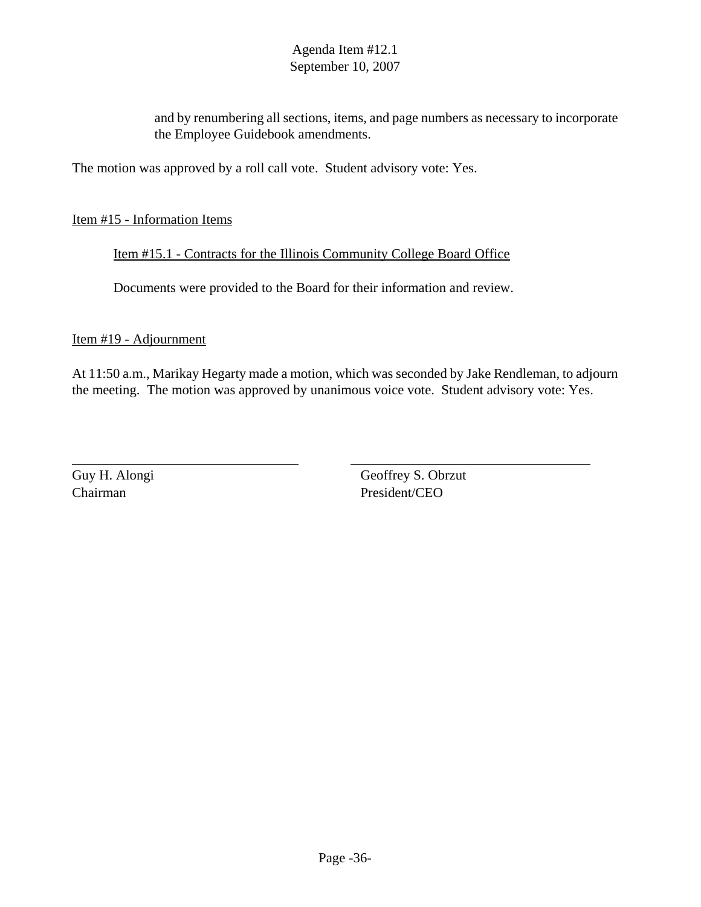and by renumbering all sections, items, and page numbers as necessary to incorporate the Employee Guidebook amendments.

The motion was approved by a roll call vote. Student advisory vote: Yes.

Item #15 - Information Items

Item #15.1 - Contracts for the Illinois Community College Board Office

Documents were provided to the Board for their information and review.

Item #19 - Adjournment

At 11:50 a.m., Marikay Hegarty made a motion, which was seconded by Jake Rendleman, to adjourn the meeting. The motion was approved by unanimous voice vote. Student advisory vote: Yes.

| | |
|---|---|
| Guy H. Alongi | Geoffrey S. Obrzut |
| Chairman | President/CEO |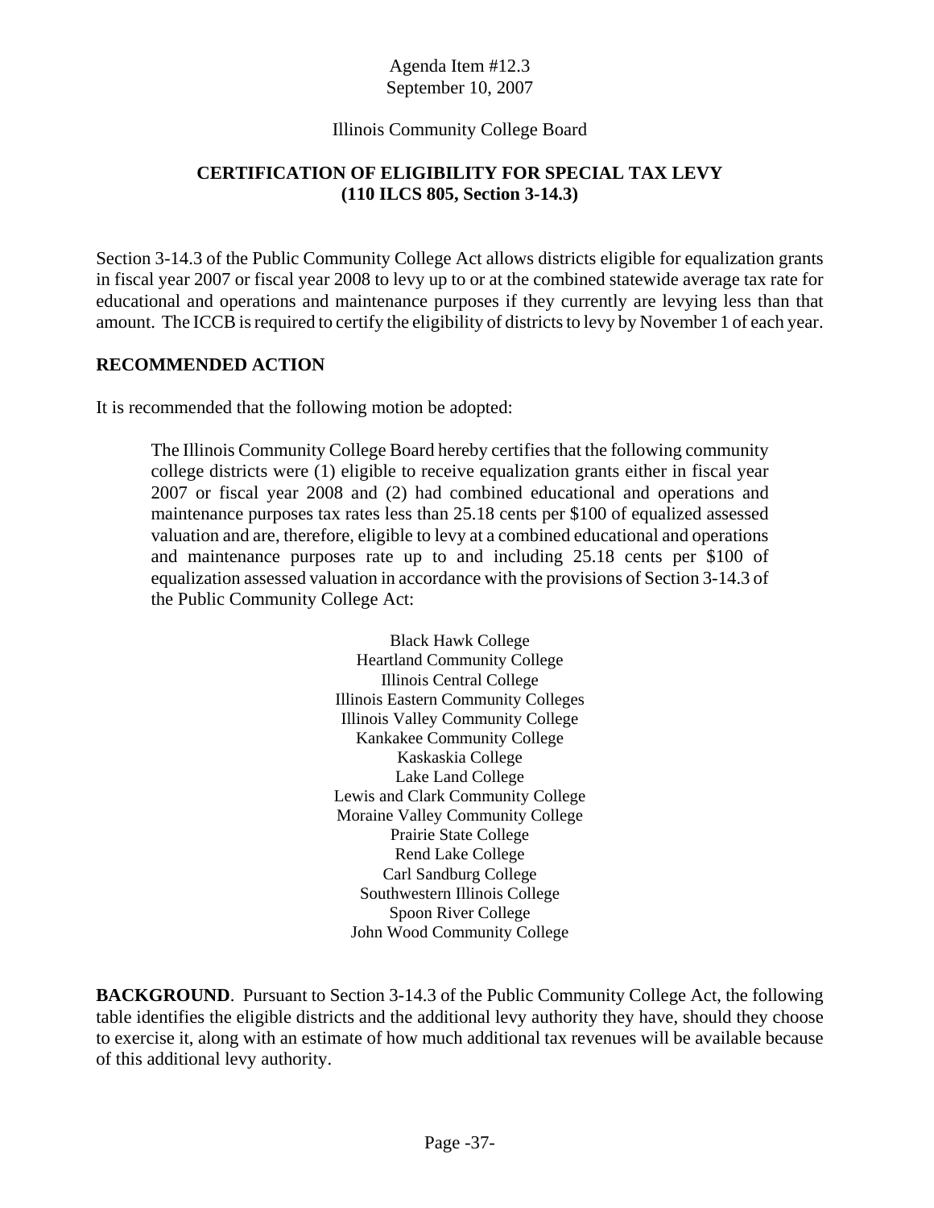Agenda Item #12.3
September 10, 2007

Illinois Community College Board

## CERTIFICATION OF ELIGIBILITY FOR SPECIAL TAX LEVY (110 ILCS 805, Section 3-14.3)

Section 3-14.3 of the Public Community College Act allows districts eligible for equalization grants in fiscal year 2007 or fiscal year 2008 to levy up to or at the combined statewide average tax rate for educational and operations and maintenance purposes if they currently are levying less than that amount. The ICCB is required to certify the eligibility of districts to levy by November 1 of each year.

### RECOMMENDED ACTION

It is recommended that the following motion be adopted:

> The Illinois Community College Board hereby certifies that the following community college districts were (1) eligible to receive equalization grants either in fiscal year 2007 or fiscal year 2008 and (2) had combined educational and operations and maintenance purposes tax rates less than 25.18 cents per $100 of equalized assessed valuation and are, therefore, eligible to levy at a combined educational and operations and maintenance purposes rate up to and including 25.18 cents per $100 of equalization assessed valuation in accordance with the provisions of Section 3-14.3 of the Public Community College Act:
>
> Black Hawk College
> Heartland Community College
> Illinois Central College
> Illinois Eastern Community Colleges
> Illinois Valley Community College
> Kankakee Community College
> Kaskaskia College
> Lake Land College
> Lewis and Clark Community College
> Moraine Valley Community College
> Prairie State College
> Rend Lake College
> Carl Sandburg College
> Southwestern Illinois College
> Spoon River College
> John Wood Community College

**BACKGROUND**. Pursuant to Section 3-14.3 of the Public Community College Act, the following table identifies the eligible districts and the additional levy authority they have, should they choose to exercise it, along with an estimate of how much additional tax revenues will be available because of this additional levy authority.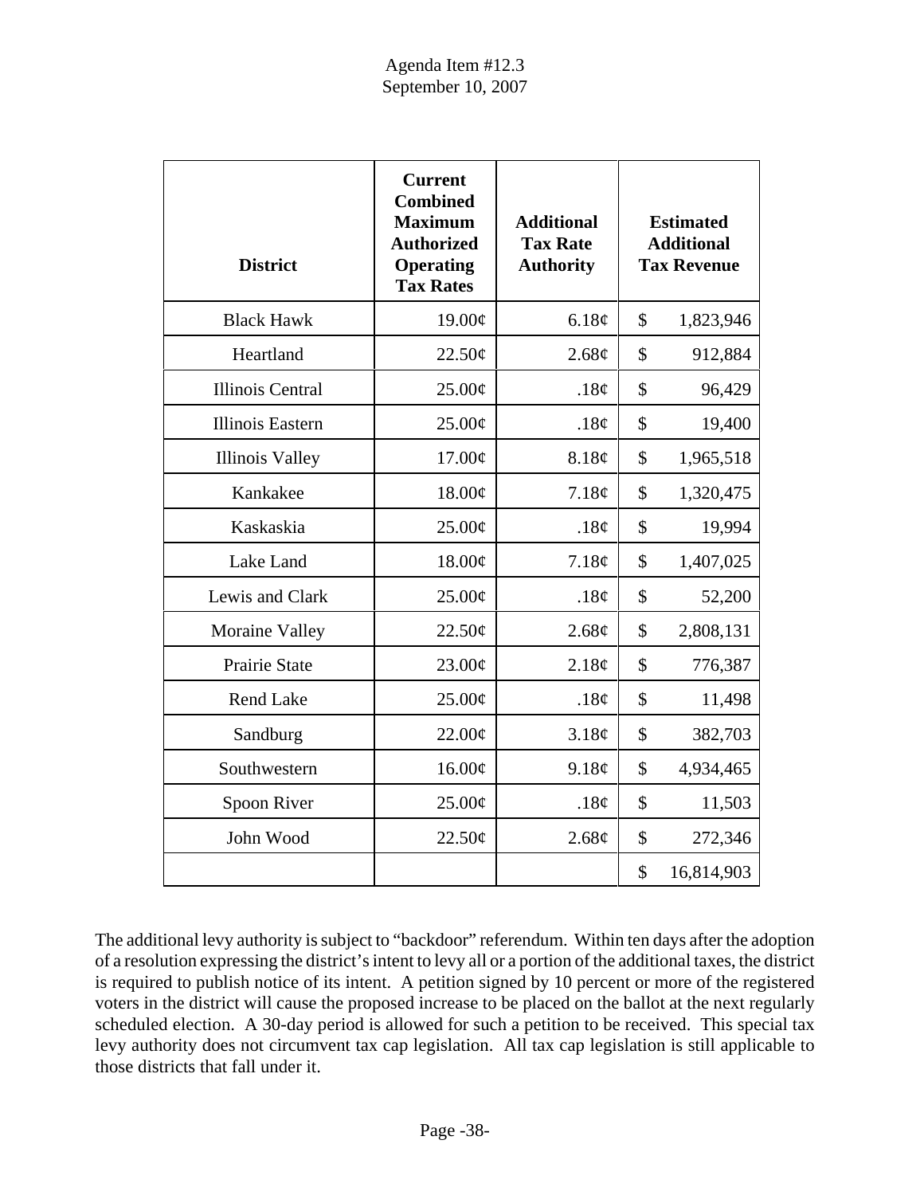| District | Current Combined Maximum Authorized Operating Tax Rates | Additional Tax Rate Authority | Estimated Additional Tax Revenue |
|---|---|---|---|
| Black Hawk | 19.00¢ | 6.18¢ | $ 1,823,946 |
| Heartland | 22.50¢ | 2.68¢ | $ 912,884 |
| Illinois Central | 25.00¢ | .18¢ | $ 96,429 |
| Illinois Eastern | 25.00¢ | .18¢ | $ 19,400 |
| Illinois Valley | 17.00¢ | 8.18¢ | $ 1,965,518 |
| Kankakee | 18.00¢ | 7.18¢ | $ 1,320,475 |
| Kaskaskia | 25.00¢ | .18¢ | $ 19,994 |
| Lake Land | 18.00¢ | 7.18¢ | $ 1,407,025 |
| Lewis and Clark | 25.00¢ | .18¢ | $ 52,200 |
| Moraine Valley | 22.50¢ | 2.68¢ | $ 2,808,131 |
| Prairie State | 23.00¢ | 2.18¢ | $ 776,387 |
| Rend Lake | 25.00¢ | .18¢ | $ 11,498 |
| Sandburg | 22.00¢ | 3.18¢ | $ 382,703 |
| Southwestern | 16.00¢ | 9.18¢ | $ 4,934,465 |
| Spoon River | 25.00¢ | .18¢ | $ 11,503 |
| John Wood | 22.50¢ | 2.68¢ | $ 272,346 |
| | | | $ 16,814,903 |

The additional levy authority is subject to "backdoor" referendum. Within ten days after the adoption of a resolution expressing the district's intent to levy all or a portion of the additional taxes, the district is required to publish notice of its intent. A petition signed by 10 percent or more of the registered voters in the district will cause the proposed increase to be placed on the ballot at the next regularly scheduled election. A 30-day period is allowed for such a petition to be received. This special tax levy authority does not circumvent tax cap legislation. All tax cap legislation is still applicable to those districts that fall under it.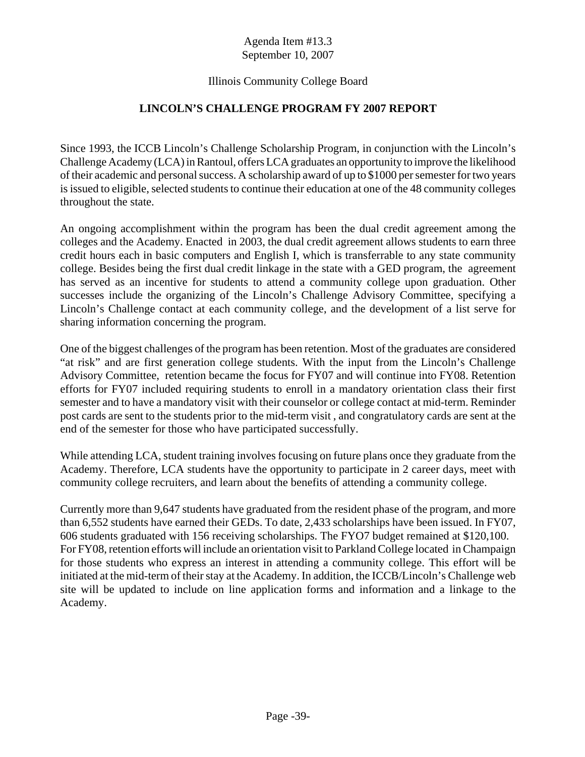Agenda Item #13.3
September 10, 2007

Illinois Community College Board

## LINCOLN'S CHALLENGE PROGRAM FY 2007 REPORT

Since 1993, the ICCB Lincoln's Challenge Scholarship Program, in conjunction with the Lincoln's Challenge Academy (LCA) in Rantoul, offers LCA graduates an opportunity to improve the likelihood of their academic and personal success. A scholarship award of up to $1000 per semester for two years is issued to eligible, selected students to continue their education at one of the 48 community colleges throughout the state.

An ongoing accomplishment within the program has been the dual credit agreement among the colleges and the Academy. Enacted in 2003, the dual credit agreement allows students to earn three credit hours each in basic computers and English I, which is transferrable to any state community college. Besides being the first dual credit linkage in the state with a GED program, the agreement has served as an incentive for students to attend a community college upon graduation. Other successes include the organizing of the Lincoln's Challenge Advisory Committee, specifying a Lincoln's Challenge contact at each community college, and the development of a list serve for sharing information concerning the program.

One of the biggest challenges of the program has been retention. Most of the graduates are considered "at risk" and are first generation college students. With the input from the Lincoln's Challenge Advisory Committee, retention became the focus for FY07 and will continue into FY08. Retention efforts for FY07 included requiring students to enroll in a mandatory orientation class their first semester and to have a mandatory visit with their counselor or college contact at mid-term. Reminder post cards are sent to the students prior to the mid-term visit , and congratulatory cards are sent at the end of the semester for those who have participated successfully.

While attending LCA, student training involves focusing on future plans once they graduate from the Academy. Therefore, LCA students have the opportunity to participate in 2 career days, meet with community college recruiters, and learn about the benefits of attending a community college.

Currently more than 9,647 students have graduated from the resident phase of the program, and more than 6,552 students have earned their GEDs. To date, 2,433 scholarships have been issued. In FY07, 606 students graduated with 156 receiving scholarships. The FYO7 budget remained at $120,100. For FY08, retention efforts will include an orientation visit to Parkland College located in Champaign for those students who express an interest in attending a community college. This effort will be initiated at the mid-term of their stay at the Academy. In addition, the ICCB/Lincoln's Challenge web site will be updated to include on line application forms and information and a linkage to the Academy.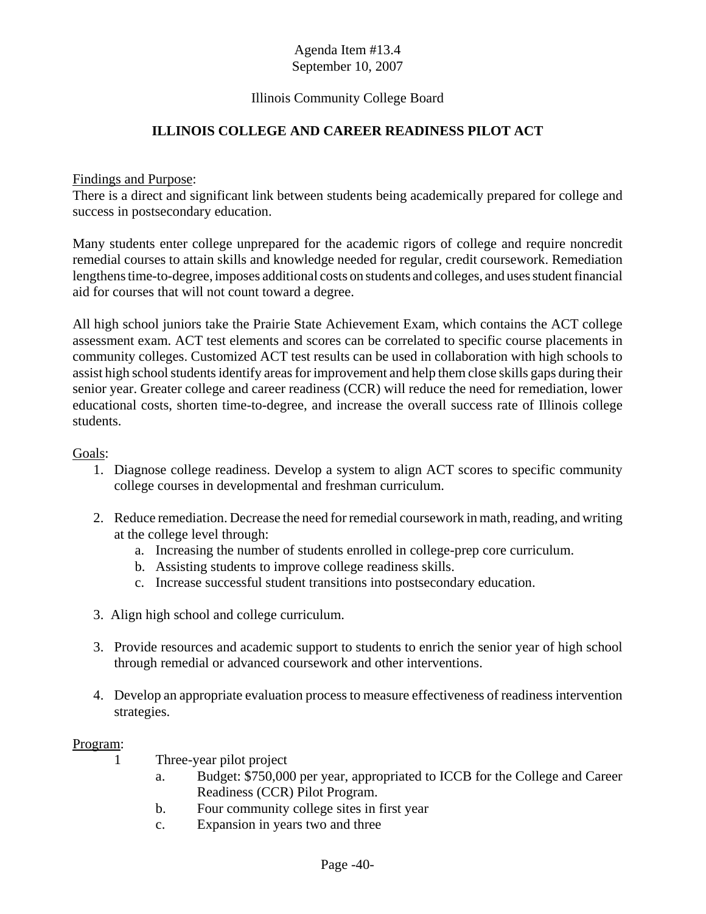Agenda Item #13.4
September 10, 2007

Illinois Community College Board

**ILLINOIS COLLEGE AND CAREER READINESS PILOT ACT**

Findings and Purpose:
There is a direct and significant link between students being academically prepared for college and success in postsecondary education.

Many students enter college unprepared for the academic rigors of college and require noncredit remedial courses to attain skills and knowledge needed for regular, credit coursework. Remediation lengthens time-to-degree, imposes additional costs on students and colleges, and uses student financial aid for courses that will not count toward a degree.

All high school juniors take the Prairie State Achievement Exam, which contains the ACT college assessment exam. ACT test elements and scores can be correlated to specific course placements in community colleges. Customized ACT test results can be used in collaboration with high schools to assist high school students identify areas for improvement and help them close skills gaps during their senior year. Greater college and career readiness (CCR) will reduce the need for remediation, lower educational costs, shorten time-to-degree, and increase the overall success rate of Illinois college students.

Goals:

1. Diagnose college readiness. Develop a system to align ACT scores to specific community college courses in developmental and freshman curriculum.

2. Reduce remediation. Decrease the need for remedial coursework in math, reading, and writing at the college level through:
   a. Increasing the number of students enrolled in college-prep core curriculum.
   b. Assisting students to improve college readiness skills.
   c. Increase successful student transitions into postsecondary education.

3. Align high school and college curriculum.

3. Provide resources and academic support to students to enrich the senior year of high school through remedial or advanced coursework and other interventions.

4. Develop an appropriate evaluation process to measure effectiveness of readiness intervention strategies.

Program:

1 Three-year pilot project
   a. Budget: $750,000 per year, appropriated to ICCB for the College and Career Readiness (CCR) Pilot Program.
   b. Four community college sites in first year
   c. Expansion in years two and three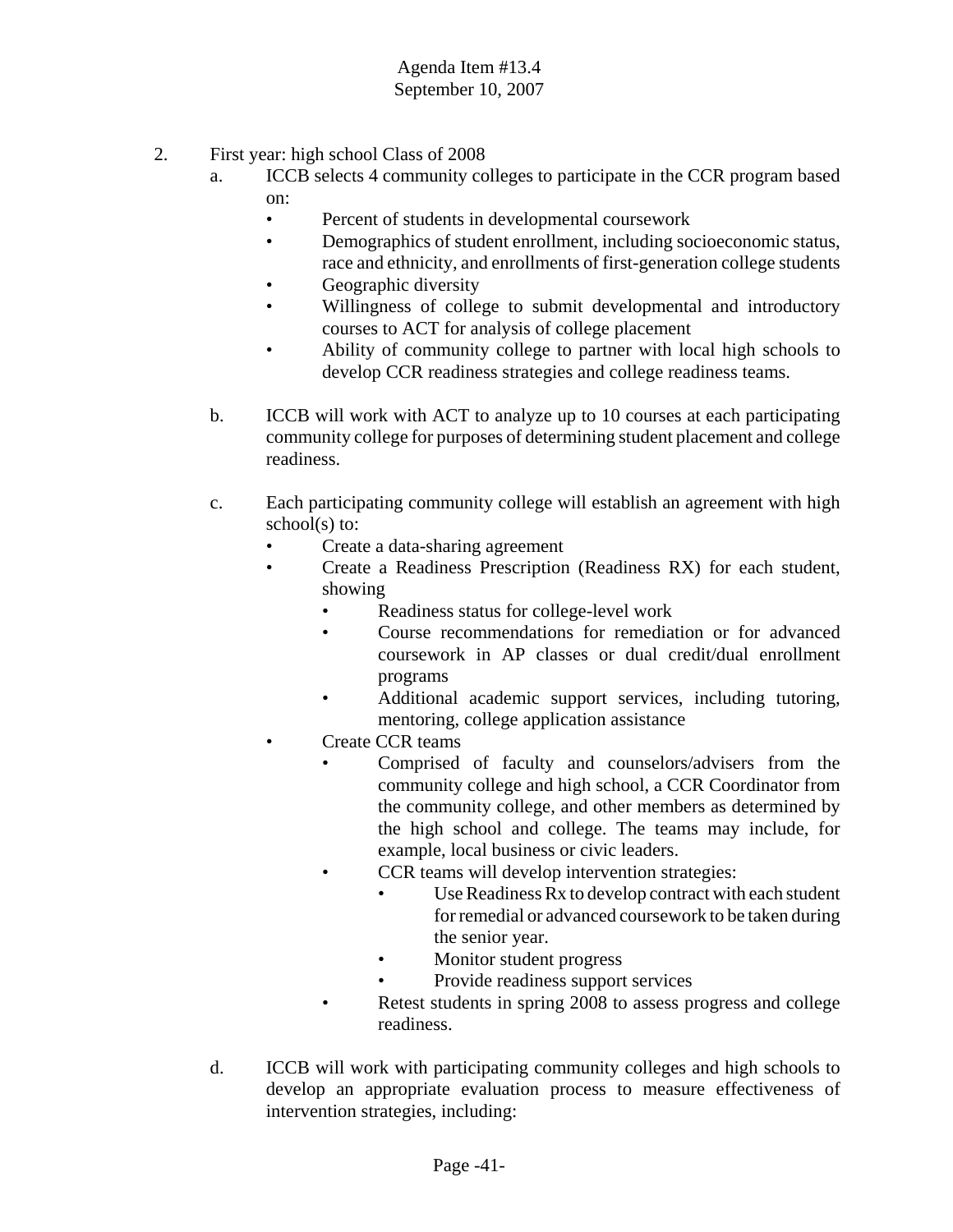2. First year: high school Class of 2008
   a. ICCB selects 4 community colleges to participate in the CCR program based on:
      - Percent of students in developmental coursework
      - Demographics of student enrollment, including socioeconomic status, race and ethnicity, and enrollments of first-generation college students
      - Geographic diversity
      - Willingness of college to submit developmental and introductory courses to ACT for analysis of college placement
      - Ability of community college to partner with local high schools to develop CCR readiness strategies and college readiness teams.

   b. ICCB will work with ACT to analyze up to 10 courses at each participating community college for purposes of determining student placement and college readiness.

   c. Each participating community college will establish an agreement with high school(s) to:
      - Create a data-sharing agreement
      - Create a Readiness Prescription (Readiness RX) for each student, showing
        - Readiness status for college-level work
        - Course recommendations for remediation or for advanced coursework in AP classes or dual credit/dual enrollment programs
        - Additional academic support services, including tutoring, mentoring, college application assistance
      - Create CCR teams
        - Comprised of faculty and counselors/advisers from the community college and high school, a CCR Coordinator from the community college, and other members as determined by the high school and college. The teams may include, for example, local business or civic leaders.
        - CCR teams will develop intervention strategies:
          - Use Readiness Rx to develop contract with each student for remedial or advanced coursework to be taken during the senior year.
          - Monitor student progress
          - Provide readiness support services
        - Retest students in spring 2008 to assess progress and college readiness.

   d. ICCB will work with participating community colleges and high schools to develop an appropriate evaluation process to measure effectiveness of intervention strategies, including: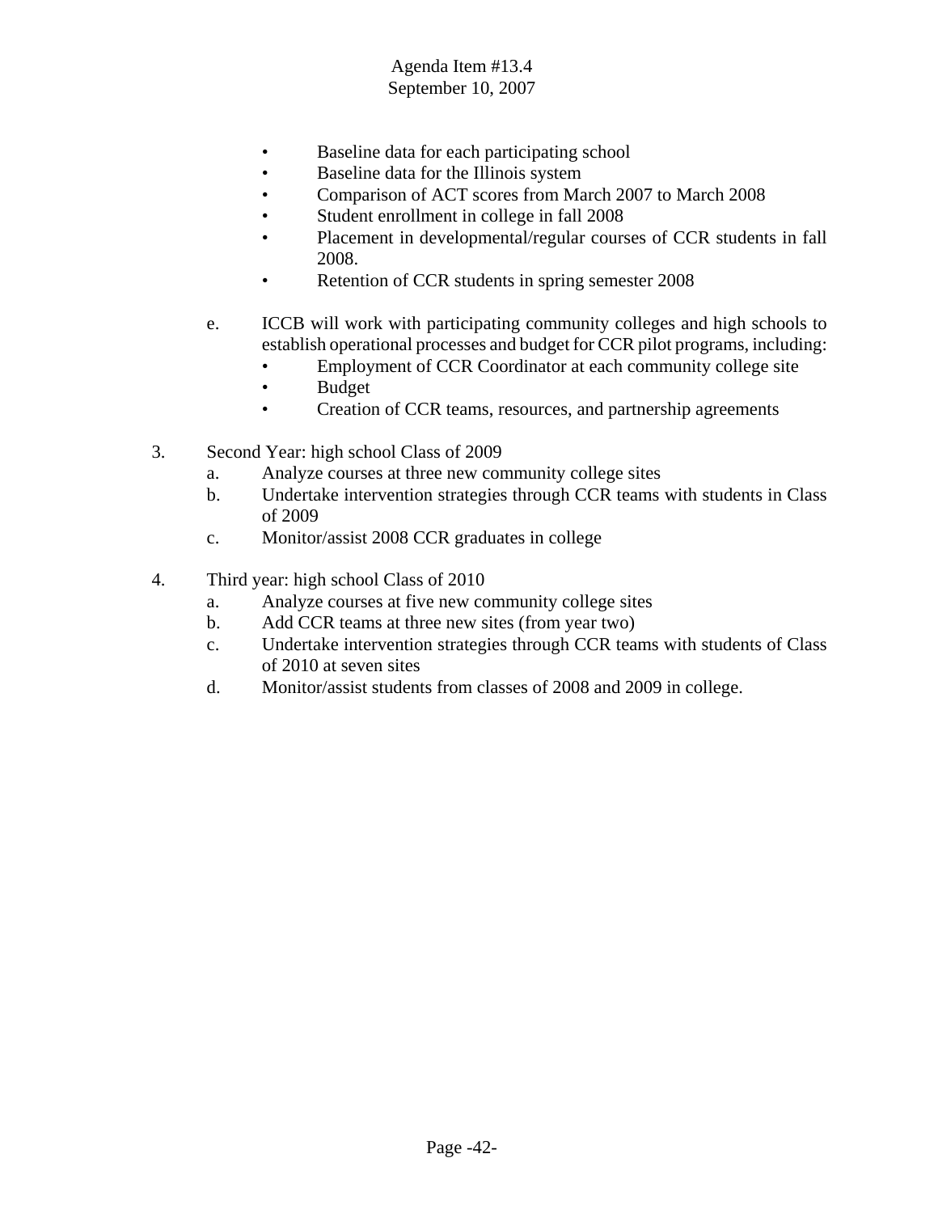- Baseline data for each participating school
- Baseline data for the Illinois system
- Comparison of ACT scores from March 2007 to March 2008
- Student enrollment in college in fall 2008
- Placement in developmental/regular courses of CCR students in fall 2008.
- Retention of CCR students in spring semester 2008

e. ICCB will work with participating community colleges and high schools to establish operational processes and budget for CCR pilot programs, including:
   - Employment of CCR Coordinator at each community college site
   - Budget
   - Creation of CCR teams, resources, and partnership agreements

3. Second Year: high school Class of 2009
   a. Analyze courses at three new community college sites
   b. Undertake intervention strategies through CCR teams with students in Class of 2009
   c. Monitor/assist 2008 CCR graduates in college

4. Third year: high school Class of 2010
   a. Analyze courses at five new community college sites
   b. Add CCR teams at three new sites (from year two)
   c. Undertake intervention strategies through CCR teams with students of Class of 2010 at seven sites
   d. Monitor/assist students from classes of 2008 and 2009 in college.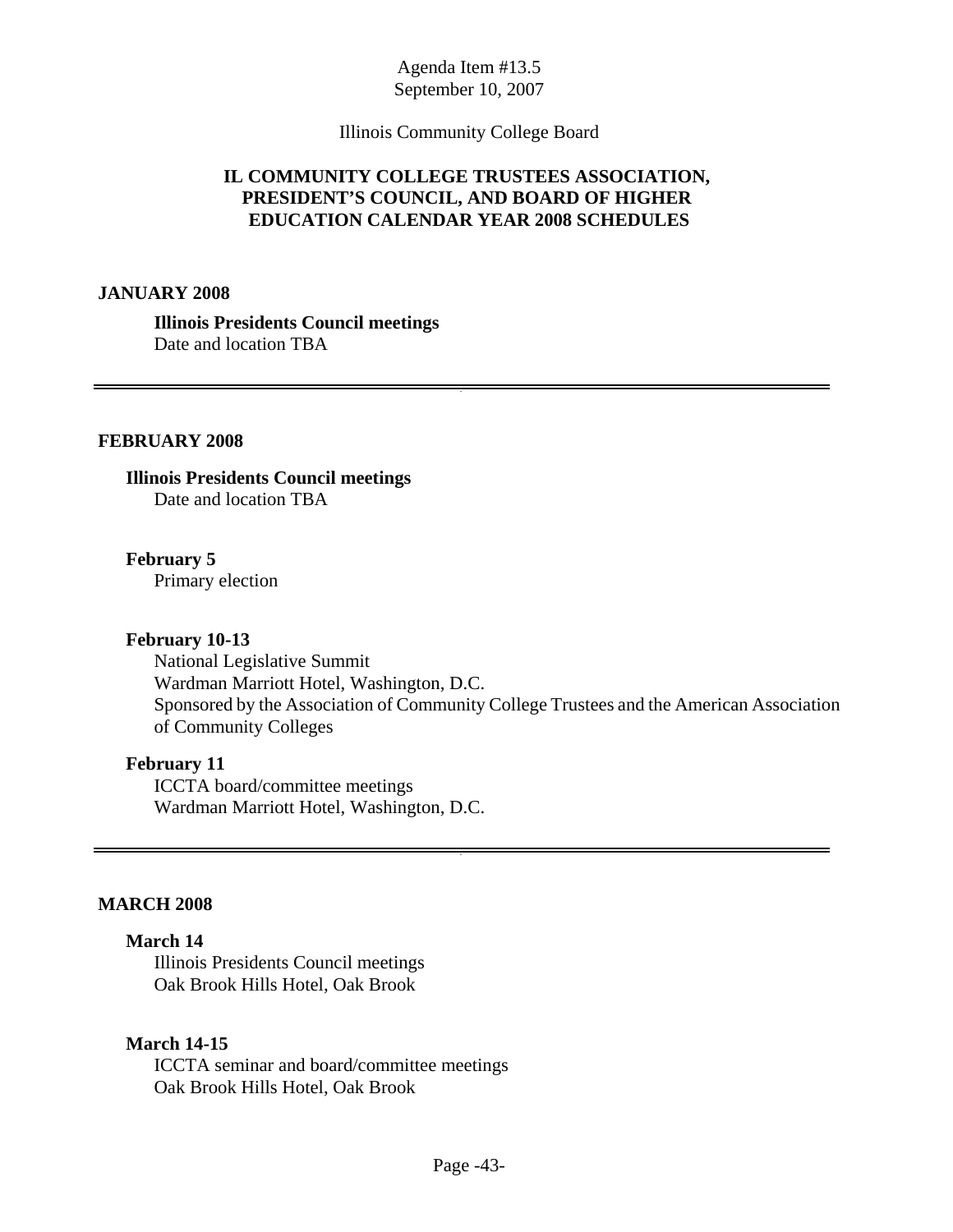Agenda Item #13.5
September 10, 2007

Illinois Community College Board

## IL COMMUNITY COLLEGE TRUSTEES ASSOCIATION, PRESIDENT'S COUNCIL, AND BOARD OF HIGHER EDUCATION CALENDAR YEAR 2008 SCHEDULES

### JANUARY 2008

**Illinois Presidents Council meetings**
Date and location TBA

---

### FEBRUARY 2008

**Illinois Presidents Council meetings**
Date and location TBA

**February 5**
Primary election

**February 10-13**
National Legislative Summit
Wardman Marriott Hotel, Washington, D.C.
Sponsored by the Association of Community College Trustees and the American Association of Community Colleges

**February 11**
ICCTA board/committee meetings
Wardman Marriott Hotel, Washington, D.C.

---

### MARCH 2008

**March 14**
Illinois Presidents Council meetings
Oak Brook Hills Hotel, Oak Brook

**March 14-15**
ICCTA seminar and board/committee meetings
Oak Brook Hills Hotel, Oak Brook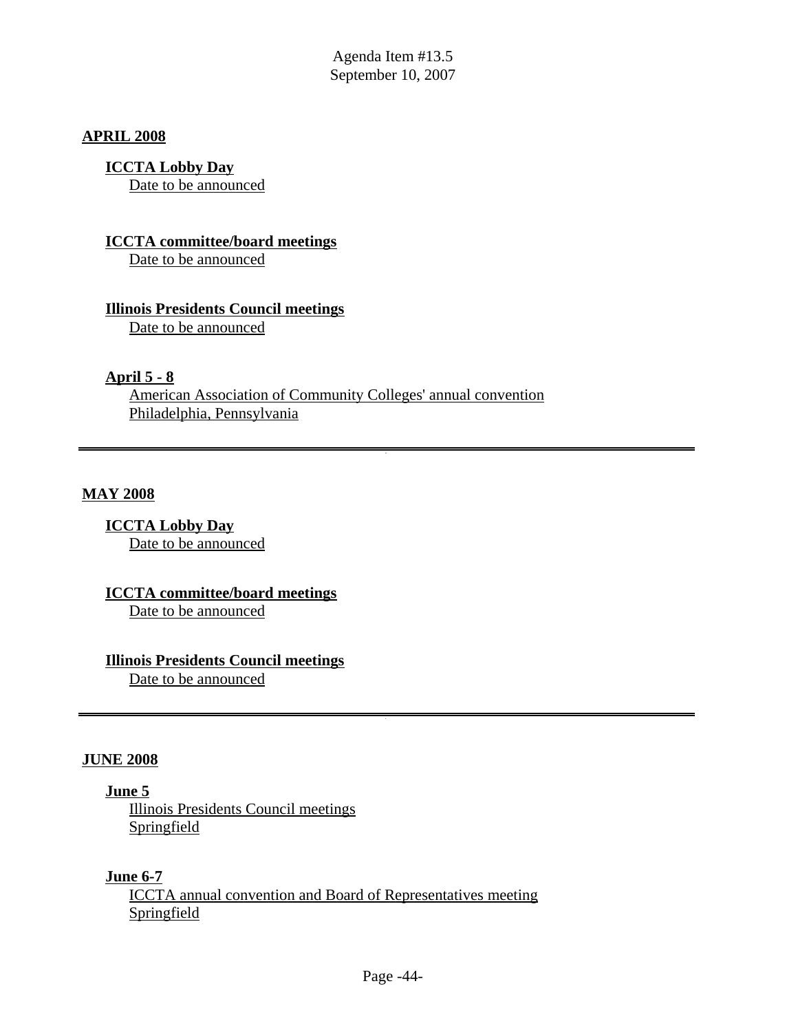## APRIL 2008

**ICCTA Lobby Day**
Date to be announced

**ICCTA committee/board meetings**
Date to be announced

**Illinois Presidents Council meetings**
Date to be announced

**April 5 - 8**
American Association of Community Colleges' annual convention
Philadelphia, Pennsylvania

---

## MAY 2008

**ICCTA Lobby Day**
Date to be announced

**ICCTA committee/board meetings**
Date to be announced

**Illinois Presidents Council meetings**
Date to be announced

---

## JUNE 2008

**June 5**
Illinois Presidents Council meetings
Springfield

**June 6-7**
ICCTA annual convention and Board of Representatives meeting
Springfield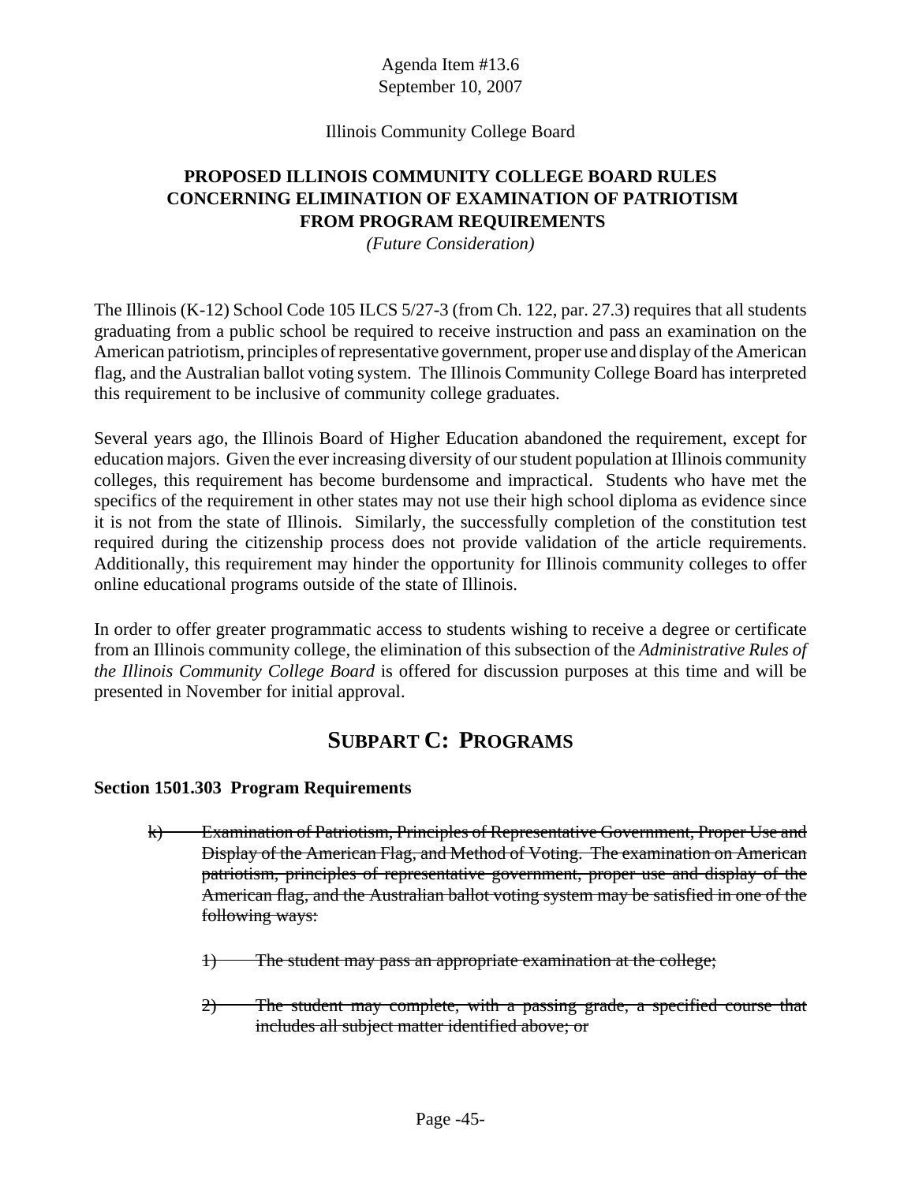Agenda Item #13.6
September 10, 2007

Illinois Community College Board

**PROPOSED ILLINOIS COMMUNITY COLLEGE BOARD RULES CONCERNING ELIMINATION OF EXAMINATION OF PATRIOTISM FROM PROGRAM REQUIREMENTS**

*(Future Consideration)*

The Illinois (K-12) School Code 105 ILCS 5/27-3 (from Ch. 122, par. 27.3) requires that all students graduating from a public school be required to receive instruction and pass an examination on the American patriotism, principles of representative government, proper use and display of the American flag, and the Australian ballot voting system. The Illinois Community College Board has interpreted this requirement to be inclusive of community college graduates.

Several years ago, the Illinois Board of Higher Education abandoned the requirement, except for education majors. Given the ever increasing diversity of our student population at Illinois community colleges, this requirement has become burdensome and impractical. Students who have met the specifics of the requirement in other states may not use their high school diploma as evidence since it is not from the state of Illinois. Similarly, the successfully completion of the constitution test required during the citizenship process does not provide validation of the article requirements. Additionally, this requirement may hinder the opportunity for Illinois community colleges to offer online educational programs outside of the state of Illinois.

In order to offer greater programmatic access to students wishing to receive a degree or certificate from an Illinois community college, the elimination of this subsection of the *Administrative Rules of the Illinois Community College Board* is offered for discussion purposes at this time and will be presented in November for initial approval.

## SUBPART C: PROGRAMS

**Section 1501.303 Program Requirements**

~~k) Examination of Patriotism, Principles of Representative Government, Proper Use and Display of the American Flag, and Method of Voting. The examination on American patriotism, principles of representative government, proper use and display of the American flag, and the Australian ballot voting system may be satisfied in one of the following ways:~~

~~1) The student may pass an appropriate examination at the college;~~

~~2) The student may complete, with a passing grade, a specified course that includes all subject matter identified above; or~~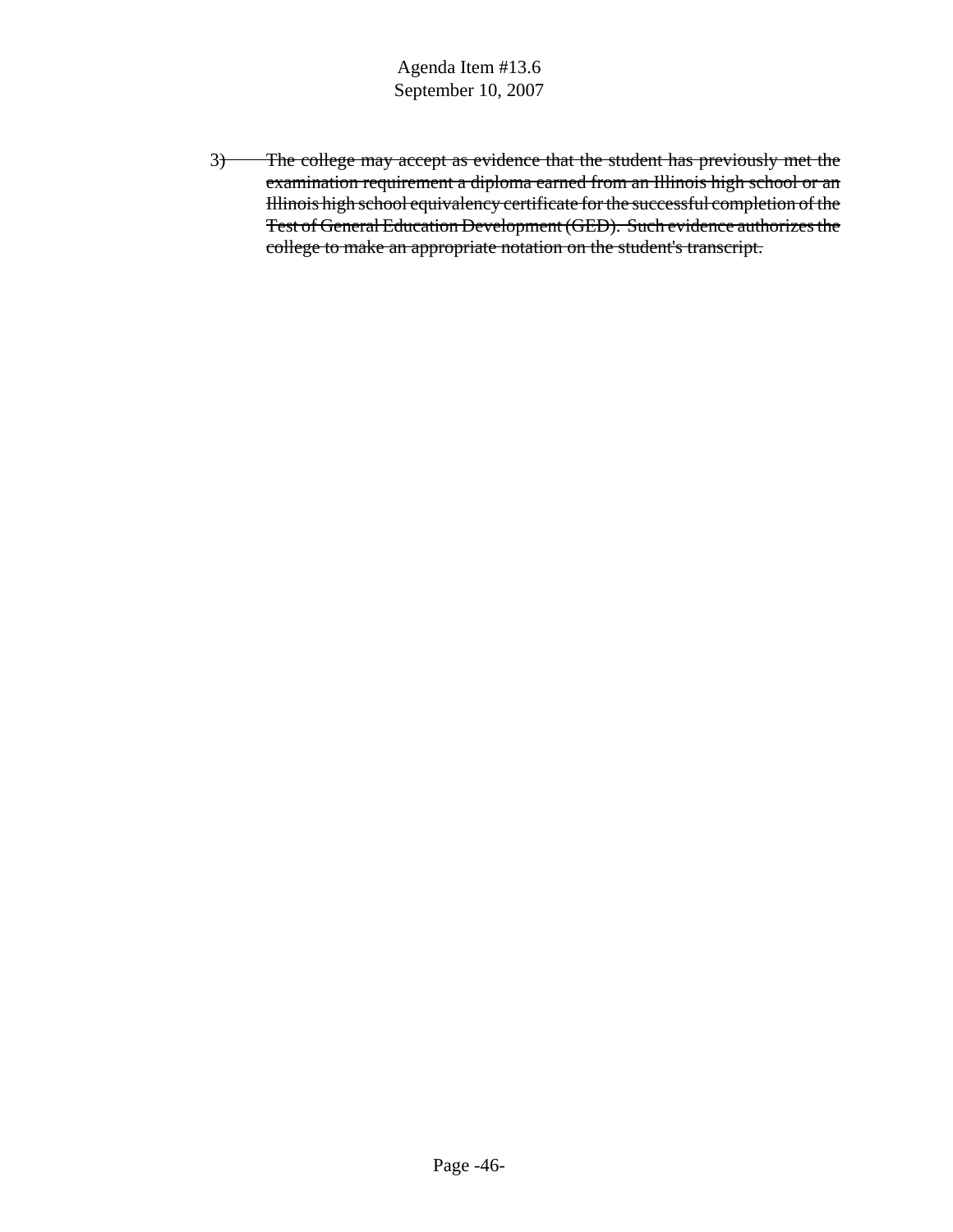~~3) The college may accept as evidence that the student has previously met the examination requirement a diploma earned from an Illinois high school or an Illinois high school equivalency certificate for the successful completion of the Test of General Education Development (GED). Such evidence authorizes the college to make an appropriate notation on the student's transcript.~~